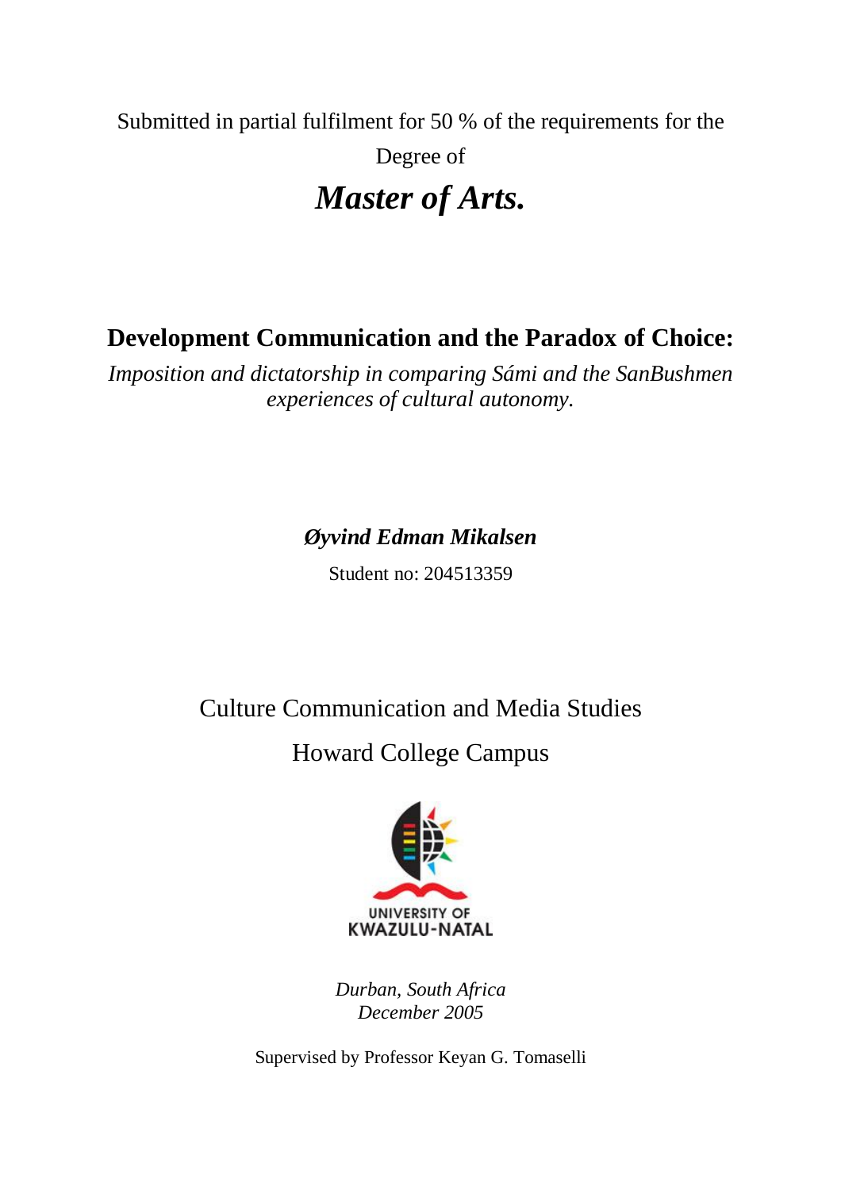Submitted in partial fulfilment for 50 % of the requirements for the Degree of

***Master of Arts.***

# Development Communication and the Paradox of Choice:

*Imposition and dictatorship in comparing Sámi and the SanBushmen experiences of cultural autonomy.*

***Øyvind Edman Mikalsen***

Student no: 204513359

Culture Communication and Media Studies

Howard College Campus

UNIVERSITY OF KWAZULU-NATAL

*Durban, South Africa*
*December 2005*

Supervised by Professor Keyan G. Tomaselli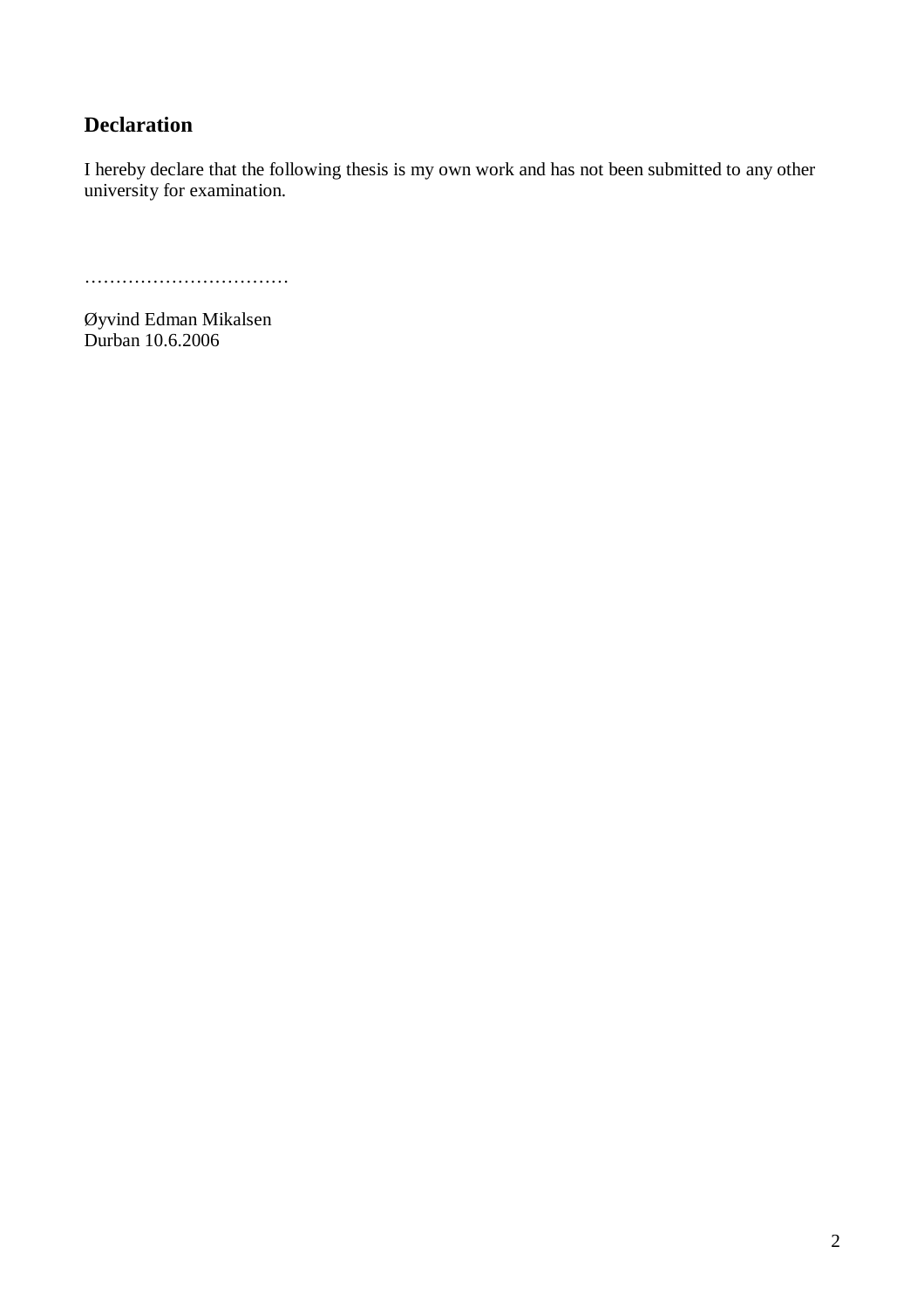## Declaration

I hereby declare that the following thesis is my own work and has not been submitted to any other university for examination.

……………………………

Øyvind Edman Mikalsen
Durban 10.6.2006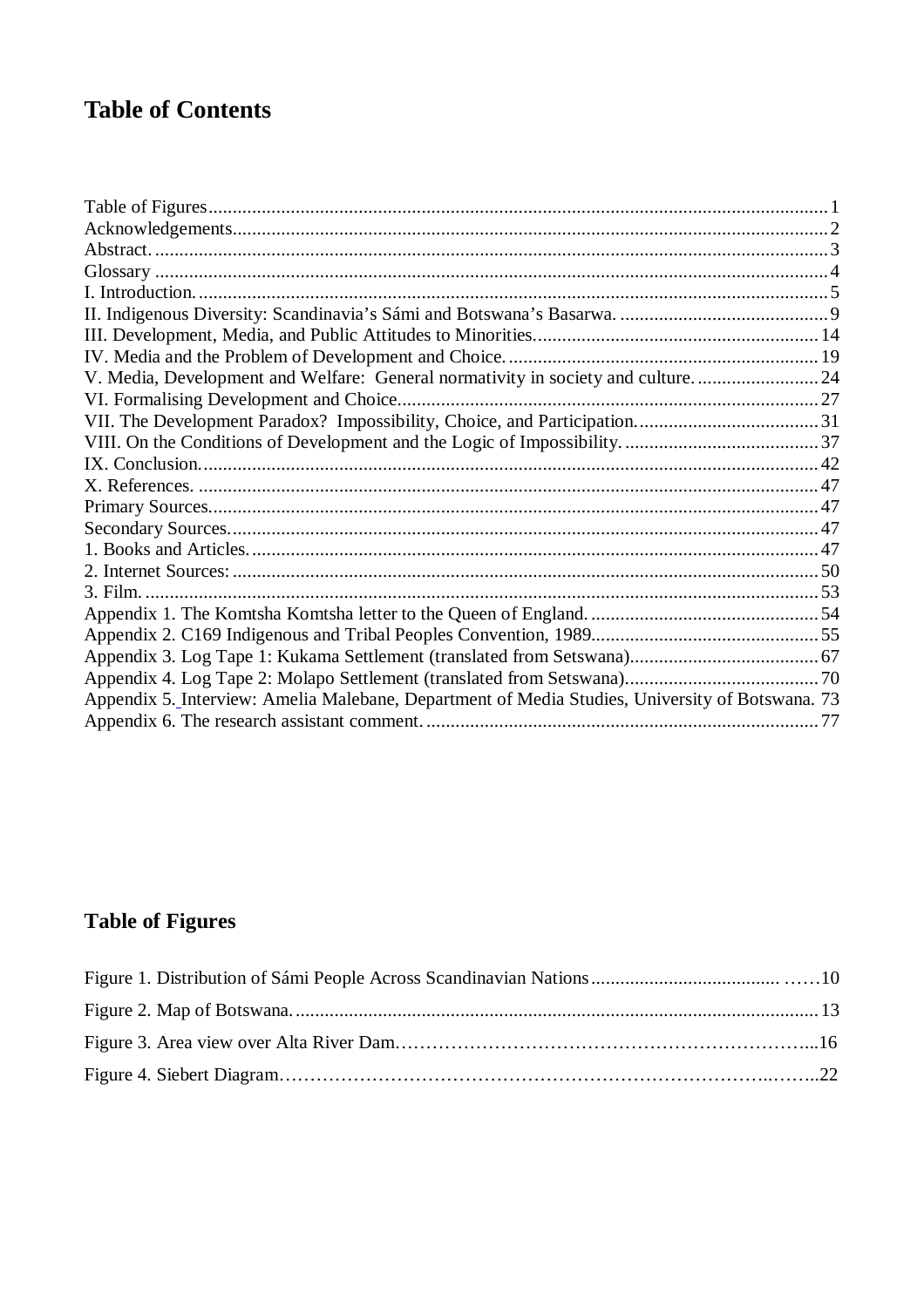# Table of Contents

Table of Figures .......... 1
Acknowledgements .......... 2
Abstract. .......... 3
Glossary .......... 4
I. Introduction. .......... 5
II. Indigenous Diversity: Scandinavia's Sámi and Botswana's Basarwa. .......... 9
III. Development, Media, and Public Attitudes to Minorities. .......... 14
IV. Media and the Problem of Development and Choice. .......... 19
V. Media, Development and Welfare: General normativity in society and culture. .......... 24
VI. Formalising Development and Choice. .......... 27
VII. The Development Paradox? Impossibility, Choice, and Participation. .......... 31
VIII. On the Conditions of Development and the Logic of Impossibility. .......... 37
IX. Conclusion. .......... 42
X. References. .......... 47
Primary Sources. .......... 47
Secondary Sources. .......... 47
1. Books and Articles. .......... 47
2. Internet Sources: .......... 50
3. Film. .......... 53
Appendix 1. The Komtsha Komtsha letter to the Queen of England. .......... 54
Appendix 2. C169 Indigenous and Tribal Peoples Convention, 1989. .......... 55
Appendix 3. Log Tape 1: Kukama Settlement (translated from Setswana). .......... 67
Appendix 4. Log Tape 2: Molapo Settlement (translated from Setswana). .......... 70
Appendix 5. Interview: Amelia Malebane, Department of Media Studies, University of Botswana. 73
Appendix 6. The research assistant comment. .......... 77

## Table of Figures

Figure 1. Distribution of Sámi People Across Scandinavian Nations .......... 10
Figure 2. Map of Botswana. .......... 13
Figure 3. Area view over Alta River Dam .......... 16
Figure 4. Siebert Diagram .......... 22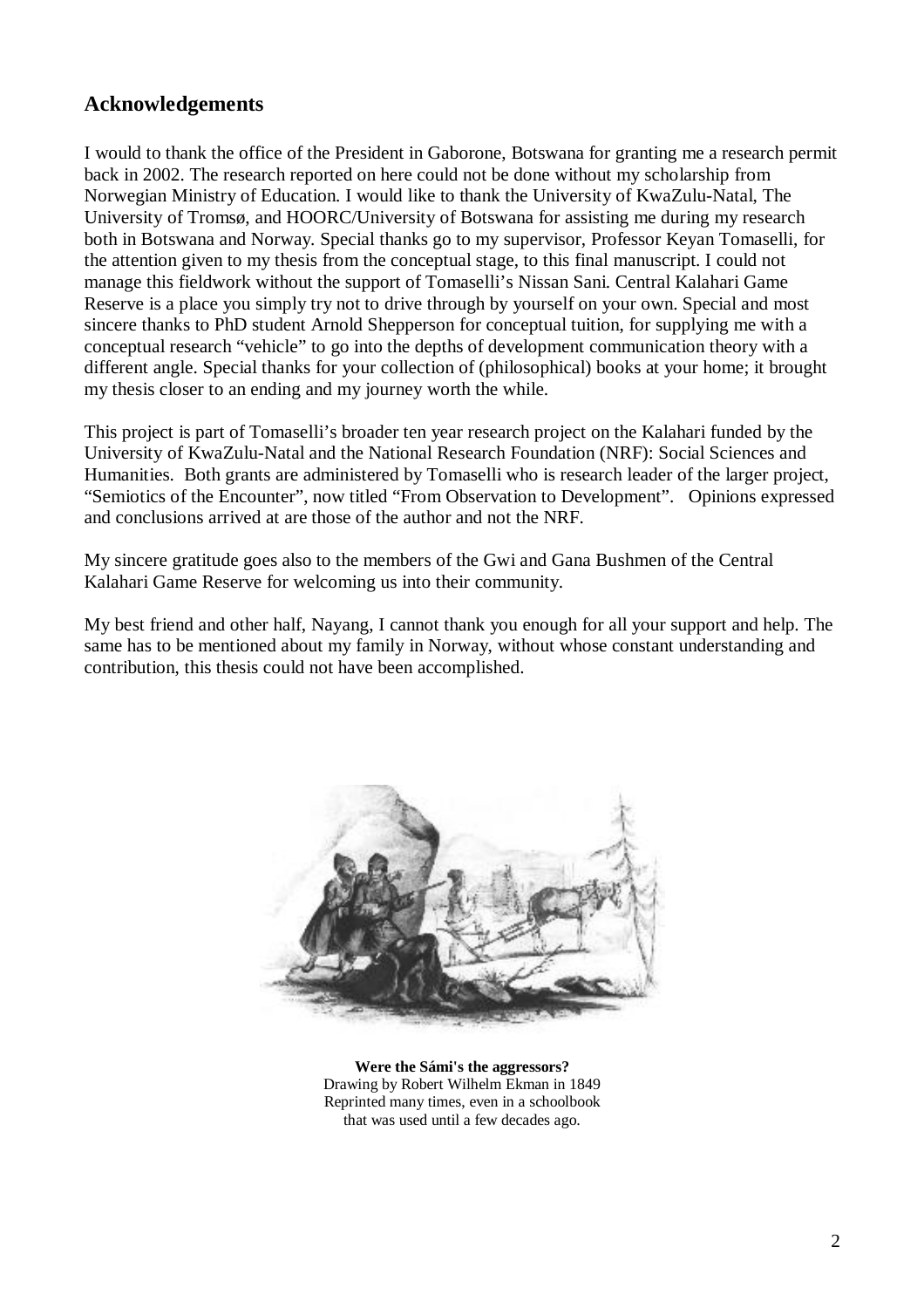## Acknowledgements

I would to thank the office of the President in Gaborone, Botswana for granting me a research permit back in 2002. The research reported on here could not be done without my scholarship from Norwegian Ministry of Education. I would like to thank the University of KwaZulu-Natal, The University of Tromsø, and HOORC/University of Botswana for assisting me during my research both in Botswana and Norway. Special thanks go to my supervisor, Professor Keyan Tomaselli, for the attention given to my thesis from the conceptual stage, to this final manuscript. I could not manage this fieldwork without the support of Tomaselli's Nissan Sani. Central Kalahari Game Reserve is a place you simply try not to drive through by yourself on your own. Special and most sincere thanks to PhD student Arnold Shepperson for conceptual tuition, for supplying me with a conceptual research "vehicle" to go into the depths of development communication theory with a different angle. Special thanks for your collection of (philosophical) books at your home; it brought my thesis closer to an ending and my journey worth the while.

This project is part of Tomaselli's broader ten year research project on the Kalahari funded by the University of KwaZulu-Natal and the National Research Foundation (NRF): Social Sciences and Humanities. Both grants are administered by Tomaselli who is research leader of the larger project, "Semiotics of the Encounter", now titled "From Observation to Development". Opinions expressed and conclusions arrived at are those of the author and not the NRF.

My sincere gratitude goes also to the members of the Gwi and Gana Bushmen of the Central Kalahari Game Reserve for welcoming us into their community.

My best friend and other half, Nayang, I cannot thank you enough for all your support and help. The same has to be mentioned about my family in Norway, without whose constant understanding and contribution, this thesis could not have been accomplished.

**Were the Sámi's the aggressors?**
Drawing by Robert Wilhelm Ekman in 1849
Reprinted many times, even in a schoolbook
that was used until a few decades ago.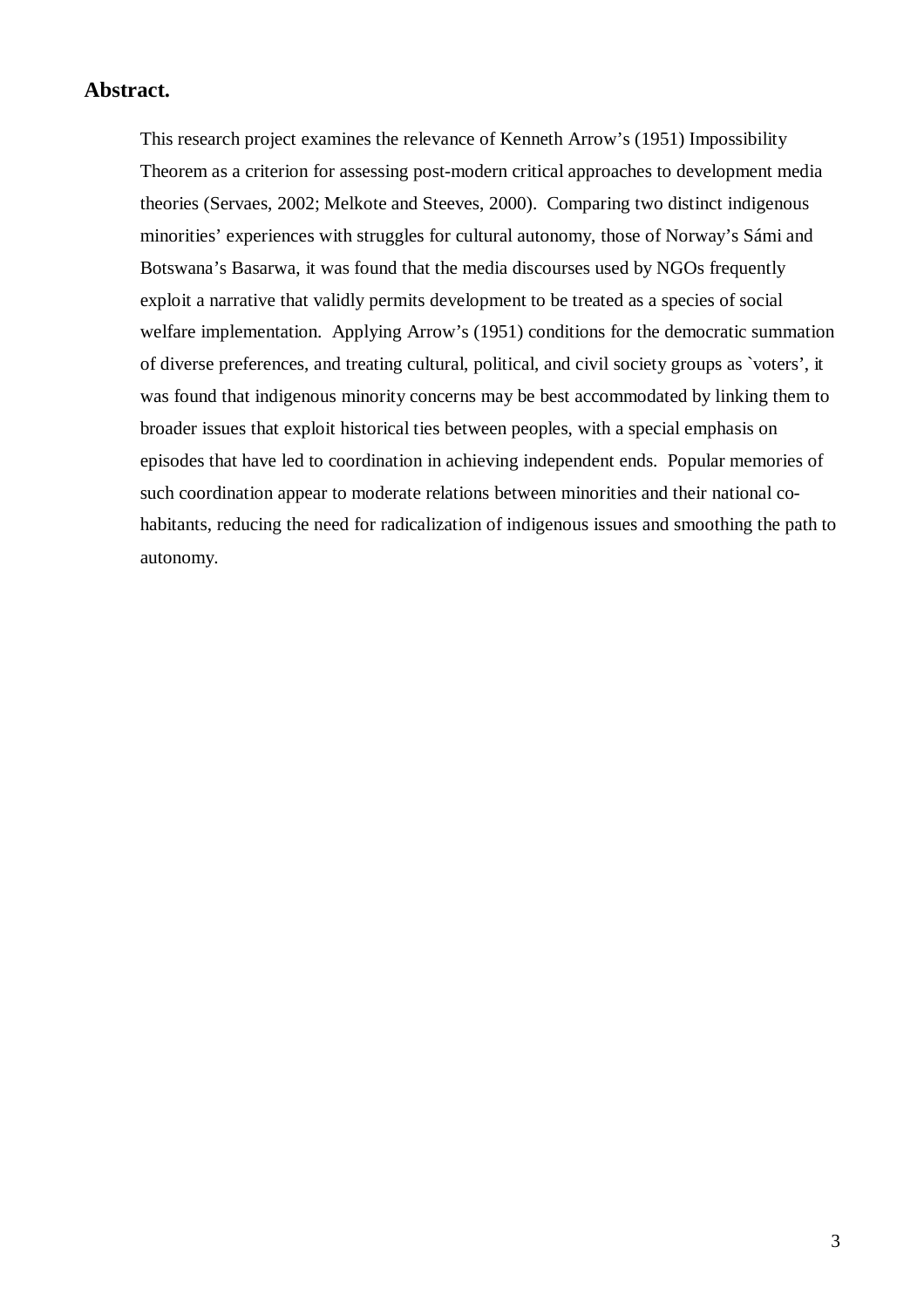## Abstract.

This research project examines the relevance of Kenneth Arrow's (1951) Impossibility Theorem as a criterion for assessing post-modern critical approaches to development media theories (Servaes, 2002; Melkote and Steeves, 2000). Comparing two distinct indigenous minorities' experiences with struggles for cultural autonomy, those of Norway's Sámi and Botswana's Basarwa, it was found that the media discourses used by NGOs frequently exploit a narrative that validly permits development to be treated as a species of social welfare implementation. Applying Arrow's (1951) conditions for the democratic summation of diverse preferences, and treating cultural, political, and civil society groups as `voters', it was found that indigenous minority concerns may be best accommodated by linking them to broader issues that exploit historical ties between peoples, with a special emphasis on episodes that have led to coordination in achieving independent ends. Popular memories of such coordination appear to moderate relations between minorities and their national co-habitants, reducing the need for radicalization of indigenous issues and smoothing the path to autonomy.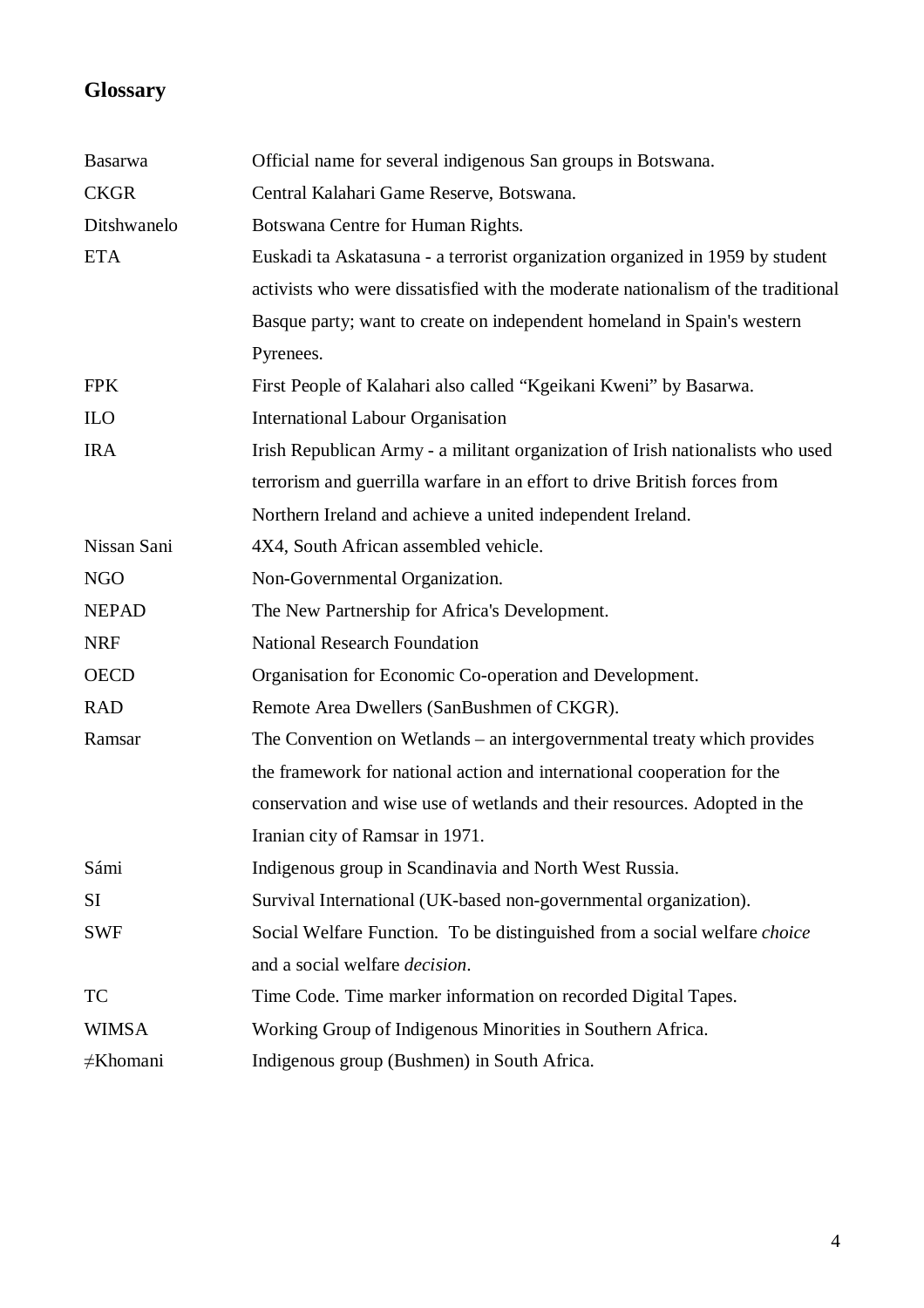## Glossary

| | |
|---|---|
| Basarwa | Official name for several indigenous San groups in Botswana. |
| CKGR | Central Kalahari Game Reserve, Botswana. |
| Ditshwanelo | Botswana Centre for Human Rights. |
| ETA | Euskadi ta Askatasuna - a terrorist organization organized in 1959 by student activists who were dissatisfied with the moderate nationalism of the traditional Basque party; want to create on independent homeland in Spain's western Pyrenees. |
| FPK | First People of Kalahari also called "Kgeikani Kweni" by Basarwa. |
| ILO | International Labour Organisation |
| IRA | Irish Republican Army - a militant organization of Irish nationalists who used terrorism and guerrilla warfare in an effort to drive British forces from Northern Ireland and achieve a united independent Ireland. |
| Nissan Sani | 4X4, South African assembled vehicle. |
| NGO | Non-Governmental Organization. |
| NEPAD | The New Partnership for Africa's Development. |
| NRF | National Research Foundation |
| OECD | Organisation for Economic Co-operation and Development. |
| RAD | Remote Area Dwellers (SanBushmen of CKGR). |
| Ramsar | The Convention on Wetlands – an intergovernmental treaty which provides the framework for national action and international cooperation for the conservation and wise use of wetlands and their resources. Adopted in the Iranian city of Ramsar in 1971. |
| Sámi | Indigenous group in Scandinavia and North West Russia. |
| SI | Survival International (UK-based non-governmental organization). |
| SWF | Social Welfare Function. To be distinguished from a social welfare *choice* and a social welfare *decision*. |
| TC | Time Code. Time marker information on recorded Digital Tapes. |
| WIMSA | Working Group of Indigenous Minorities in Southern Africa. |
| ≠Khomani | Indigenous group (Bushmen) in South Africa. |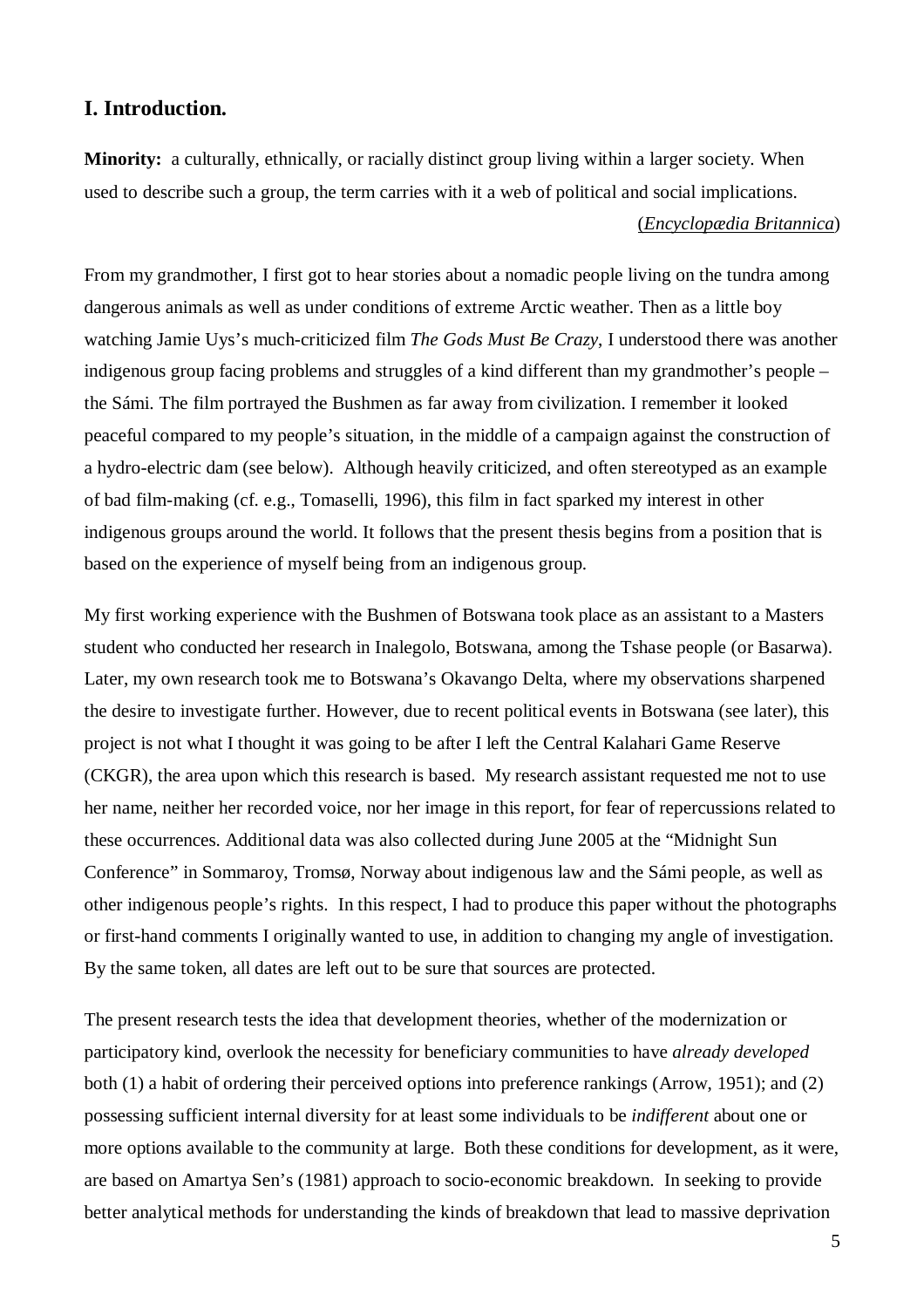## I. Introduction.

**Minority:** a culturally, ethnically, or racially distinct group living within a larger society. When used to describe such a group, the term carries with it a web of political and social implications.

(*Encyclopædia Britannica*)

From my grandmother, I first got to hear stories about a nomadic people living on the tundra among dangerous animals as well as under conditions of extreme Arctic weather. Then as a little boy watching Jamie Uys's much-criticized film *The Gods Must Be Crazy*, I understood there was another indigenous group facing problems and struggles of a kind different than my grandmother's people – the Sámi. The film portrayed the Bushmen as far away from civilization. I remember it looked peaceful compared to my people's situation, in the middle of a campaign against the construction of a hydro-electric dam (see below). Although heavily criticized, and often stereotyped as an example of bad film-making (cf. e.g., Tomaselli, 1996), this film in fact sparked my interest in other indigenous groups around the world. It follows that the present thesis begins from a position that is based on the experience of myself being from an indigenous group.

My first working experience with the Bushmen of Botswana took place as an assistant to a Masters student who conducted her research in Inalegolo, Botswana, among the Tshase people (or Basarwa). Later, my own research took me to Botswana's Okavango Delta, where my observations sharpened the desire to investigate further. However, due to recent political events in Botswana (see later), this project is not what I thought it was going to be after I left the Central Kalahari Game Reserve (CKGR), the area upon which this research is based. My research assistant requested me not to use her name, neither her recorded voice, nor her image in this report, for fear of repercussions related to these occurrences. Additional data was also collected during June 2005 at the "Midnight Sun Conference" in Sommaroy, Tromsø, Norway about indigenous law and the Sámi people, as well as other indigenous people's rights. In this respect, I had to produce this paper without the photographs or first-hand comments I originally wanted to use, in addition to changing my angle of investigation. By the same token, all dates are left out to be sure that sources are protected.

The present research tests the idea that development theories, whether of the modernization or participatory kind, overlook the necessity for beneficiary communities to have *already developed* both (1) a habit of ordering their perceived options into preference rankings (Arrow, 1951); and (2) possessing sufficient internal diversity for at least some individuals to be *indifferent* about one or more options available to the community at large. Both these conditions for development, as it were, are based on Amartya Sen's (1981) approach to socio-economic breakdown. In seeking to provide better analytical methods for understanding the kinds of breakdown that lead to massive deprivation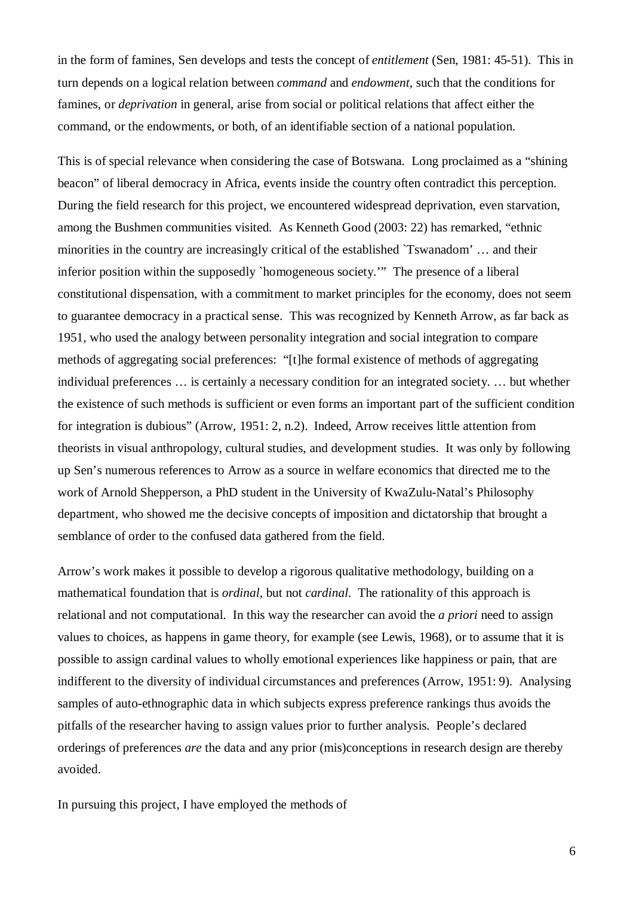in the form of famines, Sen develops and tests the concept of *entitlement* (Sen, 1981: 45-51). This in turn depends on a logical relation between *command* and *endowment*, such that the conditions for famines, or *deprivation* in general, arise from social or political relations that affect either the command, or the endowments, or both, of an identifiable section of a national population.

This is of special relevance when considering the case of Botswana. Long proclaimed as a "shining beacon" of liberal democracy in Africa, events inside the country often contradict this perception. During the field research for this project, we encountered widespread deprivation, even starvation, among the Bushmen communities visited. As Kenneth Good (2003: 22) has remarked, "ethnic minorities in the country are increasingly critical of the established `Tswanadom' … and their inferior position within the supposedly `homogeneous society.'" The presence of a liberal constitutional dispensation, with a commitment to market principles for the economy, does not seem to guarantee democracy in a practical sense. This was recognized by Kenneth Arrow, as far back as 1951, who used the analogy between personality integration and social integration to compare methods of aggregating social preferences: "[t]he formal existence of methods of aggregating individual preferences … is certainly a necessary condition for an integrated society. … but whether the existence of such methods is sufficient or even forms an important part of the sufficient condition for integration is dubious" (Arrow, 1951: 2, n.2). Indeed, Arrow receives little attention from theorists in visual anthropology, cultural studies, and development studies. It was only by following up Sen's numerous references to Arrow as a source in welfare economics that directed me to the work of Arnold Shepperson, a PhD student in the University of KwaZulu-Natal's Philosophy department, who showed me the decisive concepts of imposition and dictatorship that brought a semblance of order to the confused data gathered from the field.

Arrow's work makes it possible to develop a rigorous qualitative methodology, building on a mathematical foundation that is *ordinal*, but not *cardinal*. The rationality of this approach is relational and not computational. In this way the researcher can avoid the *a priori* need to assign values to choices, as happens in game theory, for example (see Lewis, 1968), or to assume that it is possible to assign cardinal values to wholly emotional experiences like happiness or pain, that are indifferent to the diversity of individual circumstances and preferences (Arrow, 1951: 9). Analysing samples of auto-ethnographic data in which subjects express preference rankings thus avoids the pitfalls of the researcher having to assign values prior to further analysis. People's declared orderings of preferences *are* the data and any prior (mis)conceptions in research design are thereby avoided.

In pursuing this project, I have employed the methods of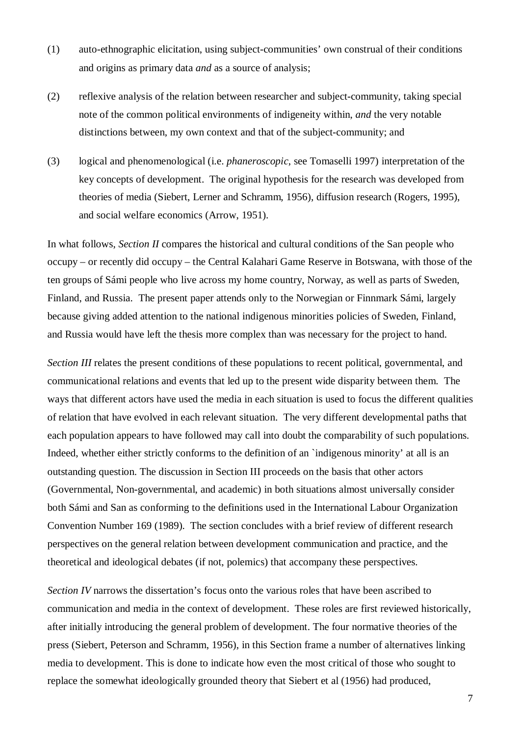(1) auto-ethnographic elicitation, using subject-communities' own construal of their conditions and origins as primary data *and* as a source of analysis;

(2) reflexive analysis of the relation between researcher and subject-community, taking special note of the common political environments of indigeneity within, *and* the very notable distinctions between, my own context and that of the subject-community; and

(3) logical and phenomenological (i.e. *phaneroscopic*, see Tomaselli 1997) interpretation of the key concepts of development. The original hypothesis for the research was developed from theories of media (Siebert, Lerner and Schramm, 1956), diffusion research (Rogers, 1995), and social welfare economics (Arrow, 1951).

In what follows, *Section II* compares the historical and cultural conditions of the San people who occupy – or recently did occupy – the Central Kalahari Game Reserve in Botswana, with those of the ten groups of Sámi people who live across my home country, Norway, as well as parts of Sweden, Finland, and Russia. The present paper attends only to the Norwegian or Finnmark Sámi, largely because giving added attention to the national indigenous minorities policies of Sweden, Finland, and Russia would have left the thesis more complex than was necessary for the project to hand.

*Section III* relates the present conditions of these populations to recent political, governmental, and communicational relations and events that led up to the present wide disparity between them. The ways that different actors have used the media in each situation is used to focus the different qualities of relation that have evolved in each relevant situation. The very different developmental paths that each population appears to have followed may call into doubt the comparability of such populations. Indeed, whether either strictly conforms to the definition of an `indigenous minority' at all is an outstanding question. The discussion in Section III proceeds on the basis that other actors (Governmental, Non-governmental, and academic) in both situations almost universally consider both Sámi and San as conforming to the definitions used in the International Labour Organization Convention Number 169 (1989). The section concludes with a brief review of different research perspectives on the general relation between development communication and practice, and the theoretical and ideological debates (if not, polemics) that accompany these perspectives.

*Section IV* narrows the dissertation's focus onto the various roles that have been ascribed to communication and media in the context of development. These roles are first reviewed historically, after initially introducing the general problem of development. The four normative theories of the press (Siebert, Peterson and Schramm, 1956), in this Section frame a number of alternatives linking media to development. This is done to indicate how even the most critical of those who sought to replace the somewhat ideologically grounded theory that Siebert et al (1956) had produced,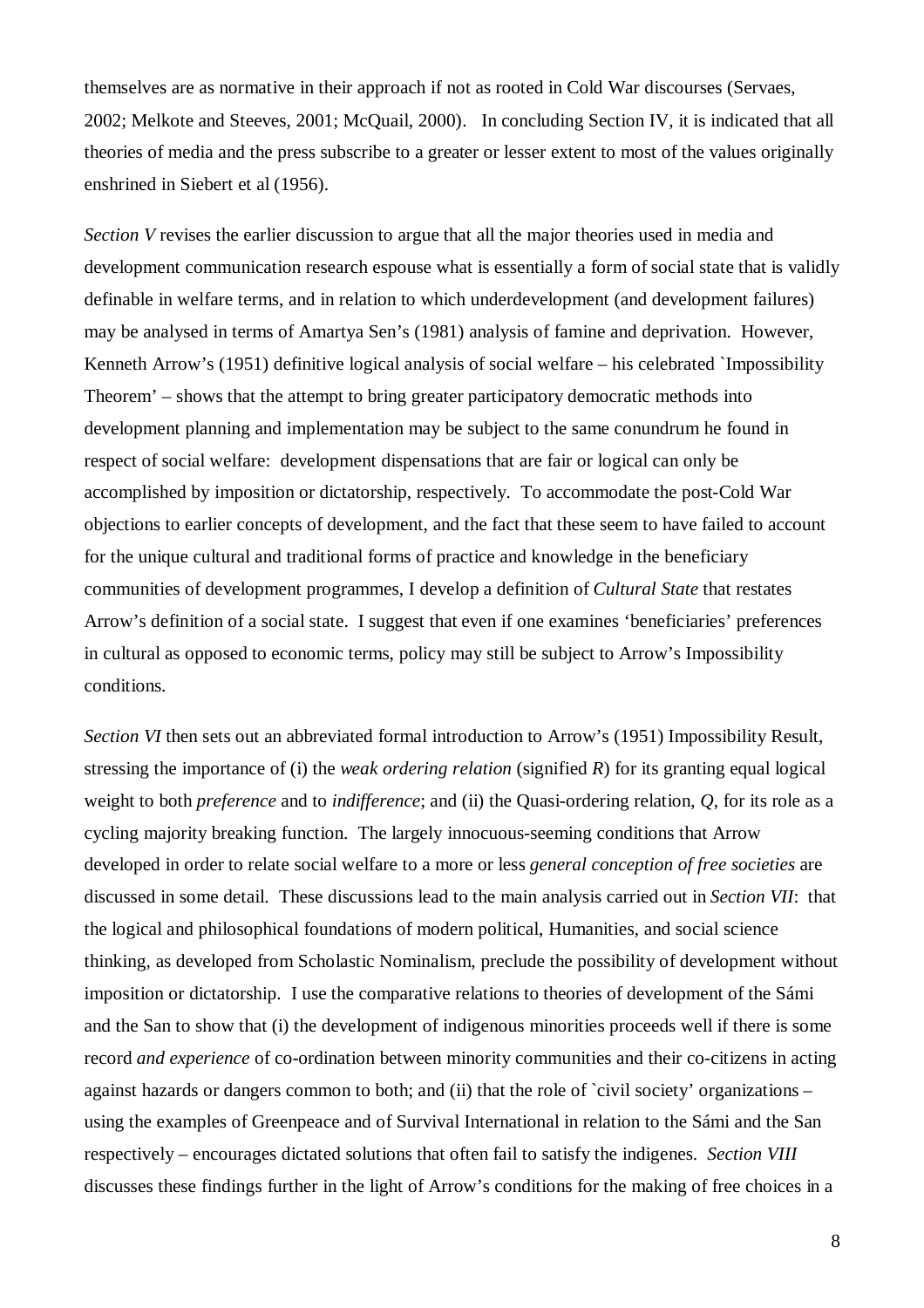themselves are as normative in their approach if not as rooted in Cold War discourses (Servaes, 2002; Melkote and Steeves, 2001; McQuail, 2000). In concluding Section IV, it is indicated that all theories of media and the press subscribe to a greater or lesser extent to most of the values originally enshrined in Siebert et al (1956).

*Section V* revises the earlier discussion to argue that all the major theories used in media and development communication research espouse what is essentially a form of social state that is validly definable in welfare terms, and in relation to which underdevelopment (and development failures) may be analysed in terms of Amartya Sen's (1981) analysis of famine and deprivation. However, Kenneth Arrow's (1951) definitive logical analysis of social welfare – his celebrated `Impossibility Theorem' – shows that the attempt to bring greater participatory democratic methods into development planning and implementation may be subject to the same conundrum he found in respect of social welfare: development dispensations that are fair or logical can only be accomplished by imposition or dictatorship, respectively. To accommodate the post-Cold War objections to earlier concepts of development, and the fact that these seem to have failed to account for the unique cultural and traditional forms of practice and knowledge in the beneficiary communities of development programmes, I develop a definition of *Cultural State* that restates Arrow's definition of a social state. I suggest that even if one examines 'beneficiaries' preferences in cultural as opposed to economic terms, policy may still be subject to Arrow's Impossibility conditions.

*Section VI* then sets out an abbreviated formal introduction to Arrow's (1951) Impossibility Result, stressing the importance of (i) the *weak ordering relation* (signified *R*) for its granting equal logical weight to both *preference* and to *indifference*; and (ii) the Quasi-ordering relation, *Q*, for its role as a cycling majority breaking function. The largely innocuous-seeming conditions that Arrow developed in order to relate social welfare to a more or less *general conception of free societies* are discussed in some detail. These discussions lead to the main analysis carried out in *Section VII*: that the logical and philosophical foundations of modern political, Humanities, and social science thinking, as developed from Scholastic Nominalism, preclude the possibility of development without imposition or dictatorship. I use the comparative relations to theories of development of the Sámi and the San to show that (i) the development of indigenous minorities proceeds well if there is some record *and experience* of co-ordination between minority communities and their co-citizens in acting against hazards or dangers common to both; and (ii) that the role of `civil society' organizations – using the examples of Greenpeace and of Survival International in relation to the Sámi and the San respectively – encourages dictated solutions that often fail to satisfy the indigenes. *Section VIII* discusses these findings further in the light of Arrow's conditions for the making of free choices in a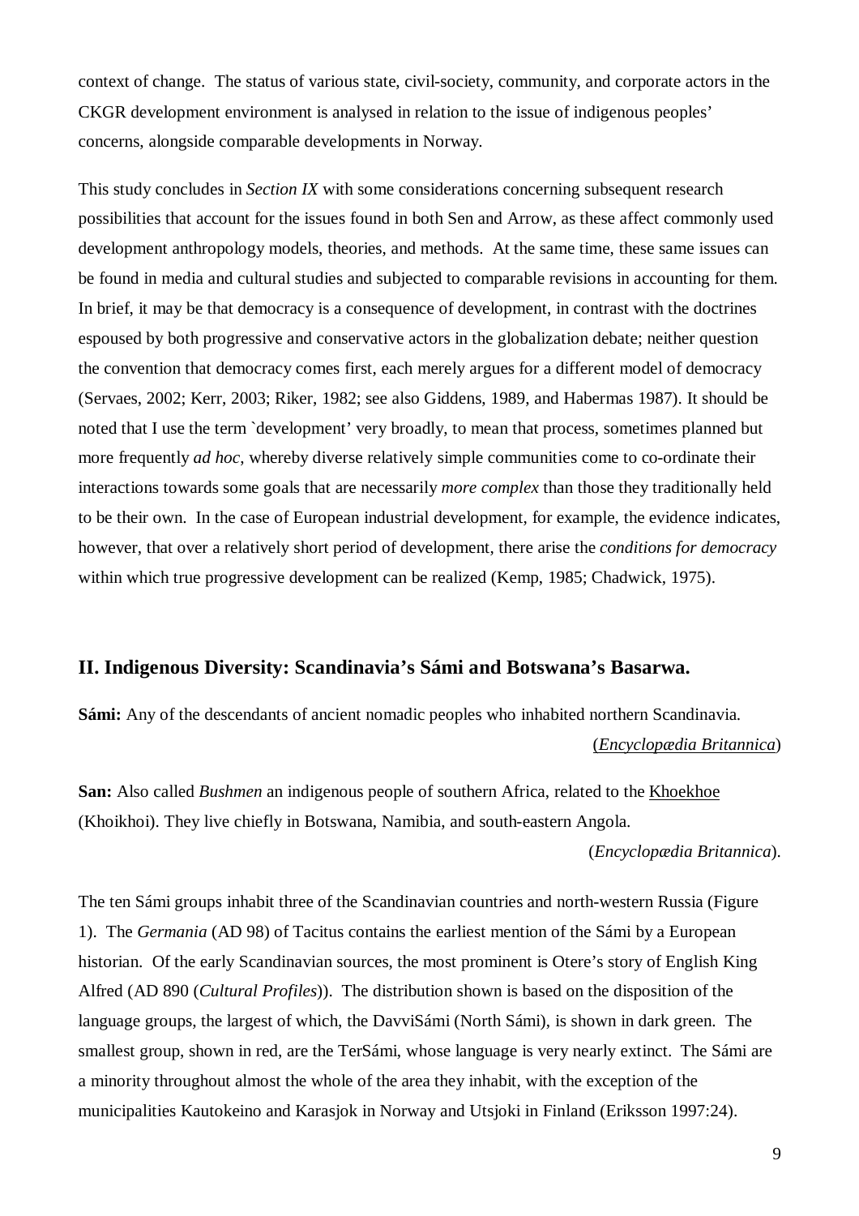context of change. The status of various state, civil-society, community, and corporate actors in the CKGR development environment is analysed in relation to the issue of indigenous peoples' concerns, alongside comparable developments in Norway.

This study concludes in *Section IX* with some considerations concerning subsequent research possibilities that account for the issues found in both Sen and Arrow, as these affect commonly used development anthropology models, theories, and methods. At the same time, these same issues can be found in media and cultural studies and subjected to comparable revisions in accounting for them. In brief, it may be that democracy is a consequence of development, in contrast with the doctrines espoused by both progressive and conservative actors in the globalization debate; neither question the convention that democracy comes first, each merely argues for a different model of democracy (Servaes, 2002; Kerr, 2003; Riker, 1982; see also Giddens, 1989, and Habermas 1987). It should be noted that I use the term `development' very broadly, to mean that process, sometimes planned but more frequently *ad hoc*, whereby diverse relatively simple communities come to co-ordinate their interactions towards some goals that are necessarily *more complex* than those they traditionally held to be their own. In the case of European industrial development, for example, the evidence indicates, however, that over a relatively short period of development, there arise the *conditions for democracy* within which true progressive development can be realized (Kemp, 1985; Chadwick, 1975).

## II. Indigenous Diversity: Scandinavia's Sámi and Botswana's Basarwa.

**Sámi:** Any of the descendants of ancient nomadic peoples who inhabited northern Scandinavia. (*Encyclopædia Britannica*)

**San:** Also called *Bushmen* an indigenous people of southern Africa, related to the Khoekhoe (Khoikhoi). They live chiefly in Botswana, Namibia, and south-eastern Angola. (*Encyclopædia Britannica*).

The ten Sámi groups inhabit three of the Scandinavian countries and north-western Russia (Figure 1). The *Germania* (AD 98) of Tacitus contains the earliest mention of the Sámi by a European historian. Of the early Scandinavian sources, the most prominent is Otere's story of English King Alfred (AD 890 (*Cultural Profiles*)). The distribution shown is based on the disposition of the language groups, the largest of which, the DavviSámi (North Sámi), is shown in dark green. The smallest group, shown in red, are the TerSámi, whose language is very nearly extinct. The Sámi are a minority throughout almost the whole of the area they inhabit, with the exception of the municipalities Kautokeino and Karasjok in Norway and Utsjoki in Finland (Eriksson 1997:24).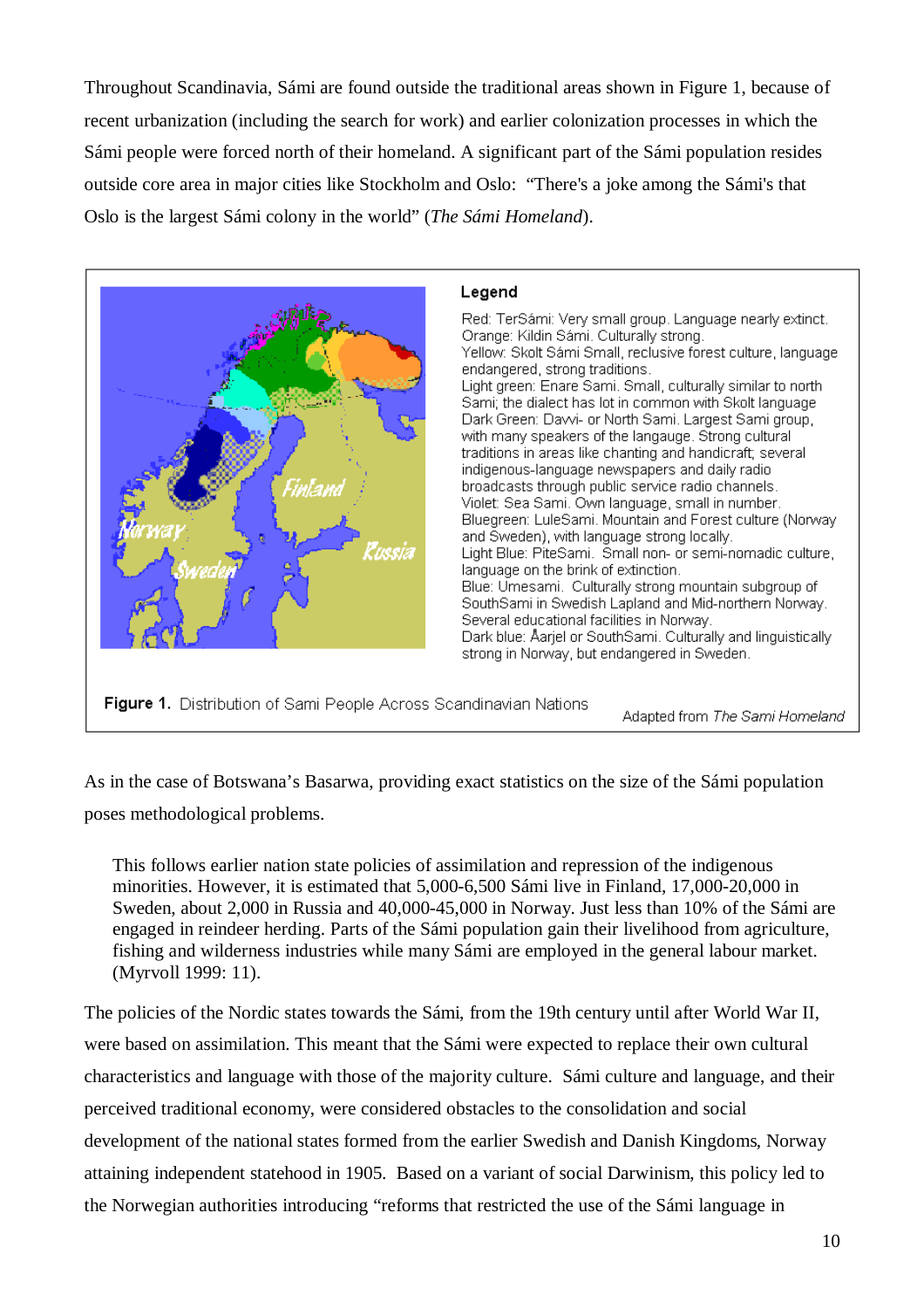Throughout Scandinavia, Sámi are found outside the traditional areas shown in Figure 1, because of recent urbanization (including the search for work) and earlier colonization processes in which the Sámi people were forced north of their homeland. A significant part of the Sámi population resides outside core area in major cities like Stockholm and Oslo: "There's a joke among the Sámi's that Oslo is the largest Sámi colony in the world" (*The Sámi Homeland*).

**Legend**

Red: TerSámi: Very small group. Language nearly extinct.
Orange: Kildin Sámi. Culturally strong.
Yellow: Skolt Sámi Small, reclusive forest culture, language endangered, strong traditions.
Light green: Enare Sami. Small, culturally similar to north Sami; the dialect has lot in common with Skolt language
Dark Green: Davvi- or North Sami. Largest Sami group, with many speakers of the langauge. Strong cultural traditions in areas like chanting and handicraft; several indigenous-language newspapers and daily radio broadcasts through public service radio channels.
Violet: Sea Sami. Own language, small in number.
Bluegreen: LuleSami. Mountain and Forest culture (Norway and Sweden), with language strong locally.
Light Blue: PiteSami. Small non- or semi-nomadic culture, language on the brink of extinction.
Blue: Umesami. Culturally strong mountain subgroup of SouthSami in Swedish Lapland and Mid-northern Norway. Several educational facilities in Norway.
Dark blue: Åarjel or SouthSami. Culturally and linguistically strong in Norway, but endangered in Sweden.

**Figure 1.** Distribution of Sami People Across Scandinavian Nations — Adapted from *The Sami Homeland*

As in the case of Botswana's Basarwa, providing exact statistics on the size of the Sámi population poses methodological problems.

> This follows earlier nation state policies of assimilation and repression of the indigenous minorities. However, it is estimated that 5,000-6,500 Sámi live in Finland, 17,000-20,000 in Sweden, about 2,000 in Russia and 40,000-45,000 in Norway. Just less than 10% of the Sámi are engaged in reindeer herding. Parts of the Sámi population gain their livelihood from agriculture, fishing and wilderness industries while many Sámi are employed in the general labour market. (Myrvoll 1999: 11).

The policies of the Nordic states towards the Sámi, from the 19th century until after World War II, were based on assimilation. This meant that the Sámi were expected to replace their own cultural characteristics and language with those of the majority culture. Sámi culture and language, and their perceived traditional economy, were considered obstacles to the consolidation and social development of the national states formed from the earlier Swedish and Danish Kingdoms, Norway attaining independent statehood in 1905. Based on a variant of social Darwinism, this policy led to the Norwegian authorities introducing "reforms that restricted the use of the Sámi language in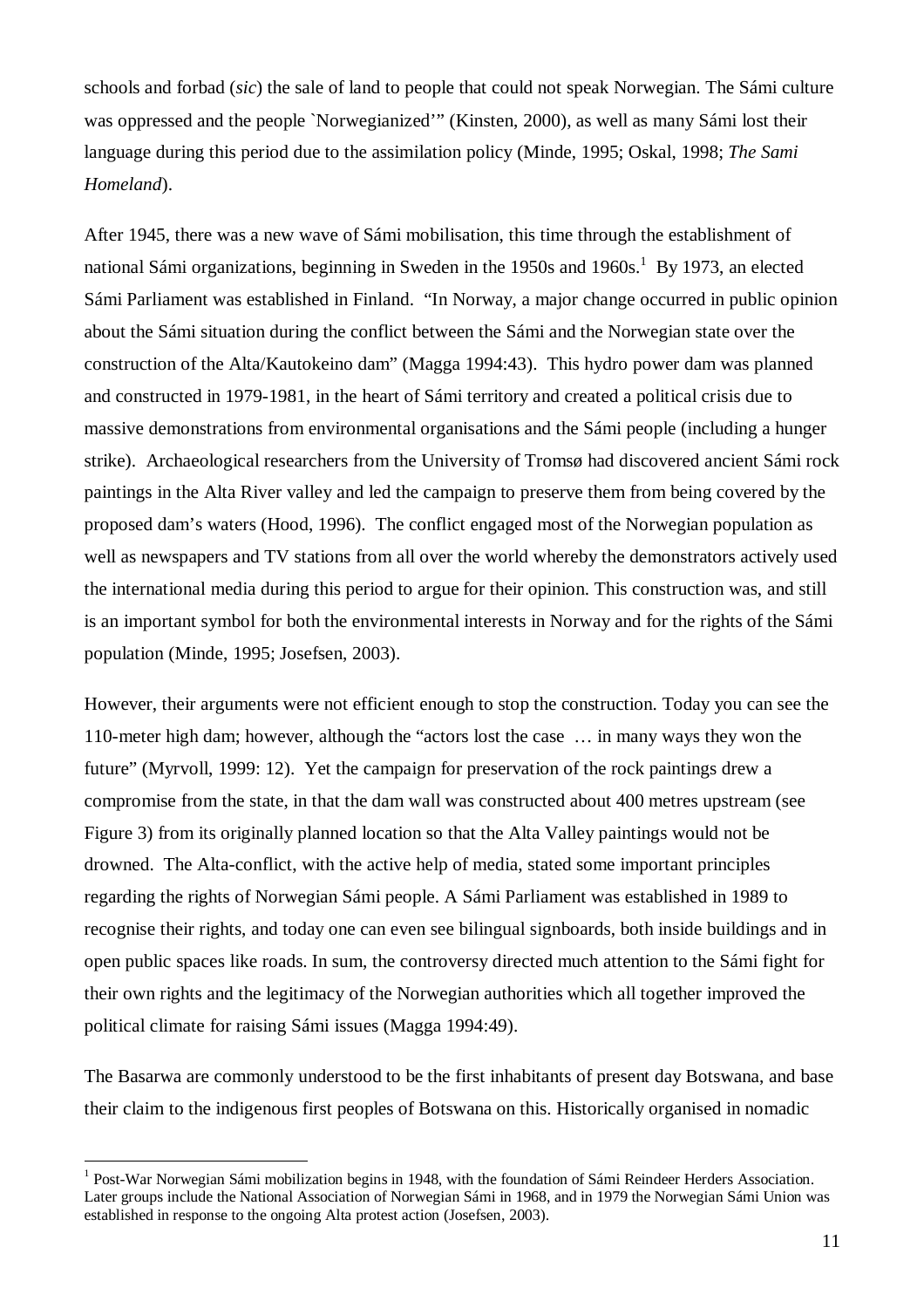schools and forbad (*sic*) the sale of land to people that could not speak Norwegian. The Sámi culture was oppressed and the people `Norwegianized'" (Kinsten, 2000), as well as many Sámi lost their language during this period due to the assimilation policy (Minde, 1995; Oskal, 1998; *The Sami Homeland*).

After 1945, there was a new wave of Sámi mobilisation, this time through the establishment of national Sámi organizations, beginning in Sweden in the 1950s and 1960s.[1] By 1973, an elected Sámi Parliament was established in Finland. "In Norway, a major change occurred in public opinion about the Sámi situation during the conflict between the Sámi and the Norwegian state over the construction of the Alta/Kautokeino dam" (Magga 1994:43). This hydro power dam was planned and constructed in 1979-1981, in the heart of Sámi territory and created a political crisis due to massive demonstrations from environmental organisations and the Sámi people (including a hunger strike). Archaeological researchers from the University of Tromsø had discovered ancient Sámi rock paintings in the Alta River valley and led the campaign to preserve them from being covered by the proposed dam's waters (Hood, 1996). The conflict engaged most of the Norwegian population as well as newspapers and TV stations from all over the world whereby the demonstrators actively used the international media during this period to argue for their opinion. This construction was, and still is an important symbol for both the environmental interests in Norway and for the rights of the Sámi population (Minde, 1995; Josefsen, 2003).

However, their arguments were not efficient enough to stop the construction. Today you can see the 110-meter high dam; however, although the "actors lost the case … in many ways they won the future" (Myrvoll, 1999: 12). Yet the campaign for preservation of the rock paintings drew a compromise from the state, in that the dam wall was constructed about 400 metres upstream (see Figure 3) from its originally planned location so that the Alta Valley paintings would not be drowned. The Alta-conflict, with the active help of media, stated some important principles regarding the rights of Norwegian Sámi people. A Sámi Parliament was established in 1989 to recognise their rights, and today one can even see bilingual signboards, both inside buildings and in open public spaces like roads. In sum, the controversy directed much attention to the Sámi fight for their own rights and the legitimacy of the Norwegian authorities which all together improved the political climate for raising Sámi issues (Magga 1994:49).

The Basarwa are commonly understood to be the first inhabitants of present day Botswana, and base their claim to the indigenous first peoples of Botswana on this. Historically organised in nomadic

[1] Post-War Norwegian Sámi mobilization begins in 1948, with the foundation of Sámi Reindeer Herders Association. Later groups include the National Association of Norwegian Sámi in 1968, and in 1979 the Norwegian Sámi Union was established in response to the ongoing Alta protest action (Josefsen, 2003).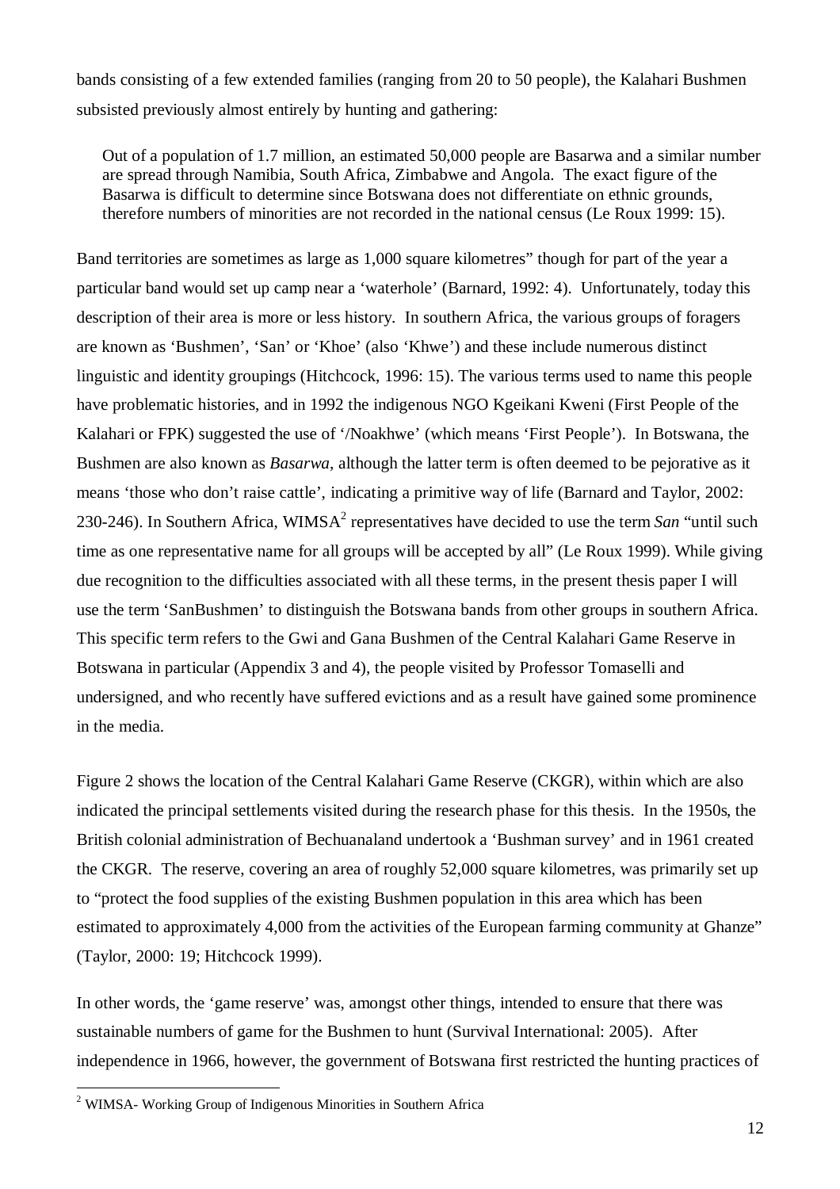bands consisting of a few extended families (ranging from 20 to 50 people), the Kalahari Bushmen subsisted previously almost entirely by hunting and gathering:

> Out of a population of 1.7 million, an estimated 50,000 people are Basarwa and a similar number are spread through Namibia, South Africa, Zimbabwe and Angola. The exact figure of the Basarwa is difficult to determine since Botswana does not differentiate on ethnic grounds, therefore numbers of minorities are not recorded in the national census (Le Roux 1999: 15).

Band territories are sometimes as large as 1,000 square kilometres" though for part of the year a particular band would set up camp near a 'waterhole' (Barnard, 1992: 4). Unfortunately, today this description of their area is more or less history. In southern Africa, the various groups of foragers are known as 'Bushmen', 'San' or 'Khoe' (also 'Khwe') and these include numerous distinct linguistic and identity groupings (Hitchcock, 1996: 15). The various terms used to name this people have problematic histories, and in 1992 the indigenous NGO Kgeikani Kweni (First People of the Kalahari or FPK) suggested the use of '/Noakhwe' (which means 'First People'). In Botswana, the Bushmen are also known as *Basarwa*, although the latter term is often deemed to be pejorative as it means 'those who don't raise cattle', indicating a primitive way of life (Barnard and Taylor, 2002: 230-246). In Southern Africa, WIMSA[2] representatives have decided to use the term *San* "until such time as one representative name for all groups will be accepted by all" (Le Roux 1999). While giving due recognition to the difficulties associated with all these terms, in the present thesis paper I will use the term 'SanBushmen' to distinguish the Botswana bands from other groups in southern Africa. This specific term refers to the Gwi and Gana Bushmen of the Central Kalahari Game Reserve in Botswana in particular (Appendix 3 and 4), the people visited by Professor Tomaselli and undersigned, and who recently have suffered evictions and as a result have gained some prominence in the media.

Figure 2 shows the location of the Central Kalahari Game Reserve (CKGR), within which are also indicated the principal settlements visited during the research phase for this thesis. In the 1950s, the British colonial administration of Bechuanaland undertook a 'Bushman survey' and in 1961 created the CKGR. The reserve, covering an area of roughly 52,000 square kilometres, was primarily set up to "protect the food supplies of the existing Bushmen population in this area which has been estimated to approximately 4,000 from the activities of the European farming community at Ghanze" (Taylor, 2000: 19; Hitchcock 1999).

In other words, the 'game reserve' was, amongst other things, intended to ensure that there was sustainable numbers of game for the Bushmen to hunt (Survival International: 2005). After independence in 1966, however, the government of Botswana first restricted the hunting practices of

[2] WIMSA- Working Group of Indigenous Minorities in Southern Africa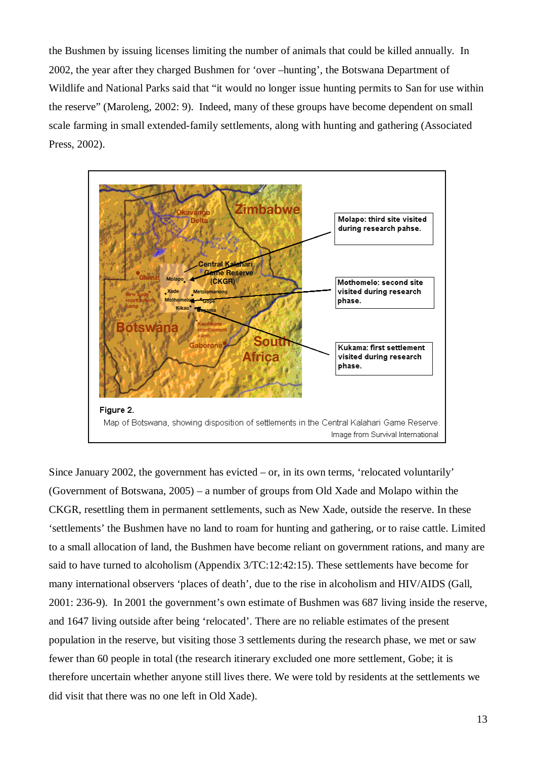the Bushmen by issuing licenses limiting the number of animals that could be killed annually. In 2002, the year after they charged Bushmen for 'over –hunting', the Botswana Department of Wildlife and National Parks said that "it would no longer issue hunting permits to San for use within the reserve" (Maroleng, 2002: 9). Indeed, many of these groups have become dependent on small scale farming in small extended-family settlements, along with hunting and gathering (Associated Press, 2002).

Molapo: third site visited during research pahse.

Mothomelo: second site visited during research phase.

Kukama: first settlement visited during research phase.

Figure 2.

Map of Botswana, showing disposition of settlements in the Central Kalahari Game Reserve.
Image from Survival International

Since January 2002, the government has evicted – or, in its own terms, 'relocated voluntarily' (Government of Botswana, 2005) – a number of groups from Old Xade and Molapo within the CKGR, resettling them in permanent settlements, such as New Xade, outside the reserve. In these 'settlements' the Bushmen have no land to roam for hunting and gathering, or to raise cattle. Limited to a small allocation of land, the Bushmen have become reliant on government rations, and many are said to have turned to alcoholism (Appendix 3/TC:12:42:15). These settlements have become for many international observers 'places of death', due to the rise in alcoholism and HIV/AIDS (Gall, 2001: 236-9). In 2001 the government's own estimate of Bushmen was 687 living inside the reserve, and 1647 living outside after being 'relocated'. There are no reliable estimates of the present population in the reserve, but visiting those 3 settlements during the research phase, we met or saw fewer than 60 people in total (the research itinerary excluded one more settlement, Gobe; it is therefore uncertain whether anyone still lives there. We were told by residents at the settlements we did visit that there was no one left in Old Xade).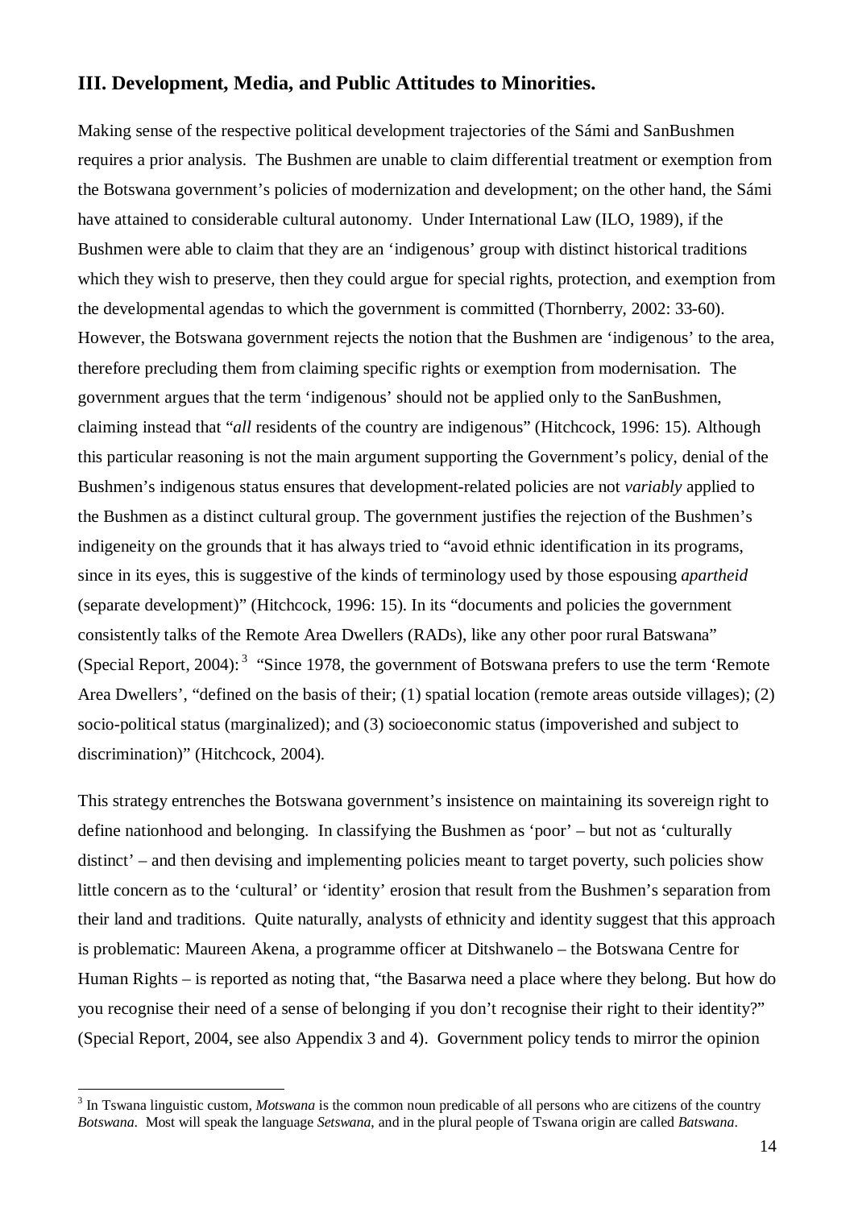### III. Development, Media, and Public Attitudes to Minorities.

Making sense of the respective political development trajectories of the Sámi and SanBushmen requires a prior analysis. The Bushmen are unable to claim differential treatment or exemption from the Botswana government's policies of modernization and development; on the other hand, the Sámi have attained to considerable cultural autonomy. Under International Law (ILO, 1989), if the Bushmen were able to claim that they are an 'indigenous' group with distinct historical traditions which they wish to preserve, then they could argue for special rights, protection, and exemption from the developmental agendas to which the government is committed (Thornberry, 2002: 33-60). However, the Botswana government rejects the notion that the Bushmen are 'indigenous' to the area, therefore precluding them from claiming specific rights or exemption from modernisation. The government argues that the term 'indigenous' should not be applied only to the SanBushmen, claiming instead that "*all* residents of the country are indigenous" (Hitchcock, 1996: 15). Although this particular reasoning is not the main argument supporting the Government's policy, denial of the Bushmen's indigenous status ensures that development-related policies are not *variably* applied to the Bushmen as a distinct cultural group. The government justifies the rejection of the Bushmen's indigeneity on the grounds that it has always tried to "avoid ethnic identification in its programs, since in its eyes, this is suggestive of the kinds of terminology used by those espousing *apartheid* (separate development)" (Hitchcock, 1996: 15). In its "documents and policies the government consistently talks of the Remote Area Dwellers (RADs), like any other poor rural Batswana" (Special Report, 2004):[3] "Since 1978, the government of Botswana prefers to use the term 'Remote Area Dwellers', "defined on the basis of their; (1) spatial location (remote areas outside villages); (2) socio-political status (marginalized); and (3) socioeconomic status (impoverished and subject to discrimination)" (Hitchcock, 2004).

This strategy entrenches the Botswana government's insistence on maintaining its sovereign right to define nationhood and belonging. In classifying the Bushmen as 'poor' – but not as 'culturally distinct' – and then devising and implementing policies meant to target poverty, such policies show little concern as to the 'cultural' or 'identity' erosion that result from the Bushmen's separation from their land and traditions. Quite naturally, analysts of ethnicity and identity suggest that this approach is problematic: Maureen Akena, a programme officer at Ditshwanelo – the Botswana Centre for Human Rights – is reported as noting that, "the Basarwa need a place where they belong. But how do you recognise their need of a sense of belonging if you don't recognise their right to their identity?" (Special Report, 2004, see also Appendix 3 and 4). Government policy tends to mirror the opinion

---

[3] In Tswana linguistic custom, *Motswana* is the common noun predicable of all persons who are citizens of the country *Botswana*. Most will speak the language *Setswana*, and in the plural people of Tswana origin are called *Batswana*.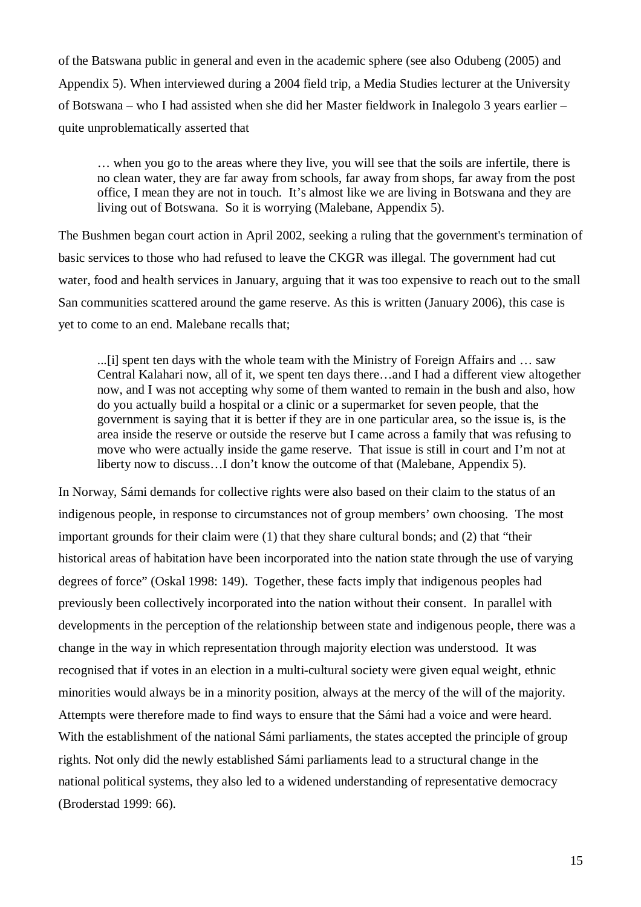of the Batswana public in general and even in the academic sphere (see also Odubeng (2005) and Appendix 5). When interviewed during a 2004 field trip, a Media Studies lecturer at the University of Botswana – who I had assisted when she did her Master fieldwork in Inalegolo 3 years earlier – quite unproblematically asserted that

> … when you go to the areas where they live, you will see that the soils are infertile, there is no clean water, they are far away from schools, far away from shops, far away from the post office, I mean they are not in touch. It's almost like we are living in Botswana and they are living out of Botswana. So it is worrying (Malebane, Appendix 5).

The Bushmen began court action in April 2002, seeking a ruling that the government's termination of basic services to those who had refused to leave the CKGR was illegal. The government had cut water, food and health services in January, arguing that it was too expensive to reach out to the small San communities scattered around the game reserve. As this is written (January 2006), this case is yet to come to an end. Malebane recalls that;

> ...[i] spent ten days with the whole team with the Ministry of Foreign Affairs and … saw Central Kalahari now, all of it, we spent ten days there…and I had a different view altogether now, and I was not accepting why some of them wanted to remain in the bush and also, how do you actually build a hospital or a clinic or a supermarket for seven people, that the government is saying that it is better if they are in one particular area, so the issue is, is the area inside the reserve or outside the reserve but I came across a family that was refusing to move who were actually inside the game reserve. That issue is still in court and I'm not at liberty now to discuss…I don't know the outcome of that (Malebane, Appendix 5).

In Norway, Sámi demands for collective rights were also based on their claim to the status of an indigenous people, in response to circumstances not of group members' own choosing. The most important grounds for their claim were (1) that they share cultural bonds; and (2) that "their historical areas of habitation have been incorporated into the nation state through the use of varying degrees of force" (Oskal 1998: 149). Together, these facts imply that indigenous peoples had previously been collectively incorporated into the nation without their consent. In parallel with developments in the perception of the relationship between state and indigenous people, there was a change in the way in which representation through majority election was understood. It was recognised that if votes in an election in a multi-cultural society were given equal weight, ethnic minorities would always be in a minority position, always at the mercy of the will of the majority. Attempts were therefore made to find ways to ensure that the Sámi had a voice and were heard. With the establishment of the national Sámi parliaments, the states accepted the principle of group rights. Not only did the newly established Sámi parliaments lead to a structural change in the national political systems, they also led to a widened understanding of representative democracy (Broderstad 1999: 66).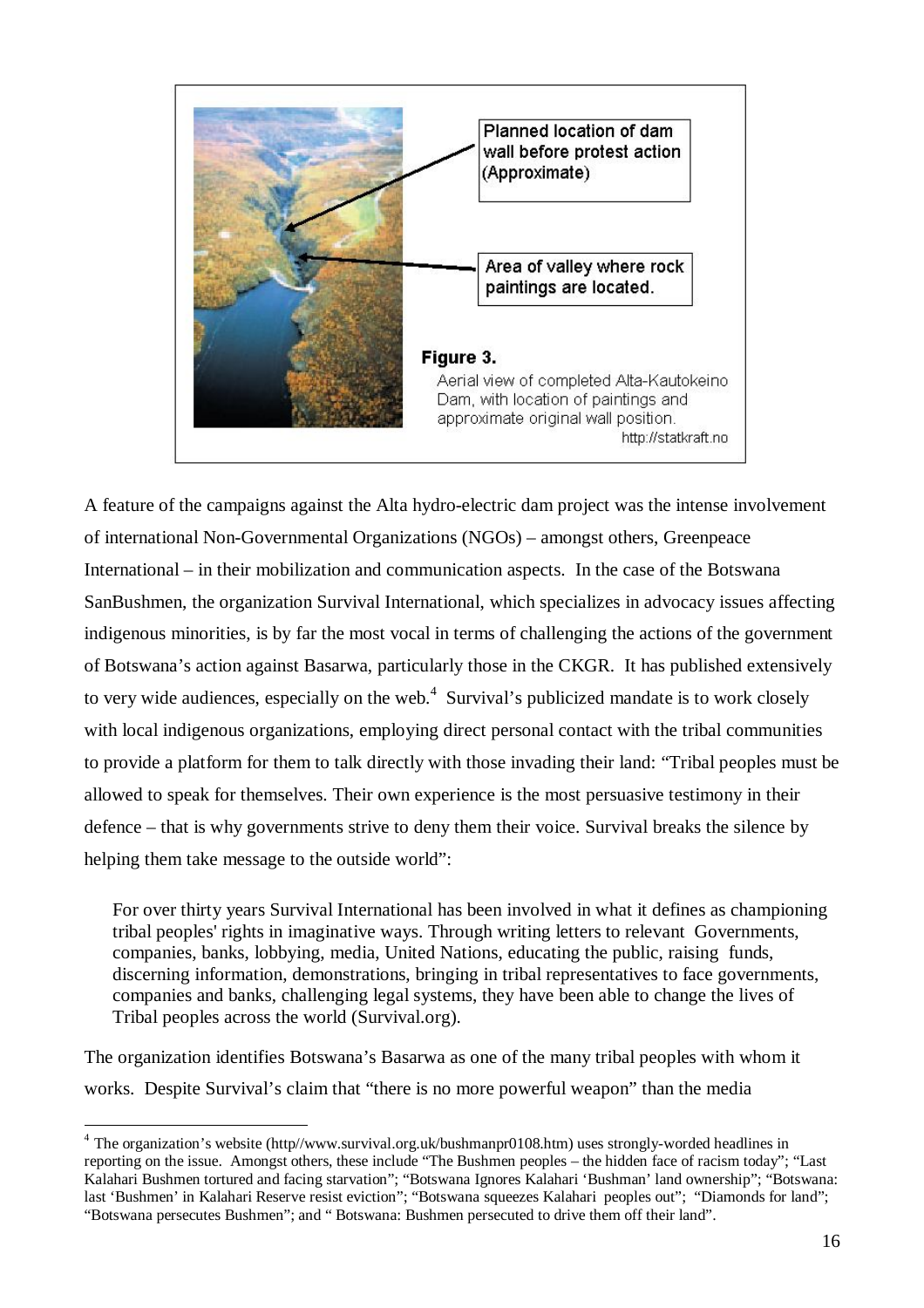Planned location of dam wall before protest action (Approximate)

Area of valley where rock paintings are located.

**Figure 3.**
Aerial view of completed Alta-Kautokeino Dam, with location of paintings and approximate original wall position.
http://statkraft.no

A feature of the campaigns against the Alta hydro-electric dam project was the intense involvement of international Non-Governmental Organizations (NGOs) – amongst others, Greenpeace International – in their mobilization and communication aspects. In the case of the Botswana SanBushmen, the organization Survival International, which specializes in advocacy issues affecting indigenous minorities, is by far the most vocal in terms of challenging the actions of the government of Botswana's action against Basarwa, particularly those in the CKGR. It has published extensively to very wide audiences, especially on the web.[4] Survival's publicized mandate is to work closely with local indigenous organizations, employing direct personal contact with the tribal communities to provide a platform for them to talk directly with those invading their land: "Tribal peoples must be allowed to speak for themselves. Their own experience is the most persuasive testimony in their defence – that is why governments strive to deny them their voice. Survival breaks the silence by helping them take message to the outside world":

> For over thirty years Survival International has been involved in what it defines as championing tribal peoples' rights in imaginative ways. Through writing letters to relevant Governments, companies, banks, lobbying, media, United Nations, educating the public, raising funds, discerning information, demonstrations, bringing in tribal representatives to face governments, companies and banks, challenging legal systems, they have been able to change the lives of Tribal peoples across the world (Survival.org).

The organization identifies Botswana's Basarwa as one of the many tribal peoples with whom it works. Despite Survival's claim that "there is no more powerful weapon" than the media

---

[4] The organization's website (http//www.survival.org.uk/bushmanpr0108.htm) uses strongly-worded headlines in reporting on the issue. Amongst others, these include "The Bushmen peoples – the hidden face of racism today"; "Last Kalahari Bushmen tortured and facing starvation"; "Botswana Ignores Kalahari 'Bushman' land ownership"; "Botswana: last 'Bushmen' in Kalahari Reserve resist eviction"; "Botswana squeezes Kalahari peoples out"; "Diamonds for land"; "Botswana persecutes Bushmen"; and " Botswana: Bushmen persecuted to drive them off their land".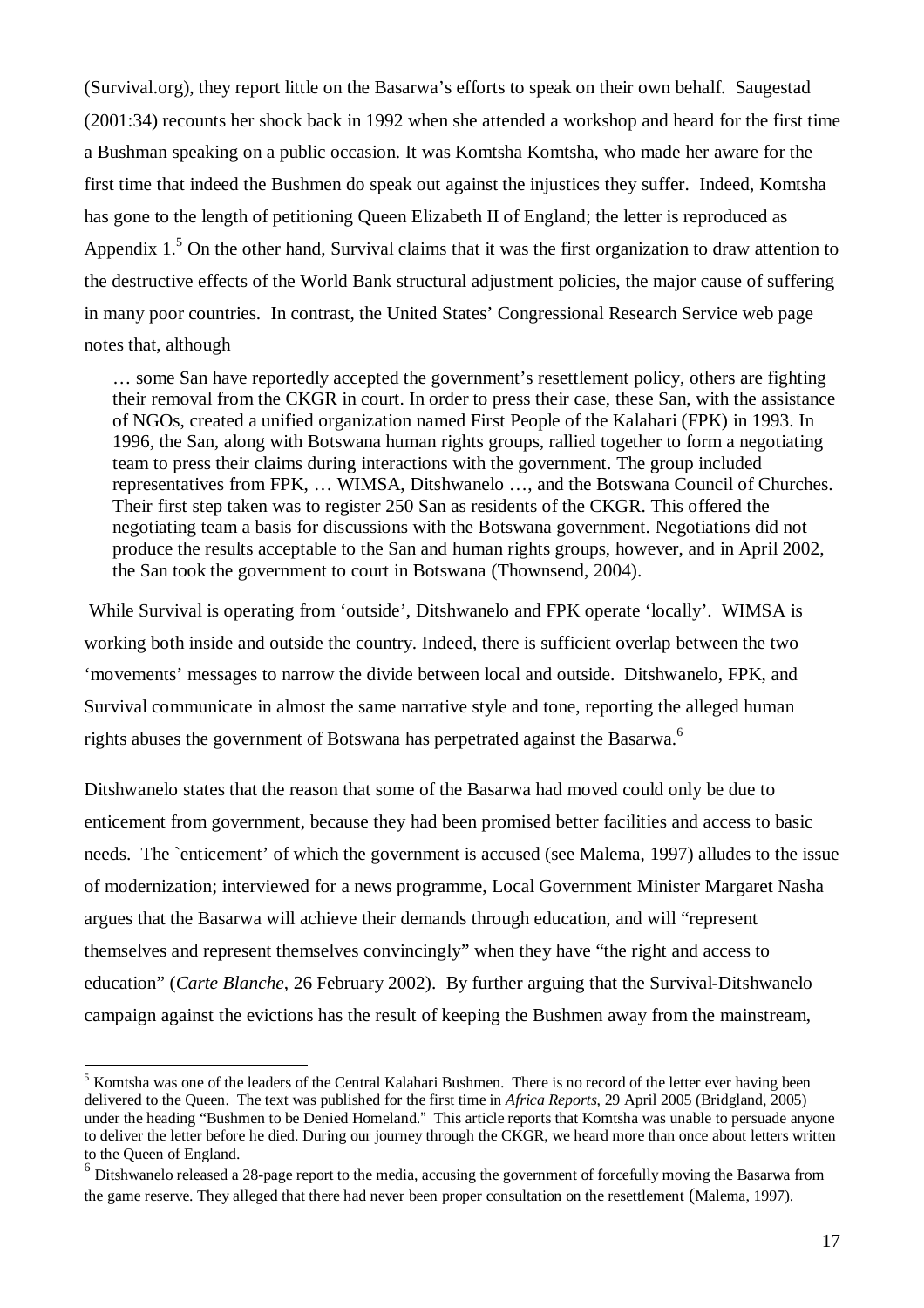(Survival.org), they report little on the Basarwa's efforts to speak on their own behalf. Saugestad (2001:34) recounts her shock back in 1992 when she attended a workshop and heard for the first time a Bushman speaking on a public occasion. It was Komtsha Komtsha, who made her aware for the first time that indeed the Bushmen do speak out against the injustices they suffer. Indeed, Komtsha has gone to the length of petitioning Queen Elizabeth II of England; the letter is reproduced as Appendix 1.[5] On the other hand, Survival claims that it was the first organization to draw attention to the destructive effects of the World Bank structural adjustment policies, the major cause of suffering in many poor countries. In contrast, the United States' Congressional Research Service web page notes that, although

> … some San have reportedly accepted the government's resettlement policy, others are fighting their removal from the CKGR in court. In order to press their case, these San, with the assistance of NGOs, created a unified organization named First People of the Kalahari (FPK) in 1993. In 1996, the San, along with Botswana human rights groups, rallied together to form a negotiating team to press their claims during interactions with the government. The group included representatives from FPK, … WIMSA, Ditshwanelo …, and the Botswana Council of Churches. Their first step taken was to register 250 San as residents of the CKGR. This offered the negotiating team a basis for discussions with the Botswana government. Negotiations did not produce the results acceptable to the San and human rights groups, however, and in April 2002, the San took the government to court in Botswana (Thownsend, 2004).

While Survival is operating from 'outside', Ditshwanelo and FPK operate 'locally'. WIMSA is working both inside and outside the country. Indeed, there is sufficient overlap between the two 'movements' messages to narrow the divide between local and outside. Ditshwanelo, FPK, and Survival communicate in almost the same narrative style and tone, reporting the alleged human rights abuses the government of Botswana has perpetrated against the Basarwa.[6]

Ditshwanelo states that the reason that some of the Basarwa had moved could only be due to enticement from government, because they had been promised better facilities and access to basic needs. The `enticement' of which the government is accused (see Malema, 1997) alludes to the issue of modernization; interviewed for a news programme, Local Government Minister Margaret Nasha argues that the Basarwa will achieve their demands through education, and will "represent themselves and represent themselves convincingly" when they have "the right and access to education" (*Carte Blanche*, 26 February 2002). By further arguing that the Survival-Ditshwanelo campaign against the evictions has the result of keeping the Bushmen away from the mainstream,

---

[5] Komtsha was one of the leaders of the Central Kalahari Bushmen. There is no record of the letter ever having been delivered to the Queen. The text was published for the first time in *Africa Reports*, 29 April 2005 (Bridgland, 2005) under the heading "Bushmen to be Denied Homeland." This article reports that Komtsha was unable to persuade anyone to deliver the letter before he died. During our journey through the CKGR, we heard more than once about letters written to the Queen of England.

[6] Ditshwanelo released a 28-page report to the media, accusing the government of forcefully moving the Basarwa from the game reserve. They alleged that there had never been proper consultation on the resettlement (Malema, 1997).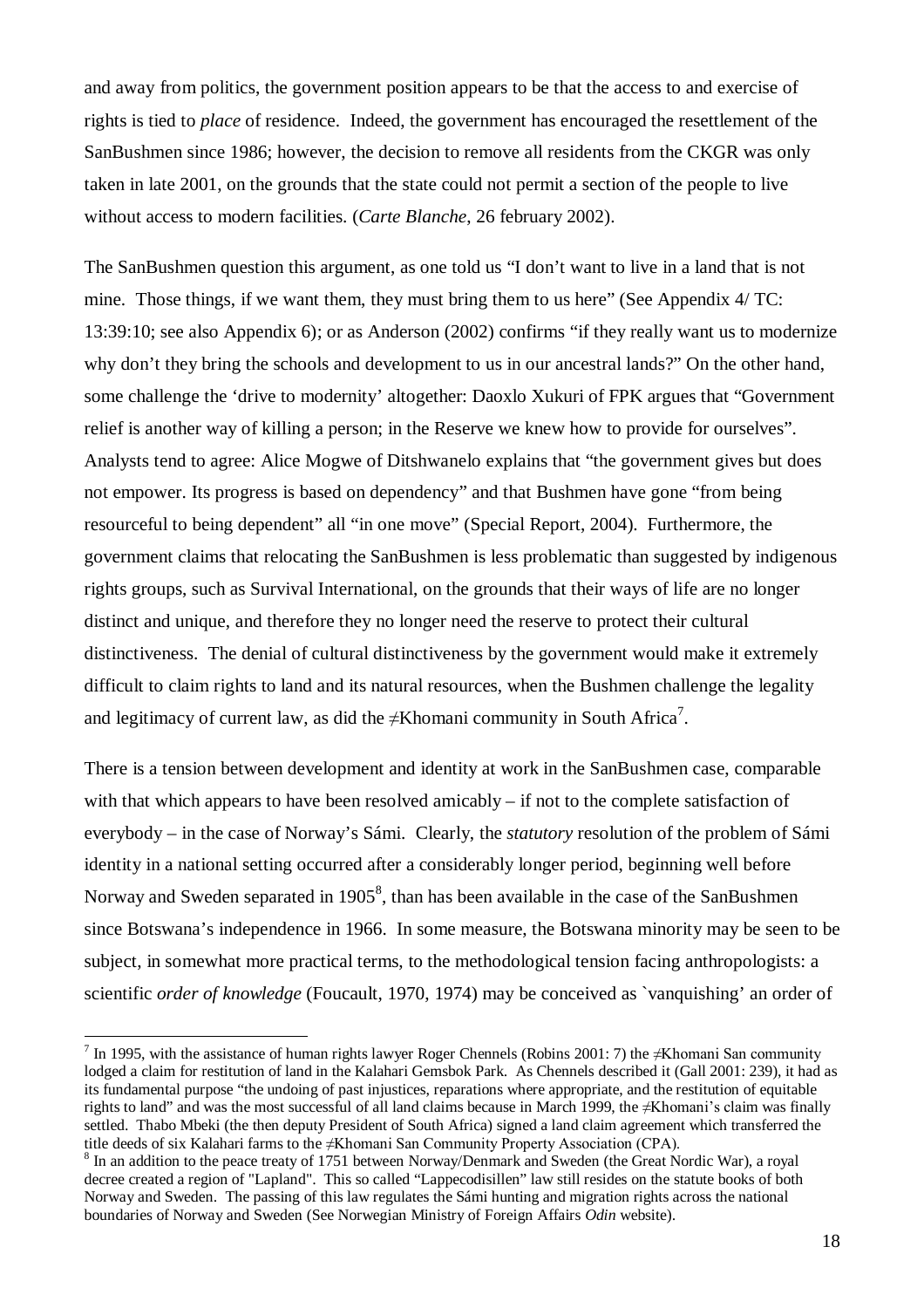and away from politics, the government position appears to be that the access to and exercise of rights is tied to *place* of residence. Indeed, the government has encouraged the resettlement of the SanBushmen since 1986; however, the decision to remove all residents from the CKGR was only taken in late 2001, on the grounds that the state could not permit a section of the people to live without access to modern facilities. (*Carte Blanche*, 26 february 2002).

The SanBushmen question this argument, as one told us "I don't want to live in a land that is not mine. Those things, if we want them, they must bring them to us here" (See Appendix 4/ TC: 13:39:10; see also Appendix 6); or as Anderson (2002) confirms "if they really want us to modernize why don't they bring the schools and development to us in our ancestral lands?" On the other hand, some challenge the 'drive to modernity' altogether: Daoxlo Xukuri of FPK argues that "Government relief is another way of killing a person; in the Reserve we knew how to provide for ourselves". Analysts tend to agree: Alice Mogwe of Ditshwanelo explains that "the government gives but does not empower. Its progress is based on dependency" and that Bushmen have gone "from being resourceful to being dependent" all "in one move" (Special Report, 2004). Furthermore, the government claims that relocating the SanBushmen is less problematic than suggested by indigenous rights groups, such as Survival International, on the grounds that their ways of life are no longer distinct and unique, and therefore they no longer need the reserve to protect their cultural distinctiveness. The denial of cultural distinctiveness by the government would make it extremely difficult to claim rights to land and its natural resources, when the Bushmen challenge the legality and legitimacy of current law, as did the ≠Khomani community in South Africa[7].

There is a tension between development and identity at work in the SanBushmen case, comparable with that which appears to have been resolved amicably – if not to the complete satisfaction of everybody – in the case of Norway's Sámi. Clearly, the *statutory* resolution of the problem of Sámi identity in a national setting occurred after a considerably longer period, beginning well before Norway and Sweden separated in 1905[8], than has been available in the case of the SanBushmen since Botswana's independence in 1966. In some measure, the Botswana minority may be seen to be subject, in somewhat more practical terms, to the methodological tension facing anthropologists: a scientific *order of knowledge* (Foucault, 1970, 1974) may be conceived as `vanquishing' an order of

---

[7] In 1995, with the assistance of human rights lawyer Roger Chennels (Robins 2001: 7) the ≠Khomani San community lodged a claim for restitution of land in the Kalahari Gemsbok Park. As Chennels described it (Gall 2001: 239), it had as its fundamental purpose "the undoing of past injustices, reparations where appropriate, and the restitution of equitable rights to land" and was the most successful of all land claims because in March 1999, the ≠Khomani's claim was finally settled. Thabo Mbeki (the then deputy President of South Africa) signed a land claim agreement which transferred the title deeds of six Kalahari farms to the ≠Khomani San Community Property Association (CPA).

[8] In an addition to the peace treaty of 1751 between Norway/Denmark and Sweden (the Great Nordic War), a royal decree created a region of "Lapland". This so called "Lappecodisillen" law still resides on the statute books of both Norway and Sweden. The passing of this law regulates the Sámi hunting and migration rights across the national boundaries of Norway and Sweden (See Norwegian Ministry of Foreign Affairs *Odin* website).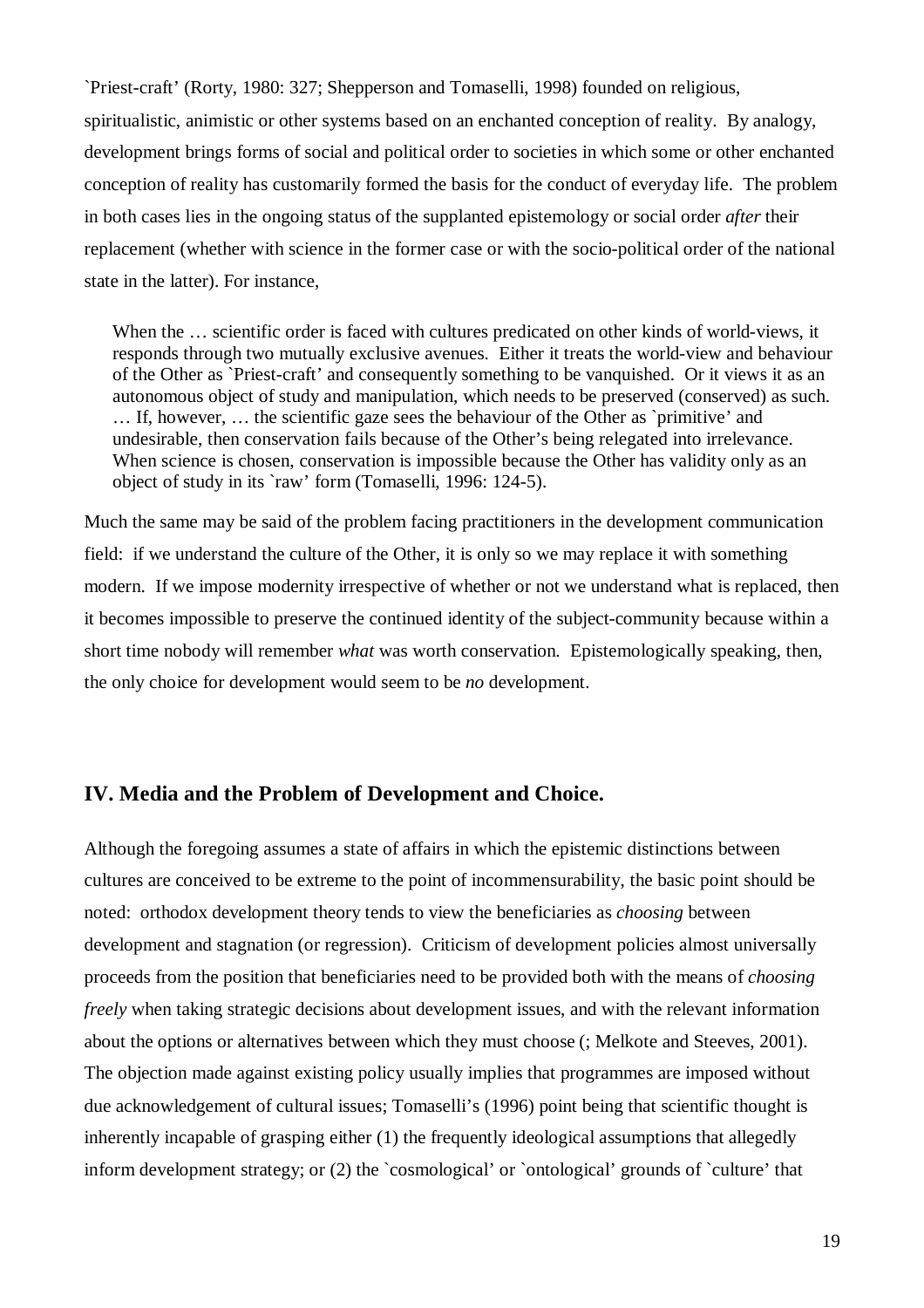`Priest-craft' (Rorty, 1980: 327; Shepperson and Tomaselli, 1998) founded on religious, spiritualistic, animistic or other systems based on an enchanted conception of reality. By analogy, development brings forms of social and political order to societies in which some or other enchanted conception of reality has customarily formed the basis for the conduct of everyday life. The problem in both cases lies in the ongoing status of the supplanted epistemology or social order *after* their replacement (whether with science in the former case or with the socio-political order of the national state in the latter). For instance,

> When the … scientific order is faced with cultures predicated on other kinds of world-views, it responds through two mutually exclusive avenues. Either it treats the world-view and behaviour of the Other as `Priest-craft' and consequently something to be vanquished. Or it views it as an autonomous object of study and manipulation, which needs to be preserved (conserved) as such. … If, however, … the scientific gaze sees the behaviour of the Other as `primitive' and undesirable, then conservation fails because of the Other's being relegated into irrelevance. When science is chosen, conservation is impossible because the Other has validity only as an object of study in its `raw' form (Tomaselli, 1996: 124-5).

Much the same may be said of the problem facing practitioners in the development communication field: if we understand the culture of the Other, it is only so we may replace it with something modern. If we impose modernity irrespective of whether or not we understand what is replaced, then it becomes impossible to preserve the continued identity of the subject-community because within a short time nobody will remember *what* was worth conservation. Epistemologically speaking, then, the only choice for development would seem to be *no* development.

## IV. Media and the Problem of Development and Choice.

Although the foregoing assumes a state of affairs in which the epistemic distinctions between cultures are conceived to be extreme to the point of incommensurability, the basic point should be noted: orthodox development theory tends to view the beneficiaries as *choosing* between development and stagnation (or regression). Criticism of development policies almost universally proceeds from the position that beneficiaries need to be provided both with the means of *choosing freely* when taking strategic decisions about development issues, and with the relevant information about the options or alternatives between which they must choose (; Melkote and Steeves, 2001). The objection made against existing policy usually implies that programmes are imposed without due acknowledgement of cultural issues; Tomaselli's (1996) point being that scientific thought is inherently incapable of grasping either (1) the frequently ideological assumptions that allegedly inform development strategy; or (2) the `cosmological' or `ontological' grounds of `culture' that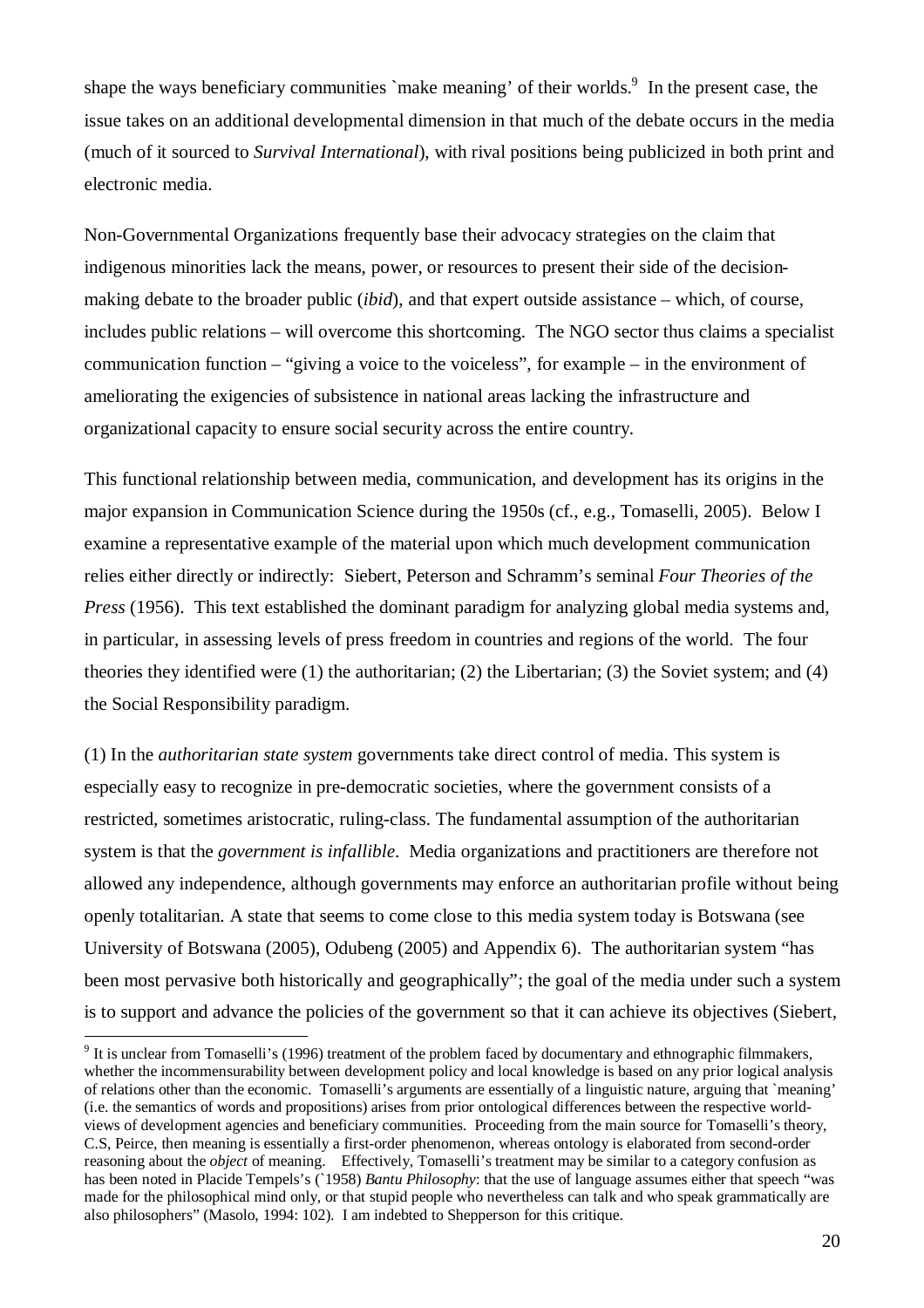shape the ways beneficiary communities `make meaning' of their worlds.[9] In the present case, the issue takes on an additional developmental dimension in that much of the debate occurs in the media (much of it sourced to *Survival International*), with rival positions being publicized in both print and electronic media.

Non-Governmental Organizations frequently base their advocacy strategies on the claim that indigenous minorities lack the means, power, or resources to present their side of the decision-making debate to the broader public (*ibid*), and that expert outside assistance – which, of course, includes public relations – will overcome this shortcoming. The NGO sector thus claims a specialist communication function – "giving a voice to the voiceless", for example – in the environment of ameliorating the exigencies of subsistence in national areas lacking the infrastructure and organizational capacity to ensure social security across the entire country.

This functional relationship between media, communication, and development has its origins in the major expansion in Communication Science during the 1950s (cf., e.g., Tomaselli, 2005). Below I examine a representative example of the material upon which much development communication relies either directly or indirectly: Siebert, Peterson and Schramm's seminal *Four Theories of the Press* (1956). This text established the dominant paradigm for analyzing global media systems and, in particular, in assessing levels of press freedom in countries and regions of the world. The four theories they identified were (1) the authoritarian; (2) the Libertarian; (3) the Soviet system; and (4) the Social Responsibility paradigm.

(1) In the *authoritarian state system* governments take direct control of media. This system is especially easy to recognize in pre-democratic societies, where the government consists of a restricted, sometimes aristocratic, ruling-class. The fundamental assumption of the authoritarian system is that the *government is infallible*. Media organizations and practitioners are therefore not allowed any independence, although governments may enforce an authoritarian profile without being openly totalitarian. A state that seems to come close to this media system today is Botswana (see University of Botswana (2005), Odubeng (2005) and Appendix 6). The authoritarian system "has been most pervasive both historically and geographically"; the goal of the media under such a system is to support and advance the policies of the government so that it can achieve its objectives (Siebert,

---

[9] It is unclear from Tomaselli's (1996) treatment of the problem faced by documentary and ethnographic filmmakers, whether the incommensurability between development policy and local knowledge is based on any prior logical analysis of relations other than the economic. Tomaselli's arguments are essentially of a linguistic nature, arguing that `meaning' (i.e. the semantics of words and propositions) arises from prior ontological differences between the respective world-views of development agencies and beneficiary communities. Proceeding from the main source for Tomaselli's theory, C.S, Peirce, then meaning is essentially a first-order phenomenon, whereas ontology is elaborated from second-order reasoning about the *object* of meaning. Effectively, Tomaselli's treatment may be similar to a category confusion as has been noted in Placide Tempels's (`1958) *Bantu Philosophy*: that the use of language assumes either that speech "was made for the philosophical mind only, or that stupid people who nevertheless can talk and who speak grammatically are also philosophers" (Masolo, 1994: 102). I am indebted to Shepperson for this critique.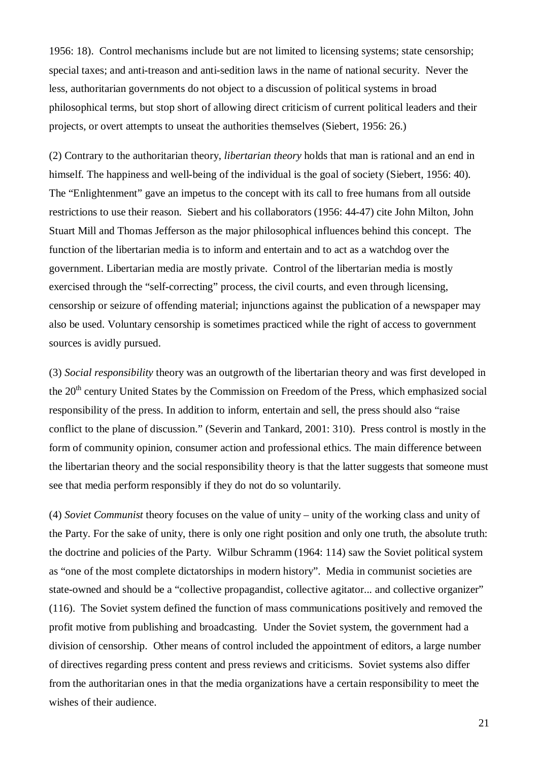1956: 18). Control mechanisms include but are not limited to licensing systems; state censorship; special taxes; and anti-treason and anti-sedition laws in the name of national security. Never the less, authoritarian governments do not object to a discussion of political systems in broad philosophical terms, but stop short of allowing direct criticism of current political leaders and their projects, or overt attempts to unseat the authorities themselves (Siebert, 1956: 26.)

(2) Contrary to the authoritarian theory, *libertarian theory* holds that man is rational and an end in himself. The happiness and well-being of the individual is the goal of society (Siebert, 1956: 40). The "Enlightenment" gave an impetus to the concept with its call to free humans from all outside restrictions to use their reason. Siebert and his collaborators (1956: 44-47) cite John Milton, John Stuart Mill and Thomas Jefferson as the major philosophical influences behind this concept. The function of the libertarian media is to inform and entertain and to act as a watchdog over the government. Libertarian media are mostly private. Control of the libertarian media is mostly exercised through the "self-correcting" process, the civil courts, and even through licensing, censorship or seizure of offending material; injunctions against the publication of a newspaper may also be used. Voluntary censorship is sometimes practiced while the right of access to government sources is avidly pursued.

(3) *Social responsibility* theory was an outgrowth of the libertarian theory and was first developed in the 20th century United States by the Commission on Freedom of the Press, which emphasized social responsibility of the press. In addition to inform, entertain and sell, the press should also "raise conflict to the plane of discussion." (Severin and Tankard, 2001: 310). Press control is mostly in the form of community opinion, consumer action and professional ethics. The main difference between the libertarian theory and the social responsibility theory is that the latter suggests that someone must see that media perform responsibly if they do not do so voluntarily.

(4) *Soviet Communist* theory focuses on the value of unity – unity of the working class and unity of the Party. For the sake of unity, there is only one right position and only one truth, the absolute truth: the doctrine and policies of the Party. Wilbur Schramm (1964: 114) saw the Soviet political system as "one of the most complete dictatorships in modern history". Media in communist societies are state-owned and should be a "collective propagandist, collective agitator... and collective organizer" (116). The Soviet system defined the function of mass communications positively and removed the profit motive from publishing and broadcasting. Under the Soviet system, the government had a division of censorship. Other means of control included the appointment of editors, a large number of directives regarding press content and press reviews and criticisms. Soviet systems also differ from the authoritarian ones in that the media organizations have a certain responsibility to meet the wishes of their audience.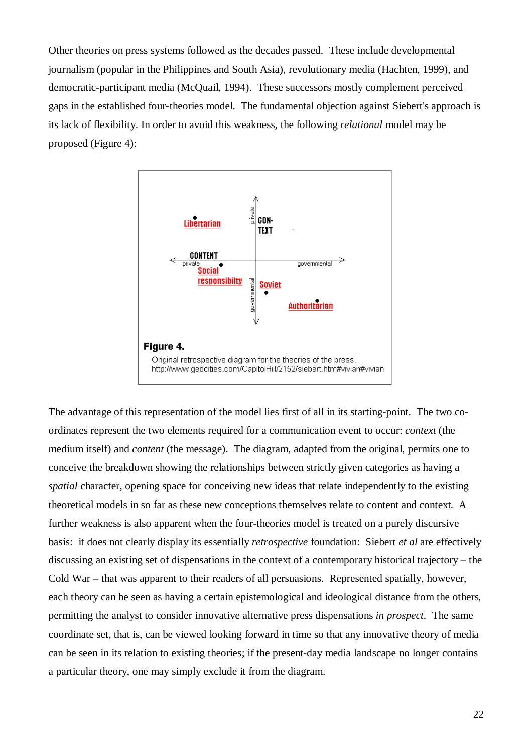Other theories on press systems followed as the decades passed. These include developmental journalism (popular in the Philippines and South Asia), revolutionary media (Hachten, 1999), and democratic-participant media (McQuail, 1994). These successors mostly complement perceived gaps in the established four-theories model. The fundamental objection against Siebert's approach is its lack of flexibility. In order to avoid this weakness, the following *relational* model may be proposed (Figure 4):

**Figure 4.**

Original retrospective diagram for the theories of the press.
http://www.geocities.com/CapitolHill/2152/siebert.htm#vivian#vivian

The advantage of this representation of the model lies first of all in its starting-point. The two co-ordinates represent the two elements required for a communication event to occur: *context* (the medium itself) and *content* (the message). The diagram, adapted from the original, permits one to conceive the breakdown showing the relationships between strictly given categories as having a *spatial* character, opening space for conceiving new ideas that relate independently to the existing theoretical models in so far as these new conceptions themselves relate to content and context. A further weakness is also apparent when the four-theories model is treated on a purely discursive basis: it does not clearly display its essentially *retrospective* foundation: Siebert *et al* are effectively discussing an existing set of dispensations in the context of a contemporary historical trajectory – the Cold War – that was apparent to their readers of all persuasions. Represented spatially, however, each theory can be seen as having a certain epistemological and ideological distance from the others, permitting the analyst to consider innovative alternative press dispensations *in prospect*. The same coordinate set, that is, can be viewed looking forward in time so that any innovative theory of media can be seen in its relation to existing theories; if the present-day media landscape no longer contains a particular theory, one may simply exclude it from the diagram.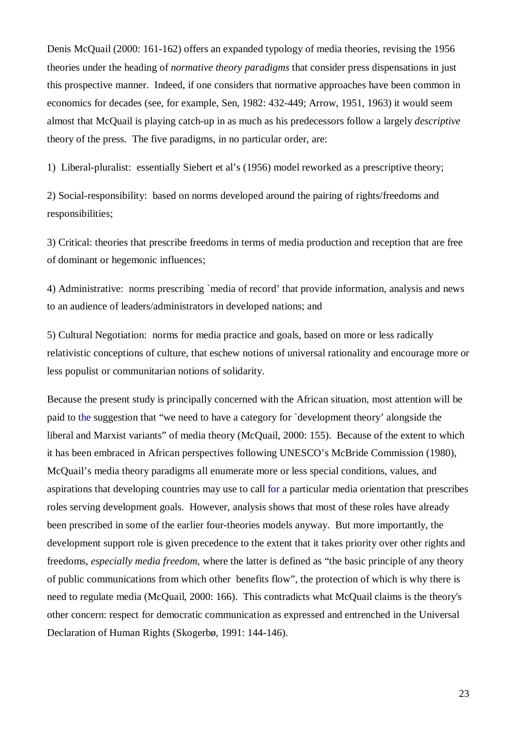Denis McQuail (2000: 161-162) offers an expanded typology of media theories, revising the 1956 theories under the heading of *normative theory paradigms* that consider press dispensations in just this prospective manner. Indeed, if one considers that normative approaches have been common in economics for decades (see, for example, Sen, 1982: 432-449; Arrow, 1951, 1963) it would seem almost that McQuail is playing catch-up in as much as his predecessors follow a largely *descriptive* theory of the press. The five paradigms, in no particular order, are:

1) Liberal-pluralist: essentially Siebert et al's (1956) model reworked as a prescriptive theory;

2) Social-responsibility: based on norms developed around the pairing of rights/freedoms and responsibilities;

3) Critical: theories that prescribe freedoms in terms of media production and reception that are free of dominant or hegemonic influences;

4) Administrative: norms prescribing `media of record' that provide information, analysis and news to an audience of leaders/administrators in developed nations; and

5) Cultural Negotiation: norms for media practice and goals, based on more or less radically relativistic conceptions of culture, that eschew notions of universal rationality and encourage more or less populist or communitarian notions of solidarity.

Because the present study is principally concerned with the African situation, most attention will be paid to the suggestion that "we need to have a category for `development theory' alongside the liberal and Marxist variants" of media theory (McQuail, 2000: 155). Because of the extent to which it has been embraced in African perspectives following UNESCO's McBride Commission (1980), McQuail's media theory paradigms all enumerate more or less special conditions, values, and aspirations that developing countries may use to call for a particular media orientation that prescribes roles serving development goals. However, analysis shows that most of these roles have already been prescribed in some of the earlier four-theories models anyway. But more importantly, the development support role is given precedence to the extent that it takes priority over other rights and freedoms, *especially media freedom*, where the latter is defined as "the basic principle of any theory of public communications from which other benefits flow", the protection of which is why there is need to regulate media (McQuail, 2000: 166). This contradicts what McQuail claims is the theory's other concern: respect for democratic communication as expressed and entrenched in the Universal Declaration of Human Rights (Skogerbø, 1991: 144-146).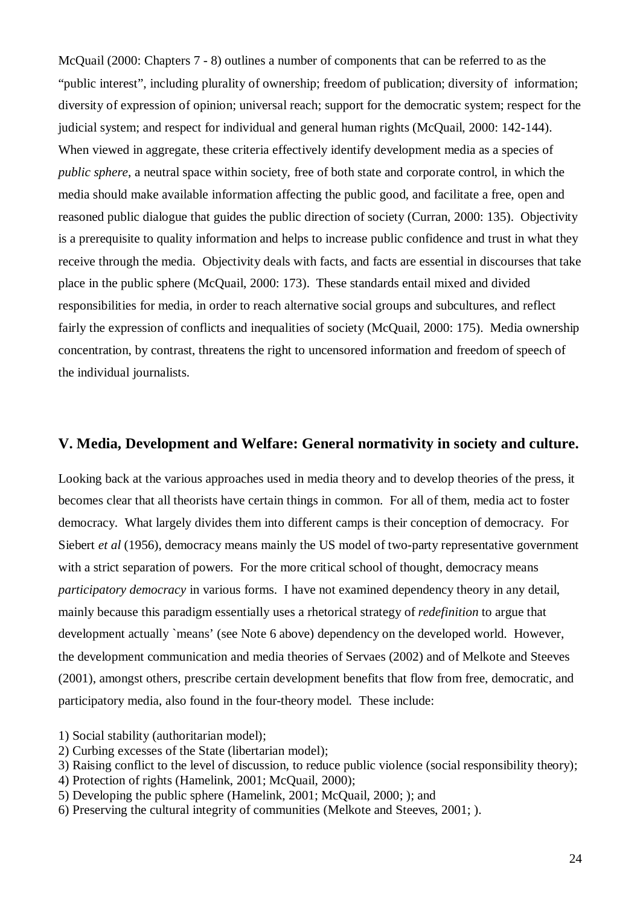McQuail (2000: Chapters 7 - 8) outlines a number of components that can be referred to as the "public interest", including plurality of ownership; freedom of publication; diversity of information; diversity of expression of opinion; universal reach; support for the democratic system; respect for the judicial system; and respect for individual and general human rights (McQuail, 2000: 142-144). When viewed in aggregate, these criteria effectively identify development media as a species of *public sphere*, a neutral space within society, free of both state and corporate control, in which the media should make available information affecting the public good, and facilitate a free, open and reasoned public dialogue that guides the public direction of society (Curran, 2000: 135). Objectivity is a prerequisite to quality information and helps to increase public confidence and trust in what they receive through the media. Objectivity deals with facts, and facts are essential in discourses that take place in the public sphere (McQuail, 2000: 173). These standards entail mixed and divided responsibilities for media, in order to reach alternative social groups and subcultures, and reflect fairly the expression of conflicts and inequalities of society (McQuail, 2000: 175). Media ownership concentration, by contrast, threatens the right to uncensored information and freedom of speech of the individual journalists.

## V. Media, Development and Welfare: General normativity in society and culture.

Looking back at the various approaches used in media theory and to develop theories of the press, it becomes clear that all theorists have certain things in common. For all of them, media act to foster democracy. What largely divides them into different camps is their conception of democracy. For Siebert *et al* (1956), democracy means mainly the US model of two-party representative government with a strict separation of powers. For the more critical school of thought, democracy means *participatory democracy* in various forms. I have not examined dependency theory in any detail, mainly because this paradigm essentially uses a rhetorical strategy of *redefinition* to argue that development actually `means' (see Note 6 above) dependency on the developed world. However, the development communication and media theories of Servaes (2002) and of Melkote and Steeves (2001), amongst others, prescribe certain development benefits that flow from free, democratic, and participatory media, also found in the four-theory model. These include:

1) Social stability (authoritarian model);
2) Curbing excesses of the State (libertarian model);
3) Raising conflict to the level of discussion, to reduce public violence (social responsibility theory);
4) Protection of rights (Hamelink, 2001; McQuail, 2000);
5) Developing the public sphere (Hamelink, 2001; McQuail, 2000; ); and
6) Preserving the cultural integrity of communities (Melkote and Steeves, 2001; ).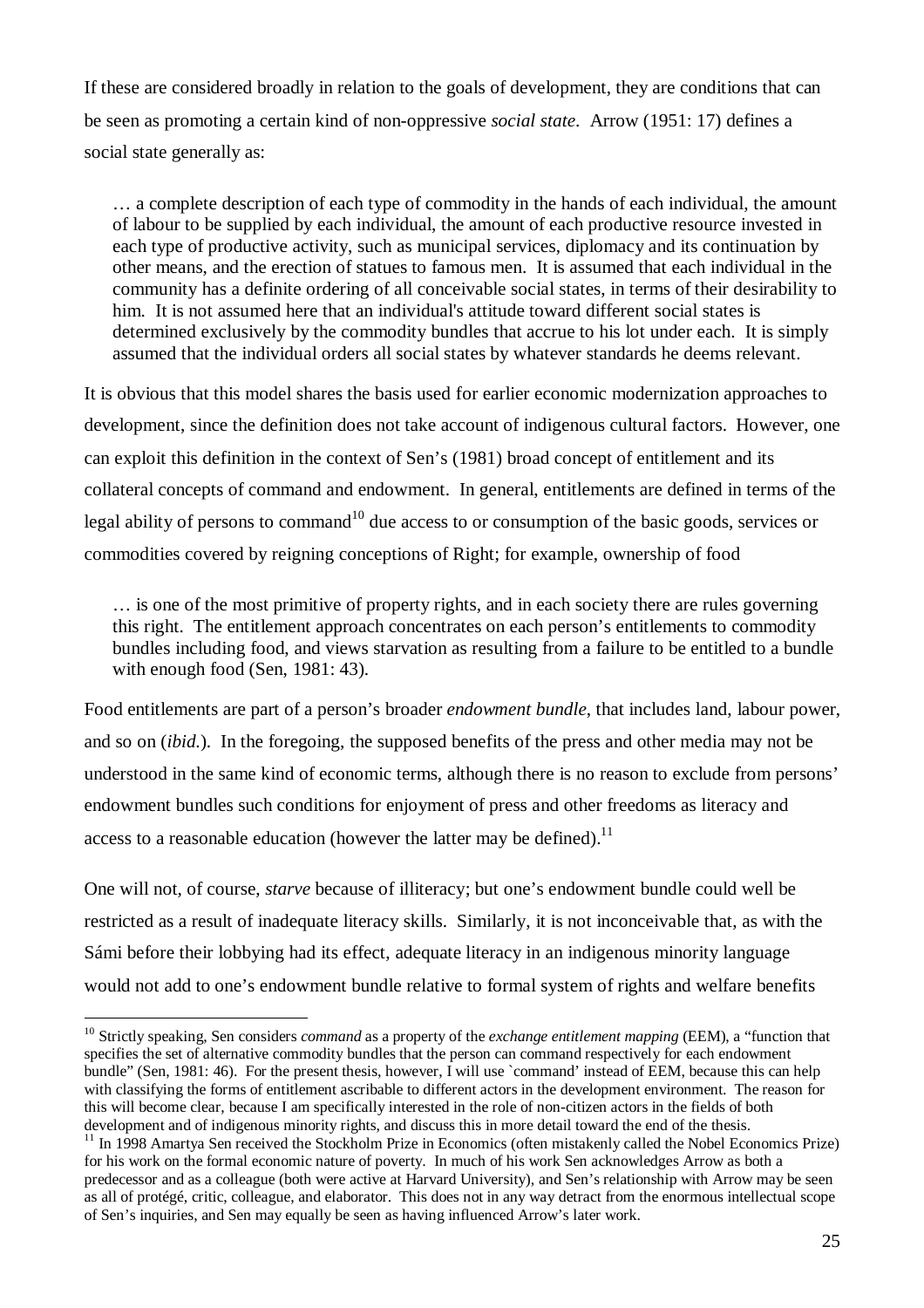If these are considered broadly in relation to the goals of development, they are conditions that can be seen as promoting a certain kind of non-oppressive *social state*. Arrow (1951: 17) defines a social state generally as:

> … a complete description of each type of commodity in the hands of each individual, the amount of labour to be supplied by each individual, the amount of each productive resource invested in each type of productive activity, such as municipal services, diplomacy and its continuation by other means, and the erection of statues to famous men. It is assumed that each individual in the community has a definite ordering of all conceivable social states, in terms of their desirability to him. It is not assumed here that an individual's attitude toward different social states is determined exclusively by the commodity bundles that accrue to his lot under each. It is simply assumed that the individual orders all social states by whatever standards he deems relevant.

It is obvious that this model shares the basis used for earlier economic modernization approaches to development, since the definition does not take account of indigenous cultural factors. However, one can exploit this definition in the context of Sen's (1981) broad concept of entitlement and its collateral concepts of command and endowment. In general, entitlements are defined in terms of the legal ability of persons to command[10] due access to or consumption of the basic goods, services or commodities covered by reigning conceptions of Right; for example, ownership of food

> … is one of the most primitive of property rights, and in each society there are rules governing this right. The entitlement approach concentrates on each person's entitlements to commodity bundles including food, and views starvation as resulting from a failure to be entitled to a bundle with enough food (Sen, 1981: 43).

Food entitlements are part of a person's broader *endowment bundle*, that includes land, labour power, and so on (*ibid.*). In the foregoing, the supposed benefits of the press and other media may not be understood in the same kind of economic terms, although there is no reason to exclude from persons' endowment bundles such conditions for enjoyment of press and other freedoms as literacy and access to a reasonable education (however the latter may be defined).[11]

One will not, of course, *starve* because of illiteracy; but one's endowment bundle could well be restricted as a result of inadequate literacy skills. Similarly, it is not inconceivable that, as with the Sámi before their lobbying had its effect, adequate literacy in an indigenous minority language would not add to one's endowment bundle relative to formal system of rights and welfare benefits

---

[10] Strictly speaking, Sen considers *command* as a property of the *exchange entitlement mapping* (EEM), a "function that specifies the set of alternative commodity bundles that the person can command respectively for each endowment bundle" (Sen, 1981: 46). For the present thesis, however, I will use `command' instead of EEM, because this can help with classifying the forms of entitlement ascribable to different actors in the development environment. The reason for this will become clear, because I am specifically interested in the role of non-citizen actors in the fields of both development and of indigenous minority rights, and discuss this in more detail toward the end of the thesis.

[11] In 1998 Amartya Sen received the Stockholm Prize in Economics (often mistakenly called the Nobel Economics Prize) for his work on the formal economic nature of poverty. In much of his work Sen acknowledges Arrow as both a predecessor and as a colleague (both were active at Harvard University), and Sen's relationship with Arrow may be seen as all of protégé, critic, colleague, and elaborator. This does not in any way detract from the enormous intellectual scope of Sen's inquiries, and Sen may equally be seen as having influenced Arrow's later work.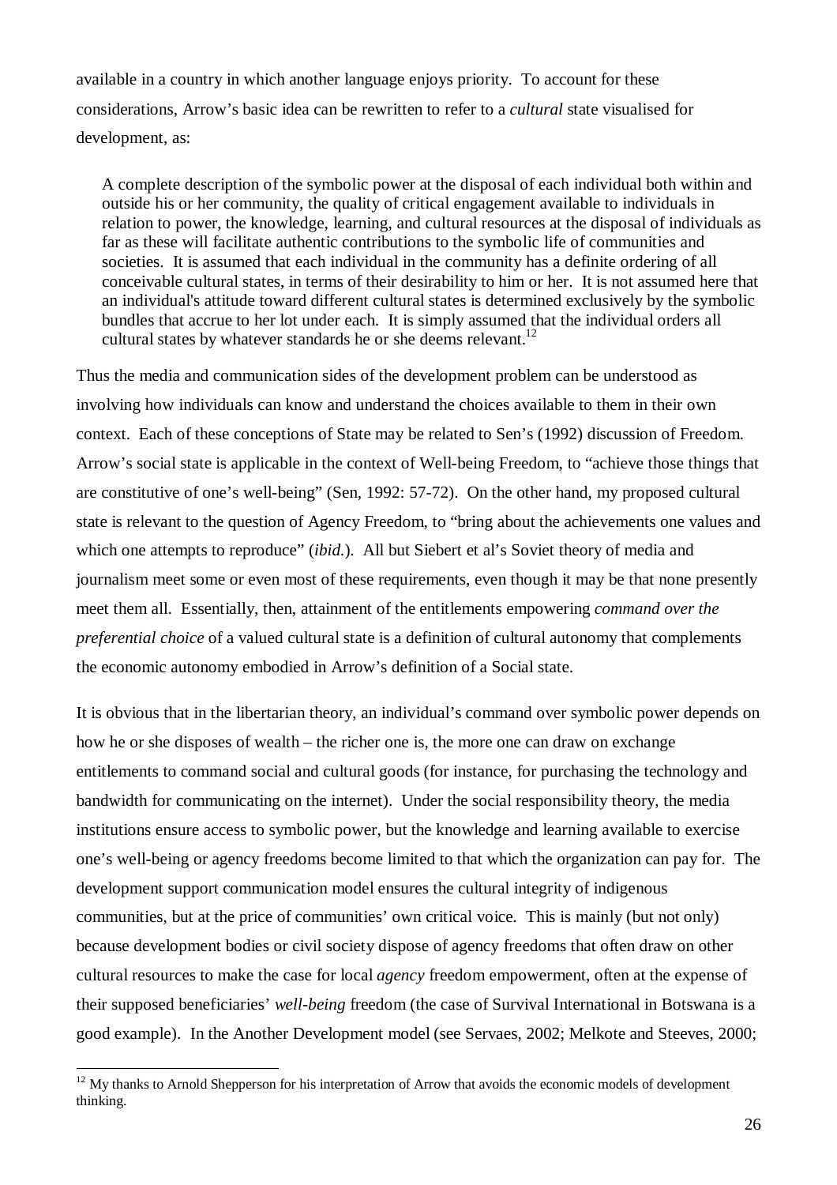available in a country in which another language enjoys priority. To account for these considerations, Arrow's basic idea can be rewritten to refer to a *cultural* state visualised for development, as:

> A complete description of the symbolic power at the disposal of each individual both within and outside his or her community, the quality of critical engagement available to individuals in relation to power, the knowledge, learning, and cultural resources at the disposal of individuals as far as these will facilitate authentic contributions to the symbolic life of communities and societies. It is assumed that each individual in the community has a definite ordering of all conceivable cultural states, in terms of their desirability to him or her. It is not assumed here that an individual's attitude toward different cultural states is determined exclusively by the symbolic bundles that accrue to her lot under each. It is simply assumed that the individual orders all cultural states by whatever standards he or she deems relevant.[12]

Thus the media and communication sides of the development problem can be understood as involving how individuals can know and understand the choices available to them in their own context. Each of these conceptions of State may be related to Sen's (1992) discussion of Freedom. Arrow's social state is applicable in the context of Well-being Freedom, to "achieve those things that are constitutive of one's well-being" (Sen, 1992: 57-72). On the other hand, my proposed cultural state is relevant to the question of Agency Freedom, to "bring about the achievements one values and which one attempts to reproduce" (*ibid.*). All but Siebert et al's Soviet theory of media and journalism meet some or even most of these requirements, even though it may be that none presently meet them all. Essentially, then, attainment of the entitlements empowering *command over the preferential choice* of a valued cultural state is a definition of cultural autonomy that complements the economic autonomy embodied in Arrow's definition of a Social state.

It is obvious that in the libertarian theory, an individual's command over symbolic power depends on how he or she disposes of wealth – the richer one is, the more one can draw on exchange entitlements to command social and cultural goods (for instance, for purchasing the technology and bandwidth for communicating on the internet). Under the social responsibility theory, the media institutions ensure access to symbolic power, but the knowledge and learning available to exercise one's well-being or agency freedoms become limited to that which the organization can pay for. The development support communication model ensures the cultural integrity of indigenous communities, but at the price of communities' own critical voice. This is mainly (but not only) because development bodies or civil society dispose of agency freedoms that often draw on other cultural resources to make the case for local *agency* freedom empowerment, often at the expense of their supposed beneficiaries' *well-being* freedom (the case of Survival International in Botswana is a good example). In the Another Development model (see Servaes, 2002; Melkote and Steeves, 2000;

[12] My thanks to Arnold Shepperson for his interpretation of Arrow that avoids the economic models of development thinking.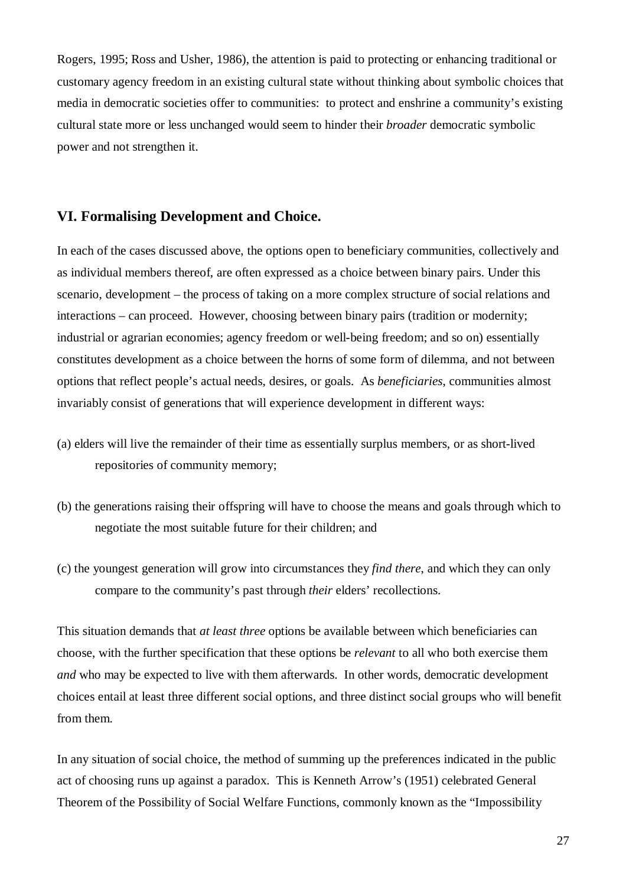Rogers, 1995; Ross and Usher, 1986), the attention is paid to protecting or enhancing traditional or customary agency freedom in an existing cultural state without thinking about symbolic choices that media in democratic societies offer to communities: to protect and enshrine a community's existing cultural state more or less unchanged would seem to hinder their *broader* democratic symbolic power and not strengthen it.

## VI. Formalising Development and Choice.

In each of the cases discussed above, the options open to beneficiary communities, collectively and as individual members thereof, are often expressed as a choice between binary pairs. Under this scenario, development – the process of taking on a more complex structure of social relations and interactions – can proceed. However, choosing between binary pairs (tradition or modernity; industrial or agrarian economies; agency freedom or well-being freedom; and so on) essentially constitutes development as a choice between the horns of some form of dilemma, and not between options that reflect people's actual needs, desires, or goals. As *beneficiaries*, communities almost invariably consist of generations that will experience development in different ways:

(a) elders will live the remainder of their time as essentially surplus members, or as short-lived repositories of community memory;

(b) the generations raising their offspring will have to choose the means and goals through which to negotiate the most suitable future for their children; and

(c) the youngest generation will grow into circumstances they *find there*, and which they can only compare to the community's past through *their* elders' recollections.

This situation demands that *at least three* options be available between which beneficiaries can choose, with the further specification that these options be *relevant* to all who both exercise them *and* who may be expected to live with them afterwards. In other words, democratic development choices entail at least three different social options, and three distinct social groups who will benefit from them.

In any situation of social choice, the method of summing up the preferences indicated in the public act of choosing runs up against a paradox. This is Kenneth Arrow's (1951) celebrated General Theorem of the Possibility of Social Welfare Functions, commonly known as the "Impossibility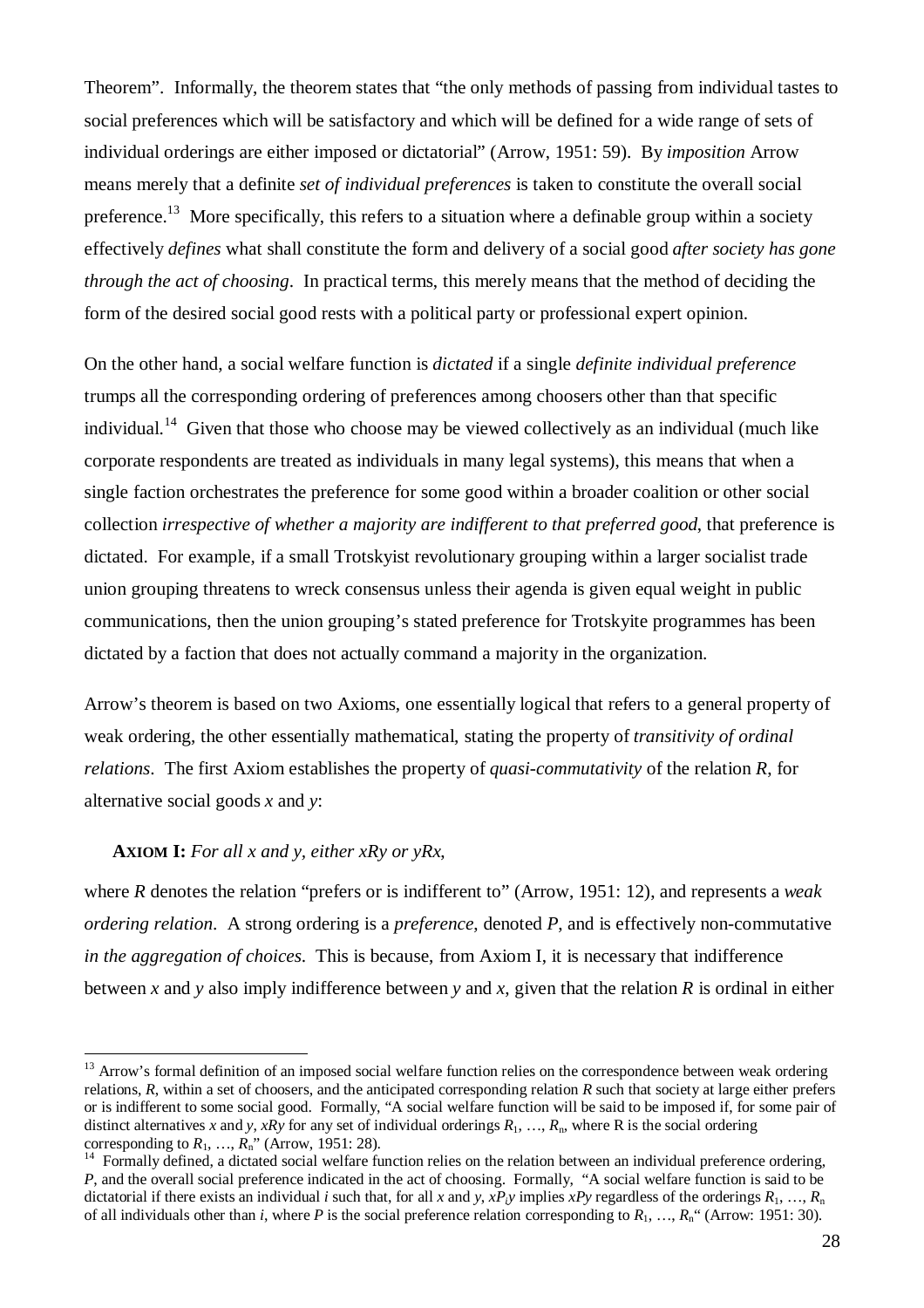Theorem". Informally, the theorem states that "the only methods of passing from individual tastes to social preferences which will be satisfactory and which will be defined for a wide range of sets of individual orderings are either imposed or dictatorial" (Arrow, 1951: 59). By *imposition* Arrow means merely that a definite *set of individual preferences* is taken to constitute the overall social preference.[13] More specifically, this refers to a situation where a definable group within a society effectively *defines* what shall constitute the form and delivery of a social good *after society has gone through the act of choosing*. In practical terms, this merely means that the method of deciding the form of the desired social good rests with a political party or professional expert opinion.

On the other hand, a social welfare function is *dictated* if a single *definite individual preference* trumps all the corresponding ordering of preferences among choosers other than that specific individual.[14] Given that those who choose may be viewed collectively as an individual (much like corporate respondents are treated as individuals in many legal systems), this means that when a single faction orchestrates the preference for some good within a broader coalition or other social collection *irrespective of whether a majority are indifferent to that preferred good*, that preference is dictated. For example, if a small Trotskyist revolutionary grouping within a larger socialist trade union grouping threatens to wreck consensus unless their agenda is given equal weight in public communications, then the union grouping's stated preference for Trotskyite programmes has been dictated by a faction that does not actually command a majority in the organization.

Arrow's theorem is based on two Axioms, one essentially logical that refers to a general property of weak ordering, the other essentially mathematical, stating the property of *transitivity of ordinal relations*. The first Axiom establishes the property of *quasi-commutativity* of the relation $R$, for alternative social goods $x$ and $y$:

**AXIOM I:** *For all $x$ and $y$, either $xRy$ or $yRx$,*

where $R$ denotes the relation "prefers or is indifferent to" (Arrow, 1951: 12), and represents a *weak ordering relation*. A strong ordering is a *preference*, denoted $P$, and is effectively non-commutative *in the aggregation of choices*. This is because, from Axiom I, it is necessary that indifference between $x$ and $y$ also imply indifference between $y$ and $x$, given that the relation $R$ is ordinal in either

---

[13] Arrow's formal definition of an imposed social welfare function relies on the correspondence between weak ordering relations, $R$, within a set of choosers, and the anticipated corresponding relation $R$ such that society at large either prefers or is indifferent to some social good. Formally, "A social welfare function will be said to be imposed if, for some pair of distinct alternatives $x$ and $y$, $xRy$ for any set of individual orderings $R_1, \ldots, R_n$, where R is the social ordering corresponding to $R_1, \ldots, R_n$" (Arrow, 1951: 28).

[14] Formally defined, a dictated social welfare function relies on the relation between an individual preference ordering, $P$, and the overall social preference indicated in the act of choosing. Formally, "A social welfare function is said to be dictatorial if there exists an individual $i$ such that, for all $x$ and $y$, $xP_iy$ implies $xPy$ regardless of the orderings $R_1, \ldots, R_n$ of all individuals other than $i$, where $P$ is the social preference relation corresponding to $R_1, \ldots, R_n$" (Arrow: 1951: 30).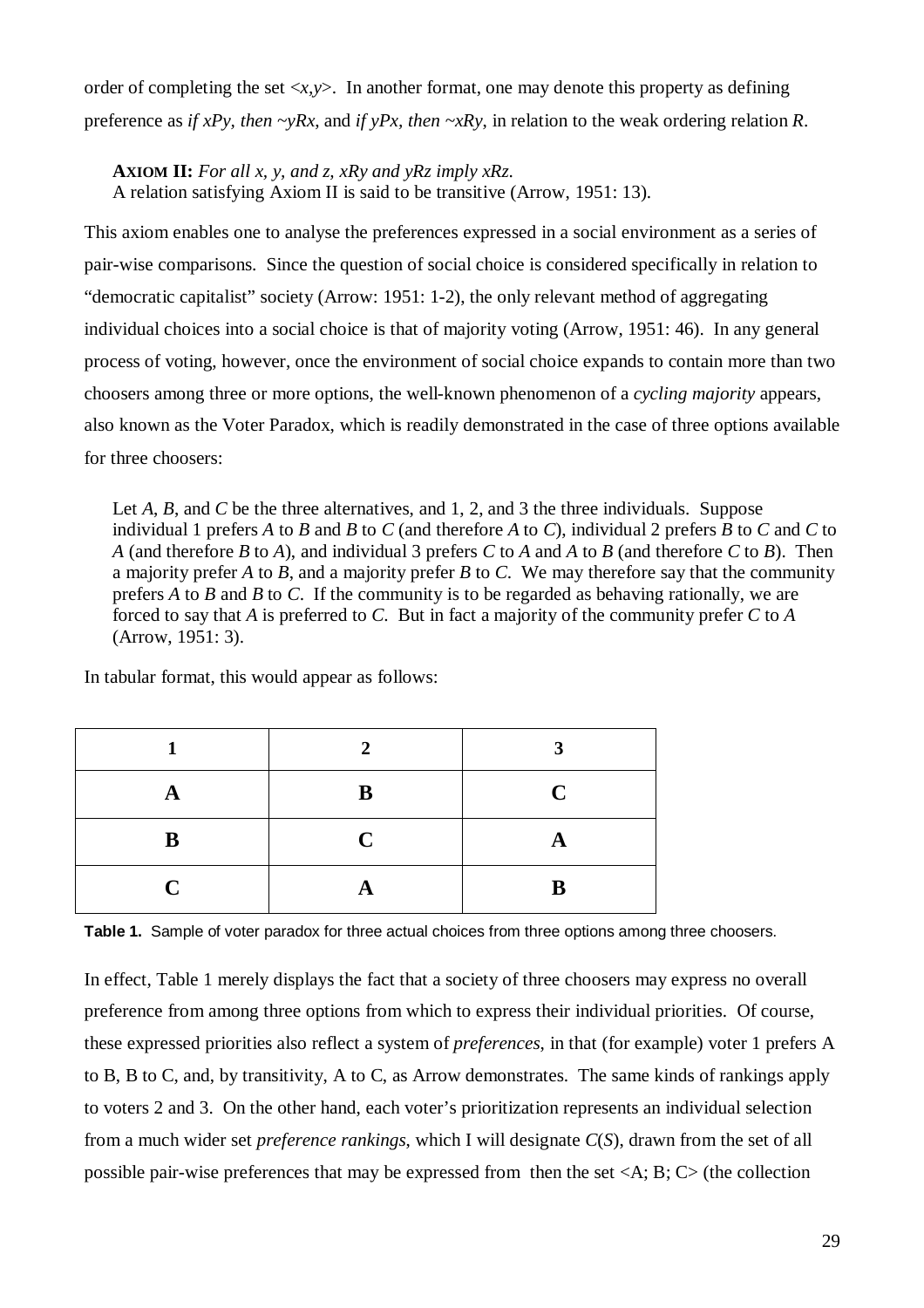order of completing the set $<x,y>$. In another format, one may denote this property as defining preference as *if xPy, then ~yRx,* and *if yPx, then ~xRy,* in relation to the weak ordering relation *R*.

> **AXIOM II:** *For all x, y, and z, xRy and yRz imply xRz.*
> A relation satisfying Axiom II is said to be transitive (Arrow, 1951: 13).

This axiom enables one to analyse the preferences expressed in a social environment as a series of pair-wise comparisons. Since the question of social choice is considered specifically in relation to "democratic capitalist" society (Arrow: 1951: 1-2), the only relevant method of aggregating individual choices into a social choice is that of majority voting (Arrow, 1951: 46). In any general process of voting, however, once the environment of social choice expands to contain more than two choosers among three or more options, the well-known phenomenon of a *cycling majority* appears, also known as the Voter Paradox, which is readily demonstrated in the case of three options available for three choosers:

> Let *A*, *B*, and *C* be the three alternatives, and 1, 2, and 3 the three individuals. Suppose individual 1 prefers *A* to *B* and *B* to *C* (and therefore *A* to *C*), individual 2 prefers *B* to *C* and *C* to *A* (and therefore *B* to *A*), and individual 3 prefers *C* to *A* and *A* to *B* (and therefore *C* to *B*). Then a majority prefer *A* to *B*, and a majority prefer *B* to *C*. We may therefore say that the community prefers *A* to *B* and *B* to *C*. If the community is to be regarded as behaving rationally, we are forced to say that *A* is preferred to *C*. But in fact a majority of the community prefer *C* to *A* (Arrow, 1951: 3).

In tabular format, this would appear as follows:

| 1 | 2 | 3 |
|---|---|---|
| A | B | C |
| B | C | A |
| C | A | B |

**Table 1.** Sample of voter paradox for three actual choices from three options among three choosers.

In effect, Table 1 merely displays the fact that a society of three choosers may express no overall preference from among three options from which to express their individual priorities. Of course, these expressed priorities also reflect a system of *preferences,* in that (for example) voter 1 prefers A to B, B to C, and, by transitivity, A to C, as Arrow demonstrates. The same kinds of rankings apply to voters 2 and 3. On the other hand, each voter's prioritization represents an individual selection from a much wider set *preference rankings*, which I will designate *C*(*S*), drawn from the set of all possible pair-wise preferences that may be expressed from then the set <A; B; C> (the collection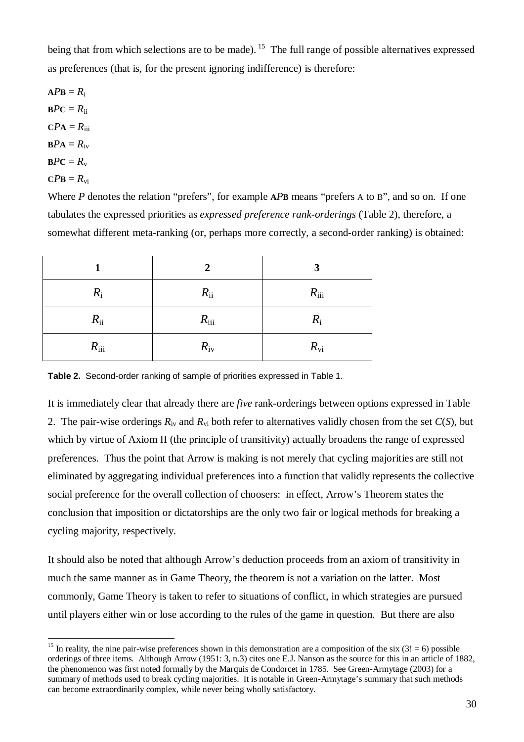being that from which selections are to be made).[15] The full range of possible alternatives expressed as preferences (that is, for the present ignoring indifference) is therefore:

$\mathbf{A}P\mathbf{B} = R_{\mathrm{i}}$

$\mathbf{B}P\mathbf{C} = R_{\mathrm{ii}}$

$\mathbf{C}P\mathbf{A} = R_{\mathrm{iii}}$

$\mathbf{B}P\mathbf{A} = R_{\mathrm{iv}}$

$\mathbf{B}P\mathbf{C} = R_{\mathrm{v}}$

$\mathbf{C}P\mathbf{B} = R_{\mathrm{vi}}$

Where $P$ denotes the relation "prefers", for example $\mathbf{A}P\mathbf{B}$ means "prefers A to B", and so on. If one tabulates the expressed priorities as *expressed preference rank-orderings* (Table 2), therefore, a somewhat different meta-ranking (or, perhaps more correctly, a second-order ranking) is obtained:

| 1 | 2 | 3 |
|---|---|---|
| $R_{\mathrm{i}}$ | $R_{\mathrm{ii}}$ | $R_{\mathrm{iii}}$ |
| $R_{\mathrm{ii}}$ | $R_{\mathrm{iii}}$ | $R_{\mathrm{i}}$ |
| $R_{\mathrm{iii}}$ | $R_{\mathrm{iv}}$ | $R_{\mathrm{vi}}$ |

**Table 2.** Second-order ranking of sample of priorities expressed in Table 1.

It is immediately clear that already there are *five* rank-orderings between options expressed in Table 2. The pair-wise orderings $R_{\mathrm{iv}}$ and $R_{\mathrm{vi}}$ both refer to alternatives validly chosen from the set $C(S)$, but which by virtue of Axiom II (the principle of transitivity) actually broadens the range of expressed preferences. Thus the point that Arrow is making is not merely that cycling majorities are still not eliminated by aggregating individual preferences into a function that validly represents the collective social preference for the overall collection of choosers: in effect, Arrow's Theorem states the conclusion that imposition or dictatorships are the only two fair or logical methods for breaking a cycling majority, respectively.

It should also be noted that although Arrow's deduction proceeds from an axiom of transitivity in much the same manner as in Game Theory, the theorem is not a variation on the latter. Most commonly, Game Theory is taken to refer to situations of conflict, in which strategies are pursued until players either win or lose according to the rules of the game in question. But there are also

[15] In reality, the nine pair-wise preferences shown in this demonstration are a composition of the six ($3! = 6$) possible orderings of three items. Although Arrow (1951: 3, n.3) cites one E.J. Nanson as the source for this in an article of 1882, the phenomenon was first noted formally by the Marquis de Condorcet in 1785. See Green-Armytage (2003) for a summary of methods used to break cycling majorities. It is notable in Green-Armytage's summary that such methods can become extraordinarily complex, while never being wholly satisfactory.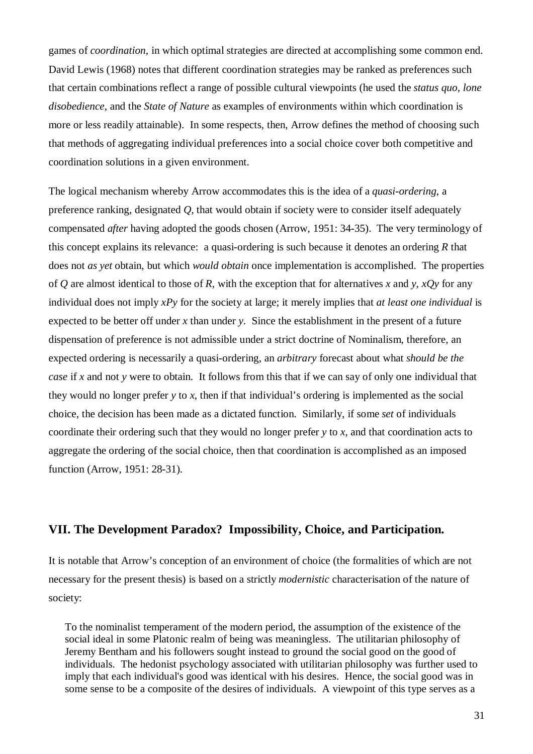games of *coordination*, in which optimal strategies are directed at accomplishing some common end. David Lewis (1968) notes that different coordination strategies may be ranked as preferences such that certain combinations reflect a range of possible cultural viewpoints (he used the *status quo*, *lone disobedience*, and the *State of Nature* as examples of environments within which coordination is more or less readily attainable). In some respects, then, Arrow defines the method of choosing such that methods of aggregating individual preferences into a social choice cover both competitive and coordination solutions in a given environment.

The logical mechanism whereby Arrow accommodates this is the idea of a *quasi-ordering*, a preference ranking, designated $Q$, that would obtain if society were to consider itself adequately compensated *after* having adopted the goods chosen (Arrow, 1951: 34-35). The very terminology of this concept explains its relevance: a quasi-ordering is such because it denotes an ordering $R$ that does not *as yet* obtain, but which *would obtain* once implementation is accomplished. The properties of $Q$ are almost identical to those of $R$, with the exception that for alternatives $x$ and $y$, $xQy$ for any individual does not imply $xPy$ for the society at large; it merely implies that *at least one individual* is expected to be better off under $x$ than under $y$. Since the establishment in the present of a future dispensation of preference is not admissible under a strict doctrine of Nominalism, therefore, an expected ordering is necessarily a quasi-ordering, an *arbitrary* forecast about what *should be the case* if $x$ and not $y$ were to obtain. It follows from this that if we can say of only one individual that they would no longer prefer $y$ to $x$, then if that individual's ordering is implemented as the social choice, the decision has been made as a dictated function. Similarly, if some *set* of individuals coordinate their ordering such that they would no longer prefer $y$ to $x$, and that coordination acts to aggregate the ordering of the social choice, then that coordination is accomplished as an imposed function (Arrow, 1951: 28-31).

## VII. The Development Paradox? Impossibility, Choice, and Participation.

It is notable that Arrow's conception of an environment of choice (the formalities of which are not necessary for the present thesis) is based on a strictly *modernistic* characterisation of the nature of society:

> To the nominalist temperament of the modern period, the assumption of the existence of the social ideal in some Platonic realm of being was meaningless. The utilitarian philosophy of Jeremy Bentham and his followers sought instead to ground the social good on the good of individuals. The hedonist psychology associated with utilitarian philosophy was further used to imply that each individual's good was identical with his desires. Hence, the social good was in some sense to be a composite of the desires of individuals. A viewpoint of this type serves as a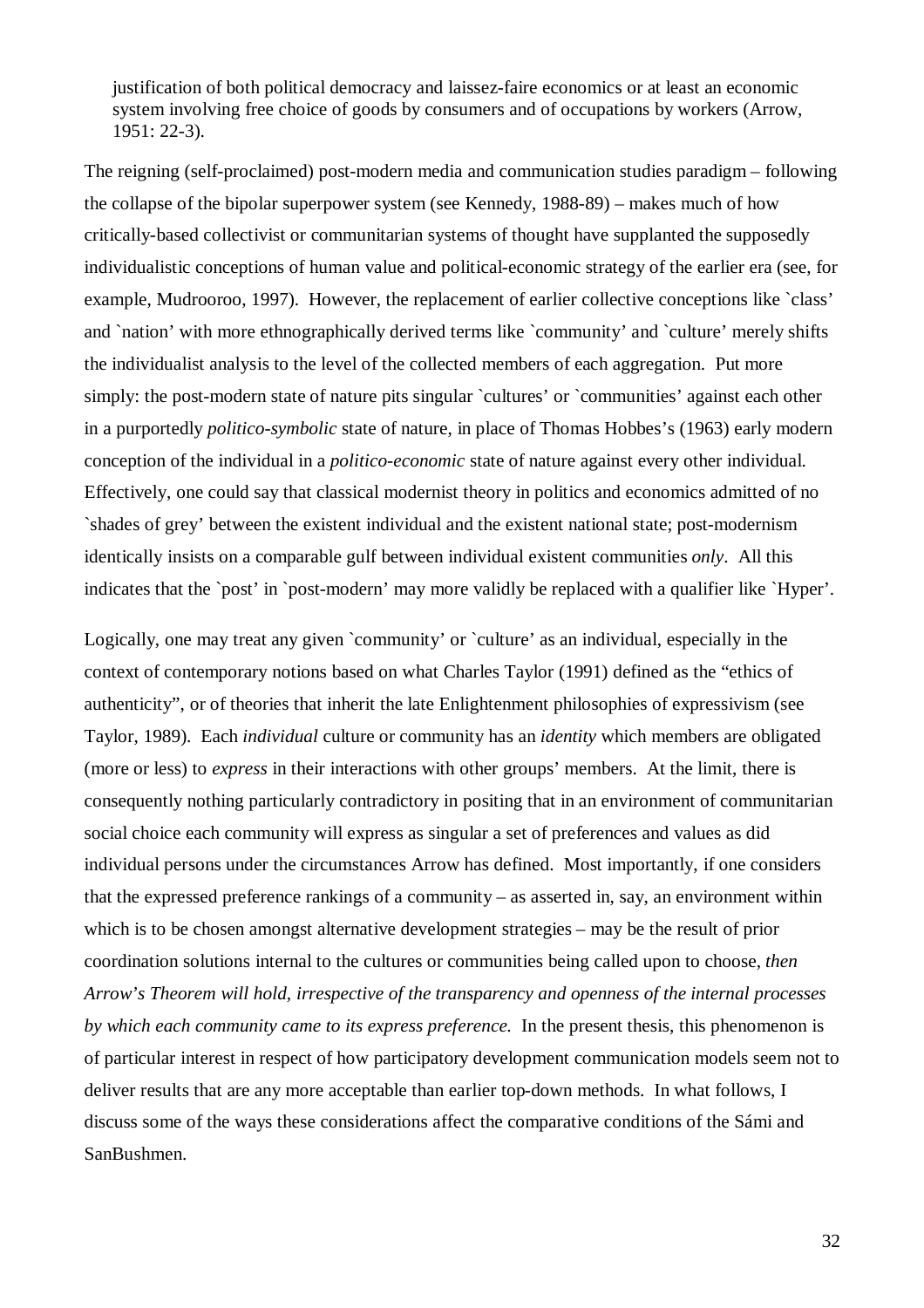> justification of both political democracy and laissez-faire economics or at least an economic system involving free choice of goods by consumers and of occupations by workers (Arrow, 1951: 22-3).

The reigning (self-proclaimed) post-modern media and communication studies paradigm – following the collapse of the bipolar superpower system (see Kennedy, 1988-89) – makes much of how critically-based collectivist or communitarian systems of thought have supplanted the supposedly individualistic conceptions of human value and political-economic strategy of the earlier era (see, for example, Mudrooroo, 1997). However, the replacement of earlier collective conceptions like `class' and `nation' with more ethnographically derived terms like `community' and `culture' merely shifts the individualist analysis to the level of the collected members of each aggregation. Put more simply: the post-modern state of nature pits singular `cultures' or `communities' against each other in a purportedly *politico-symbolic* state of nature, in place of Thomas Hobbes's (1963) early modern conception of the individual in a *politico-economic* state of nature against every other individual. Effectively, one could say that classical modernist theory in politics and economics admitted of no `shades of grey' between the existent individual and the existent national state; post-modernism identically insists on a comparable gulf between individual existent communities *only*. All this indicates that the `post' in `post-modern' may more validly be replaced with a qualifier like `Hyper'.

Logically, one may treat any given `community' or `culture' as an individual, especially in the context of contemporary notions based on what Charles Taylor (1991) defined as the "ethics of authenticity", or of theories that inherit the late Enlightenment philosophies of expressivism (see Taylor, 1989). Each *individual* culture or community has an *identity* which members are obligated (more or less) to *express* in their interactions with other groups' members. At the limit, there is consequently nothing particularly contradictory in positing that in an environment of communitarian social choice each community will express as singular a set of preferences and values as did individual persons under the circumstances Arrow has defined. Most importantly, if one considers that the expressed preference rankings of a community – as asserted in, say, an environment within which is to be chosen amongst alternative development strategies – may be the result of prior coordination solutions internal to the cultures or communities being called upon to choose, *then Arrow's Theorem will hold, irrespective of the transparency and openness of the internal processes by which each community came to its express preference.* In the present thesis, this phenomenon is of particular interest in respect of how participatory development communication models seem not to deliver results that are any more acceptable than earlier top-down methods. In what follows, I discuss some of the ways these considerations affect the comparative conditions of the Sámi and SanBushmen.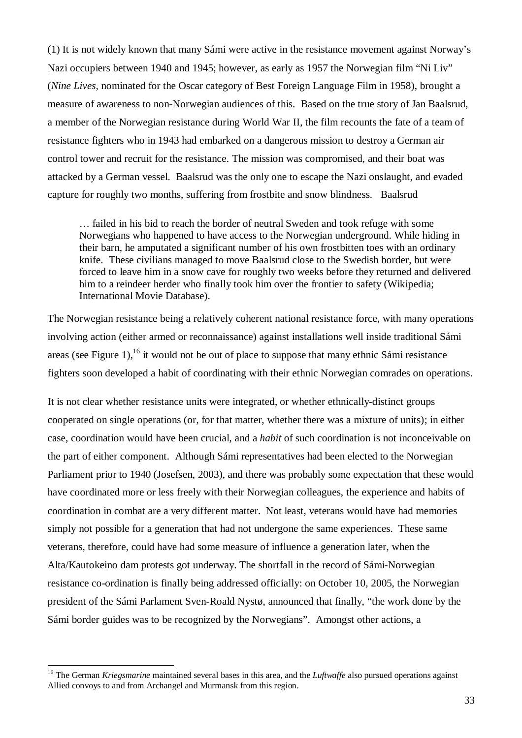(1) It is not widely known that many Sámi were active in the resistance movement against Norway's Nazi occupiers between 1940 and 1945; however, as early as 1957 the Norwegian film "Ni Liv" (*Nine Lives*, nominated for the Oscar category of Best Foreign Language Film in 1958), brought a measure of awareness to non-Norwegian audiences of this. Based on the true story of Jan Baalsrud, a member of the Norwegian resistance during World War II, the film recounts the fate of a team of resistance fighters who in 1943 had embarked on a dangerous mission to destroy a German air control tower and recruit for the resistance. The mission was compromised, and their boat was attacked by a German vessel. Baalsrud was the only one to escape the Nazi onslaught, and evaded capture for roughly two months, suffering from frostbite and snow blindness. Baalsrud

> … failed in his bid to reach the border of neutral Sweden and took refuge with some Norwegians who happened to have access to the Norwegian underground. While hiding in their barn, he amputated a significant number of his own frostbitten toes with an ordinary knife. These civilians managed to move Baalsrud close to the Swedish border, but were forced to leave him in a snow cave for roughly two weeks before they returned and delivered him to a reindeer herder who finally took him over the frontier to safety (Wikipedia; International Movie Database).

The Norwegian resistance being a relatively coherent national resistance force, with many operations involving action (either armed or reconnaissance) against installations well inside traditional Sámi areas (see Figure 1),[16] it would not be out of place to suppose that many ethnic Sámi resistance fighters soon developed a habit of coordinating with their ethnic Norwegian comrades on operations.

It is not clear whether resistance units were integrated, or whether ethnically-distinct groups cooperated on single operations (or, for that matter, whether there was a mixture of units); in either case, coordination would have been crucial, and a *habit* of such coordination is not inconceivable on the part of either component. Although Sámi representatives had been elected to the Norwegian Parliament prior to 1940 (Josefsen, 2003), and there was probably some expectation that these would have coordinated more or less freely with their Norwegian colleagues, the experience and habits of coordination in combat are a very different matter. Not least, veterans would have had memories simply not possible for a generation that had not undergone the same experiences. These same veterans, therefore, could have had some measure of influence a generation later, when the Alta/Kautokeino dam protests got underway. The shortfall in the record of Sámi-Norwegian resistance co-ordination is finally being addressed officially: on October 10, 2005, the Norwegian president of the Sámi Parlament Sven-Roald Nystø, announced that finally, "the work done by the Sámi border guides was to be recognized by the Norwegians". Amongst other actions, a

---

[16] The German *Kriegsmarine* maintained several bases in this area, and the *Luftwaffe* also pursued operations against Allied convoys to and from Archangel and Murmansk from this region.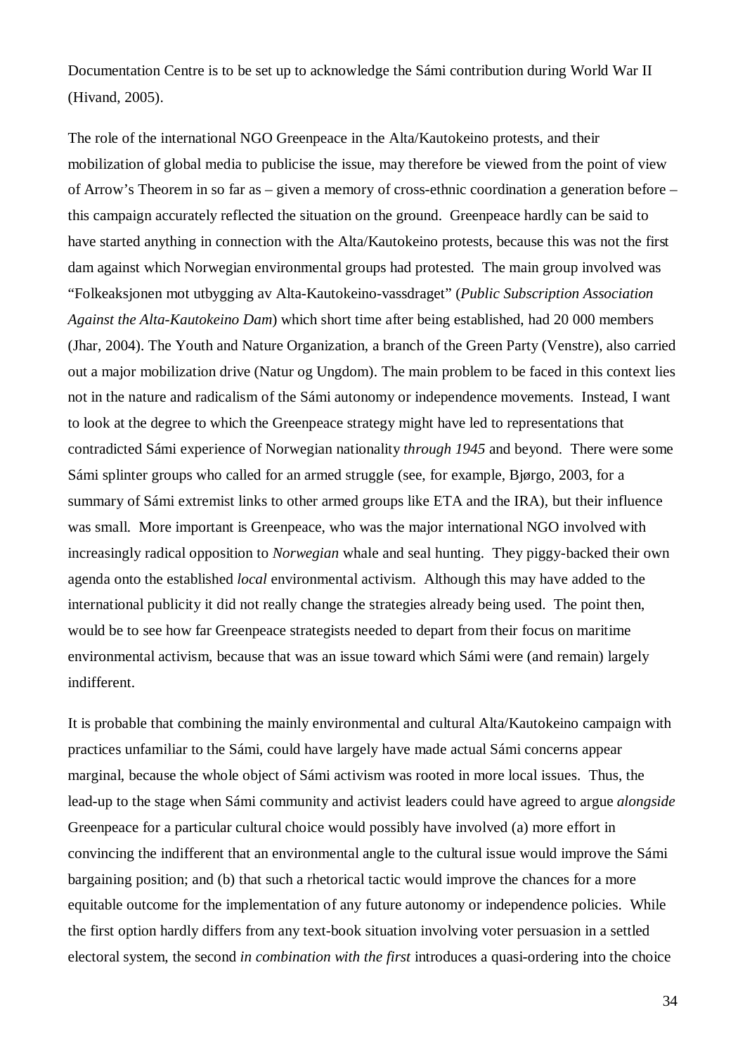Documentation Centre is to be set up to acknowledge the Sámi contribution during World War II (Hivand, 2005).

The role of the international NGO Greenpeace in the Alta/Kautokeino protests, and their mobilization of global media to publicise the issue, may therefore be viewed from the point of view of Arrow's Theorem in so far as – given a memory of cross-ethnic coordination a generation before – this campaign accurately reflected the situation on the ground. Greenpeace hardly can be said to have started anything in connection with the Alta/Kautokeino protests, because this was not the first dam against which Norwegian environmental groups had protested. The main group involved was "Folkeaksjonen mot utbygging av Alta-Kautokeino-vassdraget" (*Public Subscription Association Against the Alta-Kautokeino Dam*) which short time after being established, had 20 000 members (Jhar, 2004). The Youth and Nature Organization, a branch of the Green Party (Venstre), also carried out a major mobilization drive (Natur og Ungdom). The main problem to be faced in this context lies not in the nature and radicalism of the Sámi autonomy or independence movements. Instead, I want to look at the degree to which the Greenpeace strategy might have led to representations that contradicted Sámi experience of Norwegian nationality *through 1945* and beyond. There were some Sámi splinter groups who called for an armed struggle (see, for example, Bjørgo, 2003, for a summary of Sámi extremist links to other armed groups like ETA and the IRA), but their influence was small. More important is Greenpeace, who was the major international NGO involved with increasingly radical opposition to *Norwegian* whale and seal hunting. They piggy-backed their own agenda onto the established *local* environmental activism. Although this may have added to the international publicity it did not really change the strategies already being used. The point then, would be to see how far Greenpeace strategists needed to depart from their focus on maritime environmental activism, because that was an issue toward which Sámi were (and remain) largely indifferent.

It is probable that combining the mainly environmental and cultural Alta/Kautokeino campaign with practices unfamiliar to the Sámi, could have largely have made actual Sámi concerns appear marginal, because the whole object of Sámi activism was rooted in more local issues. Thus, the lead-up to the stage when Sámi community and activist leaders could have agreed to argue *alongside* Greenpeace for a particular cultural choice would possibly have involved (a) more effort in convincing the indifferent that an environmental angle to the cultural issue would improve the Sámi bargaining position; and (b) that such a rhetorical tactic would improve the chances for a more equitable outcome for the implementation of any future autonomy or independence policies. While the first option hardly differs from any text-book situation involving voter persuasion in a settled electoral system, the second *in combination with the first* introduces a quasi-ordering into the choice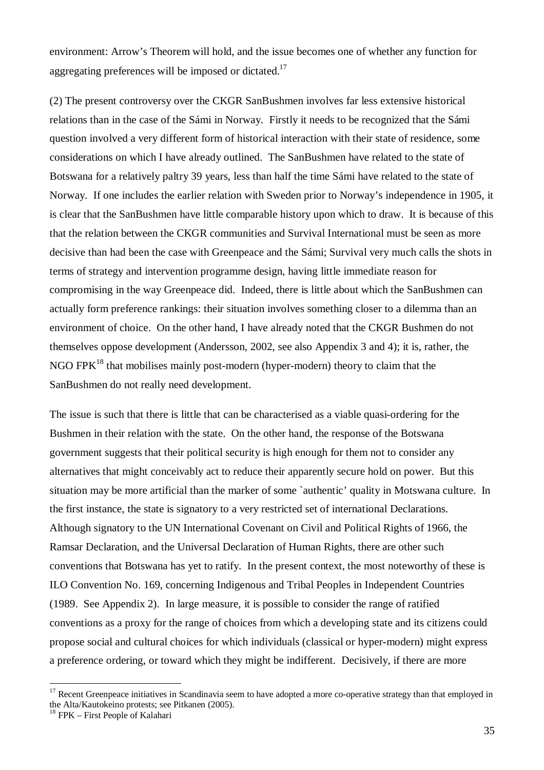environment: Arrow's Theorem will hold, and the issue becomes one of whether any function for aggregating preferences will be imposed or dictated.[17]

(2) The present controversy over the CKGR SanBushmen involves far less extensive historical relations than in the case of the Sámi in Norway. Firstly it needs to be recognized that the Sámi question involved a very different form of historical interaction with their state of residence, some considerations on which I have already outlined. The SanBushmen have related to the state of Botswana for a relatively paltry 39 years, less than half the time Sámi have related to the state of Norway. If one includes the earlier relation with Sweden prior to Norway's independence in 1905, it is clear that the SanBushmen have little comparable history upon which to draw. It is because of this that the relation between the CKGR communities and Survival International must be seen as more decisive than had been the case with Greenpeace and the Sámi; Survival very much calls the shots in terms of strategy and intervention programme design, having little immediate reason for compromising in the way Greenpeace did. Indeed, there is little about which the SanBushmen can actually form preference rankings: their situation involves something closer to a dilemma than an environment of choice. On the other hand, I have already noted that the CKGR Bushmen do not themselves oppose development (Andersson, 2002, see also Appendix 3 and 4); it is, rather, the NGO FPK[18] that mobilises mainly post-modern (hyper-modern) theory to claim that the SanBushmen do not really need development.

The issue is such that there is little that can be characterised as a viable quasi-ordering for the Bushmen in their relation with the state. On the other hand, the response of the Botswana government suggests that their political security is high enough for them not to consider any alternatives that might conceivably act to reduce their apparently secure hold on power. But this situation may be more artificial than the marker of some `authentic' quality in Motswana culture. In the first instance, the state is signatory to a very restricted set of international Declarations. Although signatory to the UN International Covenant on Civil and Political Rights of 1966, the Ramsar Declaration, and the Universal Declaration of Human Rights, there are other such conventions that Botswana has yet to ratify. In the present context, the most noteworthy of these is ILO Convention No. 169, concerning Indigenous and Tribal Peoples in Independent Countries (1989. See Appendix 2). In large measure, it is possible to consider the range of ratified conventions as a proxy for the range of choices from which a developing state and its citizens could propose social and cultural choices for which individuals (classical or hyper-modern) might express a preference ordering, or toward which they might be indifferent. Decisively, if there are more

[17] Recent Greenpeace initiatives in Scandinavia seem to have adopted a more co-operative strategy than that employed in the Alta/Kautokeino protests; see Pitkanen (2005).

[18] FPK – First People of Kalahari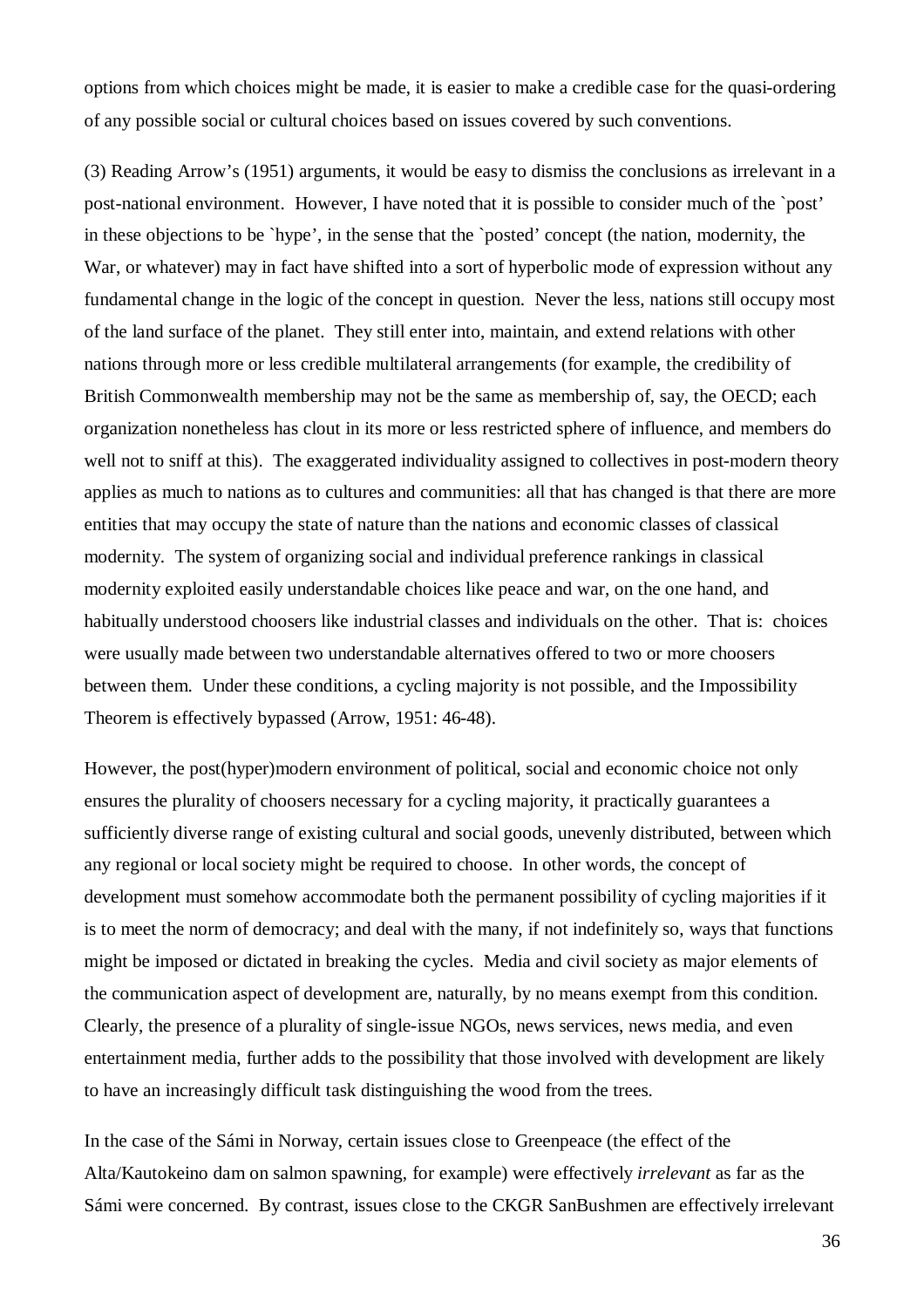options from which choices might be made, it is easier to make a credible case for the quasi-ordering of any possible social or cultural choices based on issues covered by such conventions.

(3) Reading Arrow's (1951) arguments, it would be easy to dismiss the conclusions as irrelevant in a post-national environment. However, I have noted that it is possible to consider much of the `post' in these objections to be `hype', in the sense that the `posted' concept (the nation, modernity, the War, or whatever) may in fact have shifted into a sort of hyperbolic mode of expression without any fundamental change in the logic of the concept in question. Never the less, nations still occupy most of the land surface of the planet. They still enter into, maintain, and extend relations with other nations through more or less credible multilateral arrangements (for example, the credibility of British Commonwealth membership may not be the same as membership of, say, the OECD; each organization nonetheless has clout in its more or less restricted sphere of influence, and members do well not to sniff at this). The exaggerated individuality assigned to collectives in post-modern theory applies as much to nations as to cultures and communities: all that has changed is that there are more entities that may occupy the state of nature than the nations and economic classes of classical modernity. The system of organizing social and individual preference rankings in classical modernity exploited easily understandable choices like peace and war, on the one hand, and habitually understood choosers like industrial classes and individuals on the other. That is: choices were usually made between two understandable alternatives offered to two or more choosers between them. Under these conditions, a cycling majority is not possible, and the Impossibility Theorem is effectively bypassed (Arrow, 1951: 46-48).

However, the post(hyper)modern environment of political, social and economic choice not only ensures the plurality of choosers necessary for a cycling majority, it practically guarantees a sufficiently diverse range of existing cultural and social goods, unevenly distributed, between which any regional or local society might be required to choose. In other words, the concept of development must somehow accommodate both the permanent possibility of cycling majorities if it is to meet the norm of democracy; and deal with the many, if not indefinitely so, ways that functions might be imposed or dictated in breaking the cycles. Media and civil society as major elements of the communication aspect of development are, naturally, by no means exempt from this condition. Clearly, the presence of a plurality of single-issue NGOs, news services, news media, and even entertainment media, further adds to the possibility that those involved with development are likely to have an increasingly difficult task distinguishing the wood from the trees.

In the case of the Sámi in Norway, certain issues close to Greenpeace (the effect of the Alta/Kautokeino dam on salmon spawning, for example) were effectively *irrelevant* as far as the Sámi were concerned. By contrast, issues close to the CKGR SanBushmen are effectively irrelevant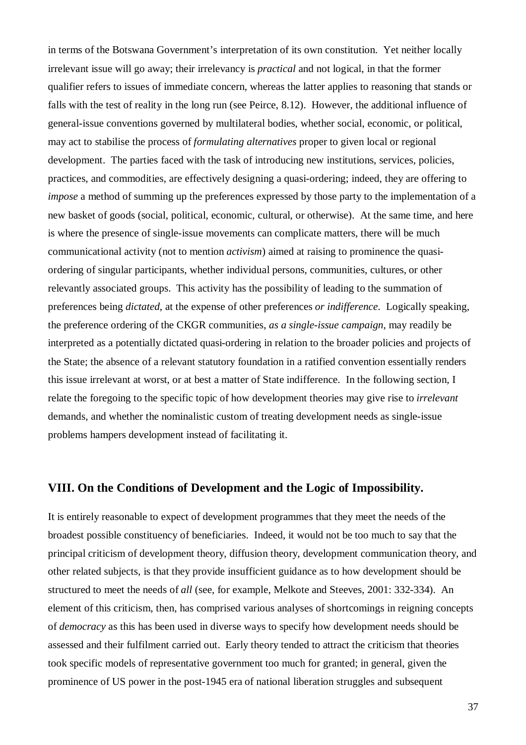in terms of the Botswana Government's interpretation of its own constitution. Yet neither locally irrelevant issue will go away; their irrelevancy is *practical* and not logical, in that the former qualifier refers to issues of immediate concern, whereas the latter applies to reasoning that stands or falls with the test of reality in the long run (see Peirce, 8.12). However, the additional influence of general-issue conventions governed by multilateral bodies, whether social, economic, or political, may act to stabilise the process of *formulating alternatives* proper to given local or regional development. The parties faced with the task of introducing new institutions, services, policies, practices, and commodities, are effectively designing a quasi-ordering; indeed, they are offering to *impose* a method of summing up the preferences expressed by those party to the implementation of a new basket of goods (social, political, economic, cultural, or otherwise). At the same time, and here is where the presence of single-issue movements can complicate matters, there will be much communicational activity (not to mention *activism*) aimed at raising to prominence the quasi-ordering of singular participants, whether individual persons, communities, cultures, or other relevantly associated groups. This activity has the possibility of leading to the summation of preferences being *dictated*, at the expense of other preferences *or indifference*. Logically speaking, the preference ordering of the CKGR communities, *as a single-issue campaign*, may readily be interpreted as a potentially dictated quasi-ordering in relation to the broader policies and projects of the State; the absence of a relevant statutory foundation in a ratified convention essentially renders this issue irrelevant at worst, or at best a matter of State indifference. In the following section, I relate the foregoing to the specific topic of how development theories may give rise to *irrelevant* demands, and whether the nominalistic custom of treating development needs as single-issue problems hampers development instead of facilitating it.

## VIII. On the Conditions of Development and the Logic of Impossibility.

It is entirely reasonable to expect of development programmes that they meet the needs of the broadest possible constituency of beneficiaries. Indeed, it would not be too much to say that the principal criticism of development theory, diffusion theory, development communication theory, and other related subjects, is that they provide insufficient guidance as to how development should be structured to meet the needs of *all* (see, for example, Melkote and Steeves, 2001: 332-334). An element of this criticism, then, has comprised various analyses of shortcomings in reigning concepts of *democracy* as this has been used in diverse ways to specify how development needs should be assessed and their fulfilment carried out. Early theory tended to attract the criticism that theories took specific models of representative government too much for granted; in general, given the prominence of US power in the post-1945 era of national liberation struggles and subsequent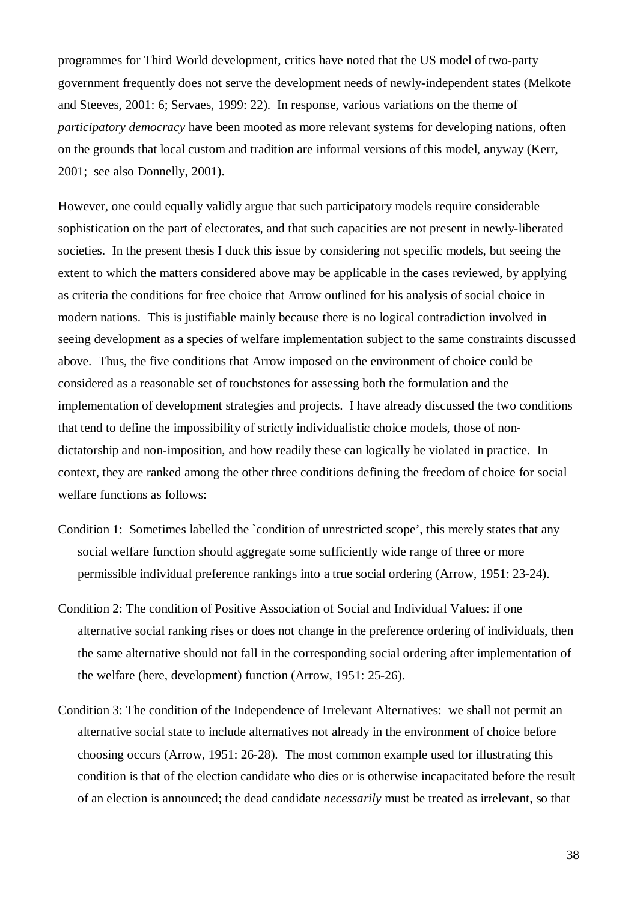programmes for Third World development, critics have noted that the US model of two-party government frequently does not serve the development needs of newly-independent states (Melkote and Steeves, 2001: 6; Servaes, 1999: 22). In response, various variations on the theme of *participatory democracy* have been mooted as more relevant systems for developing nations, often on the grounds that local custom and tradition are informal versions of this model, anyway (Kerr, 2001; see also Donnelly, 2001).

However, one could equally validly argue that such participatory models require considerable sophistication on the part of electorates, and that such capacities are not present in newly-liberated societies. In the present thesis I duck this issue by considering not specific models, but seeing the extent to which the matters considered above may be applicable in the cases reviewed, by applying as criteria the conditions for free choice that Arrow outlined for his analysis of social choice in modern nations. This is justifiable mainly because there is no logical contradiction involved in seeing development as a species of welfare implementation subject to the same constraints discussed above. Thus, the five conditions that Arrow imposed on the environment of choice could be considered as a reasonable set of touchstones for assessing both the formulation and the implementation of development strategies and projects. I have already discussed the two conditions that tend to define the impossibility of strictly individualistic choice models, those of non-dictatorship and non-imposition, and how readily these can logically be violated in practice. In context, they are ranked among the other three conditions defining the freedom of choice for social welfare functions as follows:

Condition 1: Sometimes labelled the `condition of unrestricted scope', this merely states that any social welfare function should aggregate some sufficiently wide range of three or more permissible individual preference rankings into a true social ordering (Arrow, 1951: 23-24).

Condition 2: The condition of Positive Association of Social and Individual Values: if one alternative social ranking rises or does not change in the preference ordering of individuals, then the same alternative should not fall in the corresponding social ordering after implementation of the welfare (here, development) function (Arrow, 1951: 25-26).

Condition 3: The condition of the Independence of Irrelevant Alternatives: we shall not permit an alternative social state to include alternatives not already in the environment of choice before choosing occurs (Arrow, 1951: 26-28). The most common example used for illustrating this condition is that of the election candidate who dies or is otherwise incapacitated before the result of an election is announced; the dead candidate *necessarily* must be treated as irrelevant, so that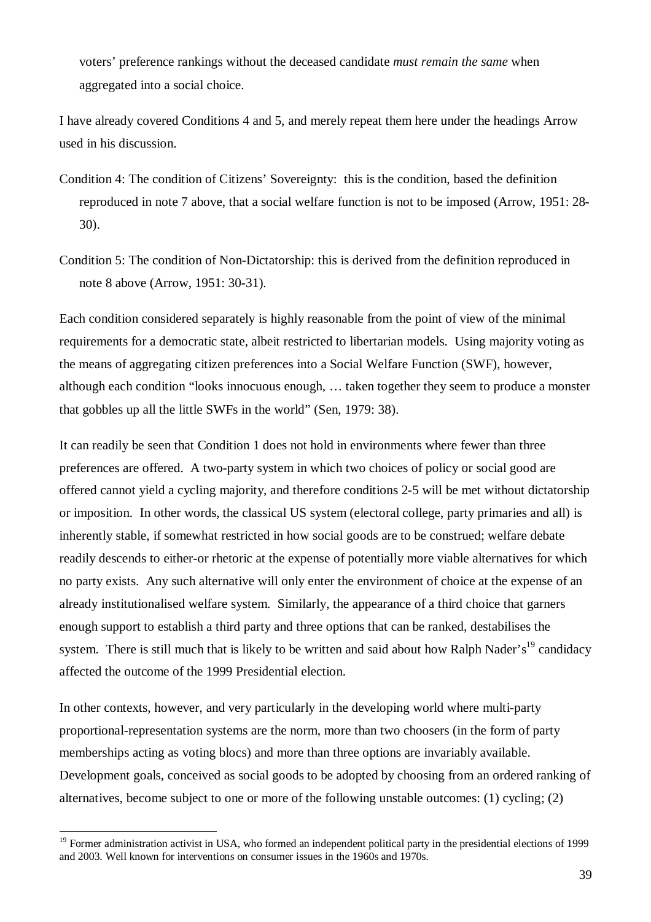voters' preference rankings without the deceased candidate *must remain the same* when aggregated into a social choice.

I have already covered Conditions 4 and 5, and merely repeat them here under the headings Arrow used in his discussion.

Condition 4: The condition of Citizens' Sovereignty: this is the condition, based the definition reproduced in note 7 above, that a social welfare function is not to be imposed (Arrow, 1951: 28-30).

Condition 5: The condition of Non-Dictatorship: this is derived from the definition reproduced in note 8 above (Arrow, 1951: 30-31).

Each condition considered separately is highly reasonable from the point of view of the minimal requirements for a democratic state, albeit restricted to libertarian models. Using majority voting as the means of aggregating citizen preferences into a Social Welfare Function (SWF), however, although each condition "looks innocuous enough, … taken together they seem to produce a monster that gobbles up all the little SWFs in the world" (Sen, 1979: 38).

It can readily be seen that Condition 1 does not hold in environments where fewer than three preferences are offered. A two-party system in which two choices of policy or social good are offered cannot yield a cycling majority, and therefore conditions 2-5 will be met without dictatorship or imposition. In other words, the classical US system (electoral college, party primaries and all) is inherently stable, if somewhat restricted in how social goods are to be construed; welfare debate readily descends to either-or rhetoric at the expense of potentially more viable alternatives for which no party exists. Any such alternative will only enter the environment of choice at the expense of an already institutionalised welfare system. Similarly, the appearance of a third choice that garners enough support to establish a third party and three options that can be ranked, destabilises the system. There is still much that is likely to be written and said about how Ralph Nader's[19] candidacy affected the outcome of the 1999 Presidential election.

In other contexts, however, and very particularly in the developing world where multi-party proportional-representation systems are the norm, more than two choosers (in the form of party memberships acting as voting blocs) and more than three options are invariably available. Development goals, conceived as social goods to be adopted by choosing from an ordered ranking of alternatives, become subject to one or more of the following unstable outcomes: (1) cycling; (2)

[19] Former administration activist in USA, who formed an independent political party in the presidential elections of 1999 and 2003. Well known for interventions on consumer issues in the 1960s and 1970s.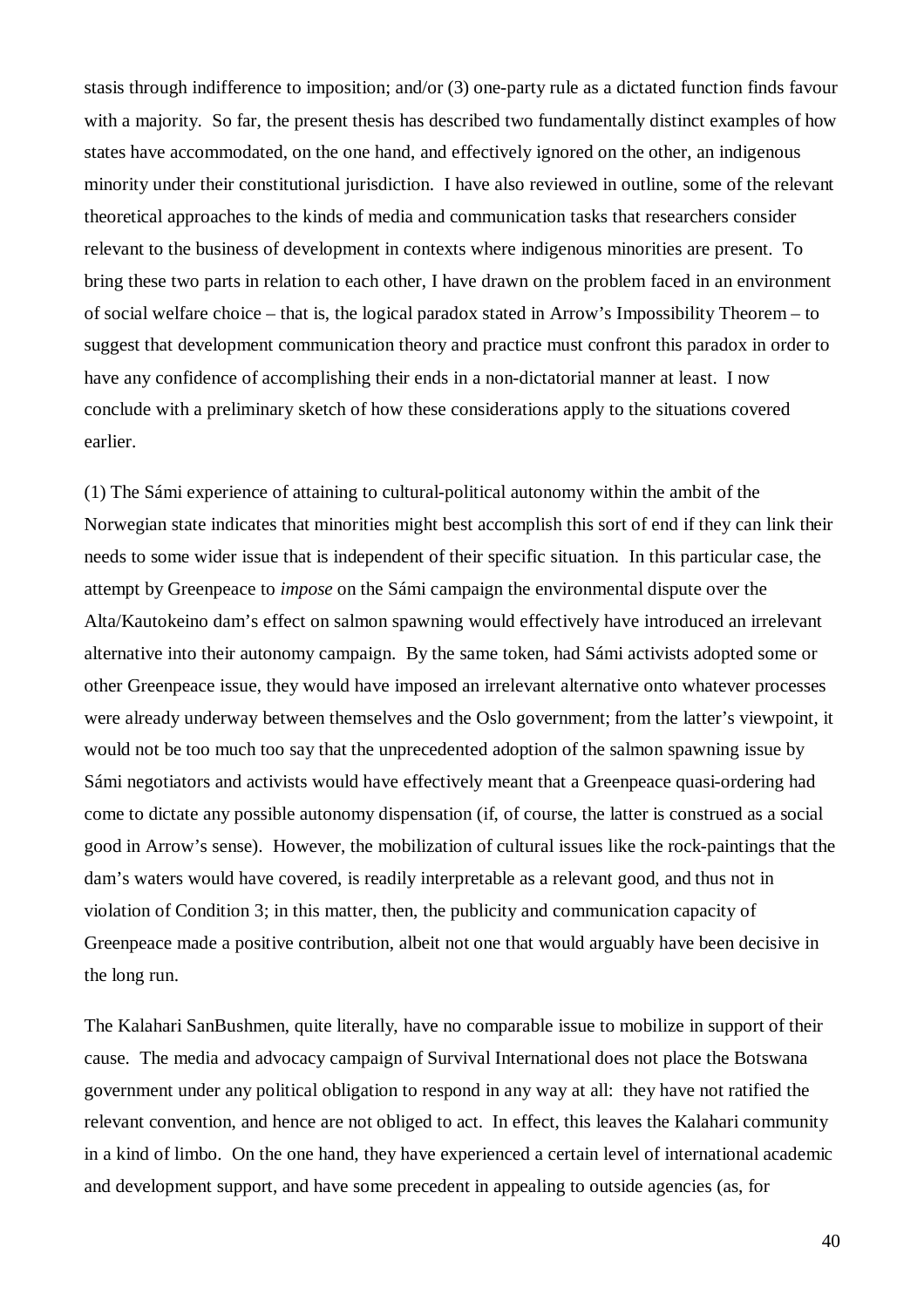stasis through indifference to imposition; and/or (3) one-party rule as a dictated function finds favour with a majority. So far, the present thesis has described two fundamentally distinct examples of how states have accommodated, on the one hand, and effectively ignored on the other, an indigenous minority under their constitutional jurisdiction. I have also reviewed in outline, some of the relevant theoretical approaches to the kinds of media and communication tasks that researchers consider relevant to the business of development in contexts where indigenous minorities are present. To bring these two parts in relation to each other, I have drawn on the problem faced in an environment of social welfare choice – that is, the logical paradox stated in Arrow's Impossibility Theorem – to suggest that development communication theory and practice must confront this paradox in order to have any confidence of accomplishing their ends in a non-dictatorial manner at least. I now conclude with a preliminary sketch of how these considerations apply to the situations covered earlier.

(1) The Sámi experience of attaining to cultural-political autonomy within the ambit of the Norwegian state indicates that minorities might best accomplish this sort of end if they can link their needs to some wider issue that is independent of their specific situation. In this particular case, the attempt by Greenpeace to *impose* on the Sámi campaign the environmental dispute over the Alta/Kautokeino dam's effect on salmon spawning would effectively have introduced an irrelevant alternative into their autonomy campaign. By the same token, had Sámi activists adopted some or other Greenpeace issue, they would have imposed an irrelevant alternative onto whatever processes were already underway between themselves and the Oslo government; from the latter's viewpoint, it would not be too much too say that the unprecedented adoption of the salmon spawning issue by Sámi negotiators and activists would have effectively meant that a Greenpeace quasi-ordering had come to dictate any possible autonomy dispensation (if, of course, the latter is construed as a social good in Arrow's sense). However, the mobilization of cultural issues like the rock-paintings that the dam's waters would have covered, is readily interpretable as a relevant good, and thus not in violation of Condition 3; in this matter, then, the publicity and communication capacity of Greenpeace made a positive contribution, albeit not one that would arguably have been decisive in the long run.

The Kalahari SanBushmen, quite literally, have no comparable issue to mobilize in support of their cause. The media and advocacy campaign of Survival International does not place the Botswana government under any political obligation to respond in any way at all: they have not ratified the relevant convention, and hence are not obliged to act. In effect, this leaves the Kalahari community in a kind of limbo. On the one hand, they have experienced a certain level of international academic and development support, and have some precedent in appealing to outside agencies (as, for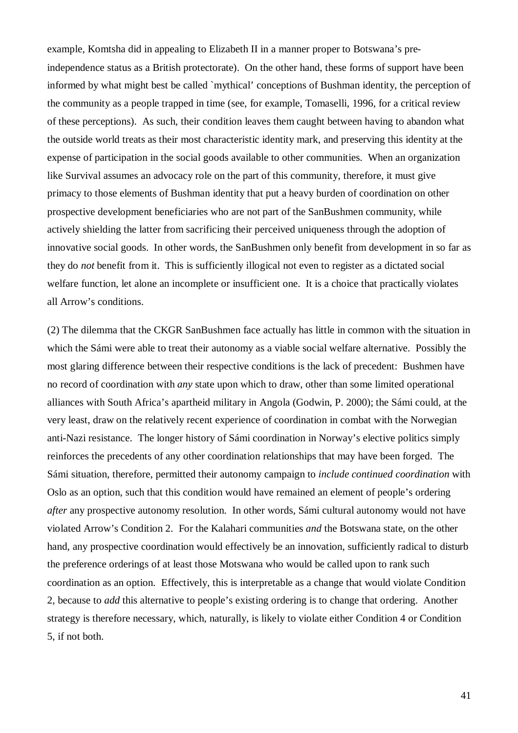example, Komtsha did in appealing to Elizabeth II in a manner proper to Botswana's pre-independence status as a British protectorate). On the other hand, these forms of support have been informed by what might best be called `mythical' conceptions of Bushman identity, the perception of the community as a people trapped in time (see, for example, Tomaselli, 1996, for a critical review of these perceptions). As such, their condition leaves them caught between having to abandon what the outside world treats as their most characteristic identity mark, and preserving this identity at the expense of participation in the social goods available to other communities. When an organization like Survival assumes an advocacy role on the part of this community, therefore, it must give primacy to those elements of Bushman identity that put a heavy burden of coordination on other prospective development beneficiaries who are not part of the SanBushmen community, while actively shielding the latter from sacrificing their perceived uniqueness through the adoption of innovative social goods. In other words, the SanBushmen only benefit from development in so far as they do *not* benefit from it. This is sufficiently illogical not even to register as a dictated social welfare function, let alone an incomplete or insufficient one. It is a choice that practically violates all Arrow's conditions.

(2) The dilemma that the CKGR SanBushmen face actually has little in common with the situation in which the Sámi were able to treat their autonomy as a viable social welfare alternative. Possibly the most glaring difference between their respective conditions is the lack of precedent: Bushmen have no record of coordination with *any* state upon which to draw, other than some limited operational alliances with South Africa's apartheid military in Angola (Godwin, P. 2000); the Sámi could, at the very least, draw on the relatively recent experience of coordination in combat with the Norwegian anti-Nazi resistance. The longer history of Sámi coordination in Norway's elective politics simply reinforces the precedents of any other coordination relationships that may have been forged. The Sámi situation, therefore, permitted their autonomy campaign to *include continued coordination* with Oslo as an option, such that this condition would have remained an element of people's ordering *after* any prospective autonomy resolution. In other words, Sámi cultural autonomy would not have violated Arrow's Condition 2. For the Kalahari communities *and* the Botswana state, on the other hand, any prospective coordination would effectively be an innovation, sufficiently radical to disturb the preference orderings of at least those Motswana who would be called upon to rank such coordination as an option. Effectively, this is interpretable as a change that would violate Condition 2, because to *add* this alternative to people's existing ordering is to change that ordering. Another strategy is therefore necessary, which, naturally, is likely to violate either Condition 4 or Condition 5, if not both.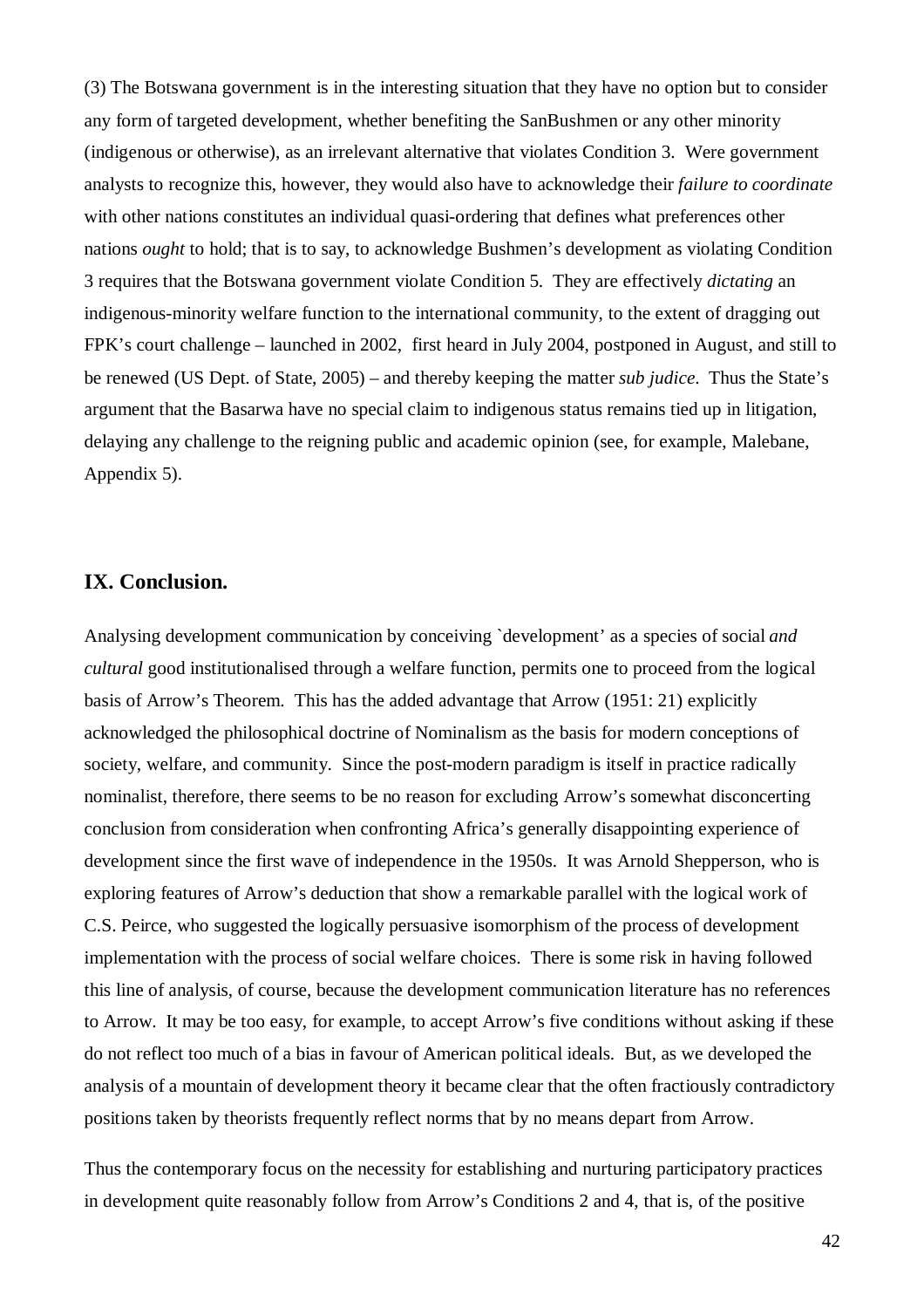(3) The Botswana government is in the interesting situation that they have no option but to consider any form of targeted development, whether benefiting the SanBushmen or any other minority (indigenous or otherwise), as an irrelevant alternative that violates Condition 3. Were government analysts to recognize this, however, they would also have to acknowledge their *failure to coordinate* with other nations constitutes an individual quasi-ordering that defines what preferences other nations *ought* to hold; that is to say, to acknowledge Bushmen's development as violating Condition 3 requires that the Botswana government violate Condition 5. They are effectively *dictating* an indigenous-minority welfare function to the international community, to the extent of dragging out FPK's court challenge – launched in 2002, first heard in July 2004, postponed in August, and still to be renewed (US Dept. of State, 2005) – and thereby keeping the matter *sub judice*. Thus the State's argument that the Basarwa have no special claim to indigenous status remains tied up in litigation, delaying any challenge to the reigning public and academic opinion (see, for example, Malebane, Appendix 5).

## IX. Conclusion.

Analysing development communication by conceiving `development' as a species of social *and cultural* good institutionalised through a welfare function, permits one to proceed from the logical basis of Arrow's Theorem. This has the added advantage that Arrow (1951: 21) explicitly acknowledged the philosophical doctrine of Nominalism as the basis for modern conceptions of society, welfare, and community. Since the post-modern paradigm is itself in practice radically nominalist, therefore, there seems to be no reason for excluding Arrow's somewhat disconcerting conclusion from consideration when confronting Africa's generally disappointing experience of development since the first wave of independence in the 1950s. It was Arnold Shepperson, who is exploring features of Arrow's deduction that show a remarkable parallel with the logical work of C.S. Peirce, who suggested the logically persuasive isomorphism of the process of development implementation with the process of social welfare choices. There is some risk in having followed this line of analysis, of course, because the development communication literature has no references to Arrow. It may be too easy, for example, to accept Arrow's five conditions without asking if these do not reflect too much of a bias in favour of American political ideals. But, as we developed the analysis of a mountain of development theory it became clear that the often fractiously contradictory positions taken by theorists frequently reflect norms that by no means depart from Arrow.

Thus the contemporary focus on the necessity for establishing and nurturing participatory practices in development quite reasonably follow from Arrow's Conditions 2 and 4, that is, of the positive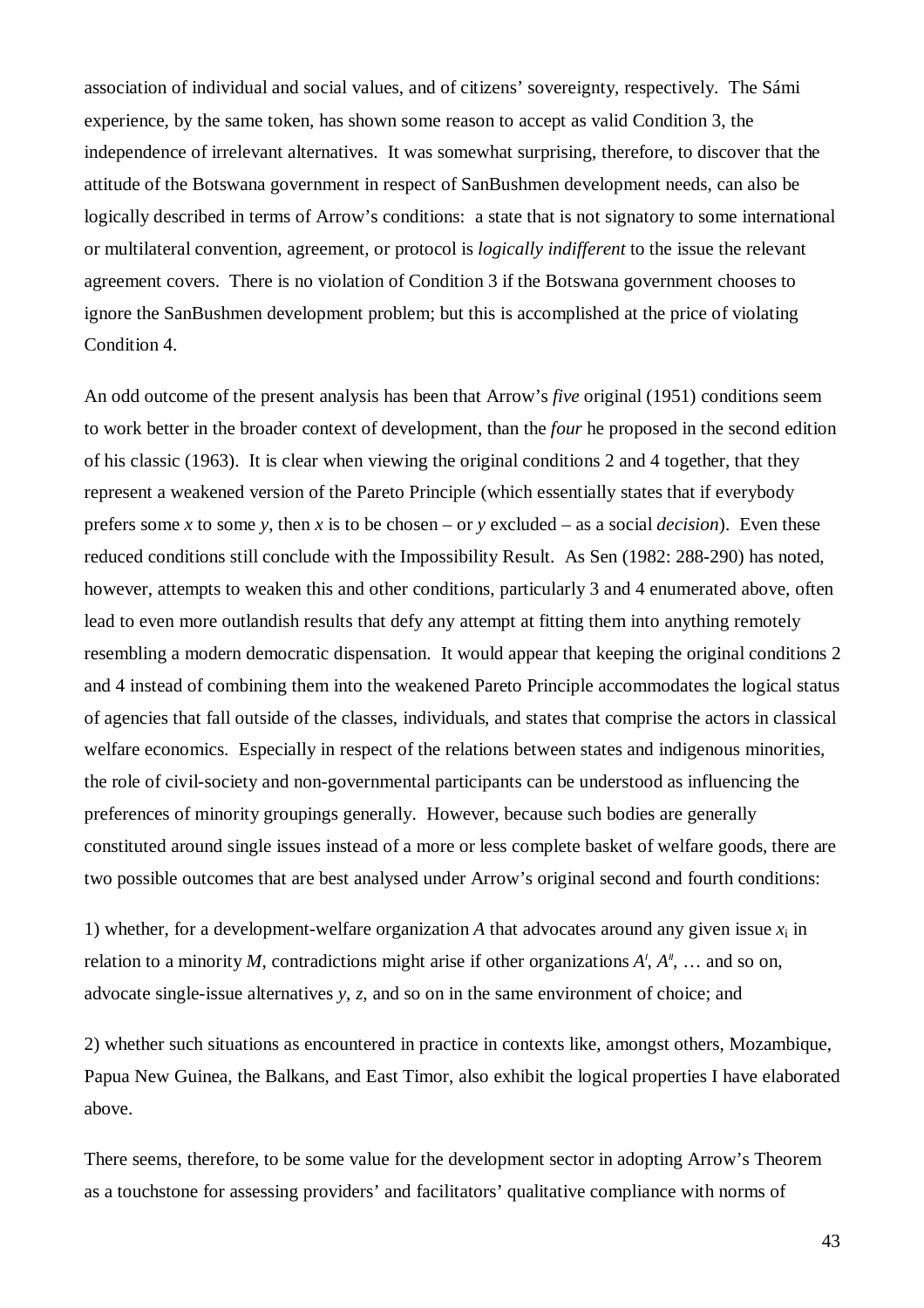association of individual and social values, and of citizens' sovereignty, respectively. The Sámi experience, by the same token, has shown some reason to accept as valid Condition 3, the independence of irrelevant alternatives. It was somewhat surprising, therefore, to discover that the attitude of the Botswana government in respect of SanBushmen development needs, can also be logically described in terms of Arrow's conditions: a state that is not signatory to some international or multilateral convention, agreement, or protocol is *logically indifferent* to the issue the relevant agreement covers. There is no violation of Condition 3 if the Botswana government chooses to ignore the SanBushmen development problem; but this is accomplished at the price of violating Condition 4.

An odd outcome of the present analysis has been that Arrow's *five* original (1951) conditions seem to work better in the broader context of development, than the *four* he proposed in the second edition of his classic (1963). It is clear when viewing the original conditions 2 and 4 together, that they represent a weakened version of the Pareto Principle (which essentially states that if everybody prefers some *x* to some *y*, then *x* is to be chosen – or *y* excluded – as a social *decision*). Even these reduced conditions still conclude with the Impossibility Result. As Sen (1982: 288-290) has noted, however, attempts to weaken this and other conditions, particularly 3 and 4 enumerated above, often lead to even more outlandish results that defy any attempt at fitting them into anything remotely resembling a modern democratic dispensation. It would appear that keeping the original conditions 2 and 4 instead of combining them into the weakened Pareto Principle accommodates the logical status of agencies that fall outside of the classes, individuals, and states that comprise the actors in classical welfare economics. Especially in respect of the relations between states and indigenous minorities, the role of civil-society and non-governmental participants can be understood as influencing the preferences of minority groupings generally. However, because such bodies are generally constituted around single issues instead of a more or less complete basket of welfare goods, there are two possible outcomes that are best analysed under Arrow's original second and fourth conditions:

1) whether, for a development-welfare organization $A$ that advocates around any given issue $x_i$ in relation to a minority $M$, contradictions might arise if other organizations $A'$, $A''$, … and so on, advocate single-issue alternatives $y$, $z$, and so on in the same environment of choice; and

2) whether such situations as encountered in practice in contexts like, amongst others, Mozambique, Papua New Guinea, the Balkans, and East Timor, also exhibit the logical properties I have elaborated above.

There seems, therefore, to be some value for the development sector in adopting Arrow's Theorem as a touchstone for assessing providers' and facilitators' qualitative compliance with norms of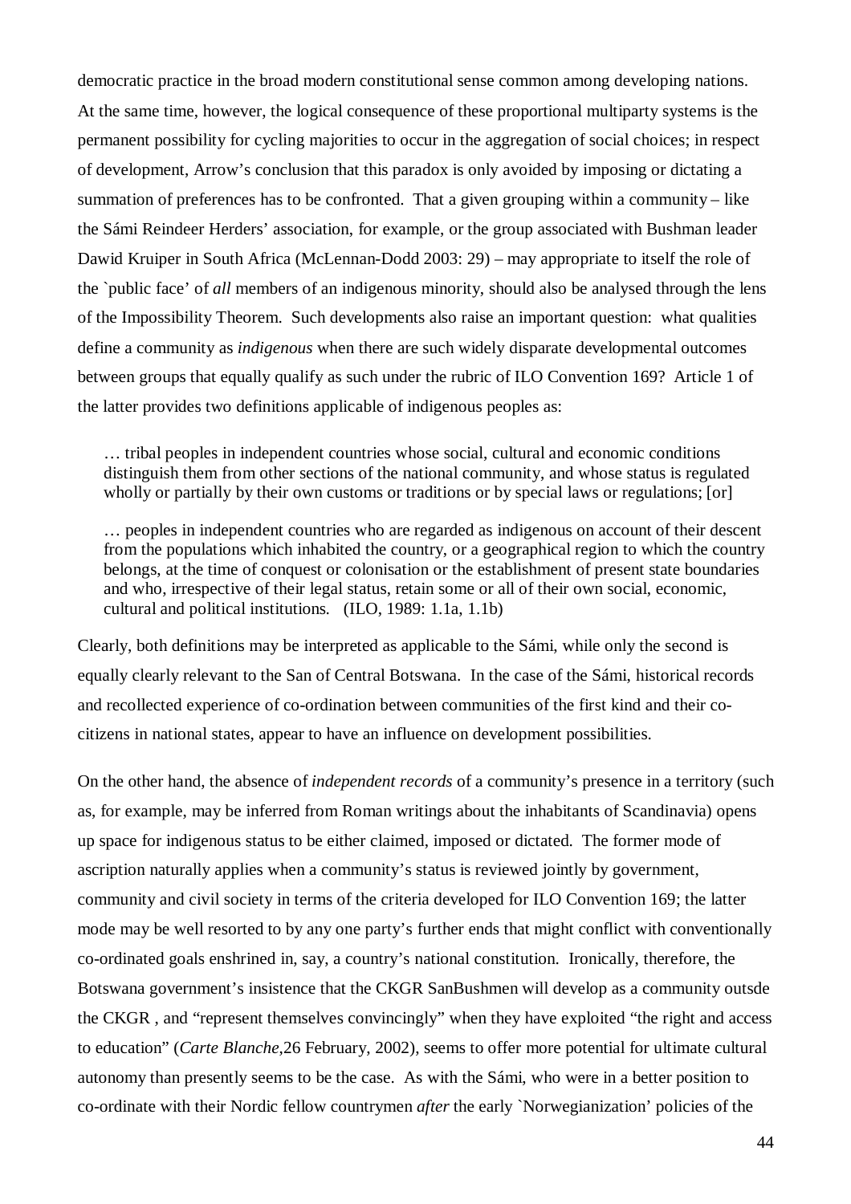democratic practice in the broad modern constitutional sense common among developing nations. At the same time, however, the logical consequence of these proportional multiparty systems is the permanent possibility for cycling majorities to occur in the aggregation of social choices; in respect of development, Arrow's conclusion that this paradox is only avoided by imposing or dictating a summation of preferences has to be confronted. That a given grouping within a community – like the Sámi Reindeer Herders' association, for example, or the group associated with Bushman leader Dawid Kruiper in South Africa (McLennan-Dodd 2003: 29) – may appropriate to itself the role of the `public face' of *all* members of an indigenous minority, should also be analysed through the lens of the Impossibility Theorem. Such developments also raise an important question: what qualities define a community as *indigenous* when there are such widely disparate developmental outcomes between groups that equally qualify as such under the rubric of ILO Convention 169? Article 1 of the latter provides two definitions applicable of indigenous peoples as:

> … tribal peoples in independent countries whose social, cultural and economic conditions distinguish them from other sections of the national community, and whose status is regulated wholly or partially by their own customs or traditions or by special laws or regulations; [or]
>
> … peoples in independent countries who are regarded as indigenous on account of their descent from the populations which inhabited the country, or a geographical region to which the country belongs, at the time of conquest or colonisation or the establishment of present state boundaries and who, irrespective of their legal status, retain some or all of their own social, economic, cultural and political institutions. (ILO, 1989: 1.1a, 1.1b)

Clearly, both definitions may be interpreted as applicable to the Sámi, while only the second is equally clearly relevant to the San of Central Botswana. In the case of the Sámi, historical records and recollected experience of co-ordination between communities of the first kind and their co-citizens in national states, appear to have an influence on development possibilities.

On the other hand, the absence of *independent records* of a community's presence in a territory (such as, for example, may be inferred from Roman writings about the inhabitants of Scandinavia) opens up space for indigenous status to be either claimed, imposed or dictated. The former mode of ascription naturally applies when a community's status is reviewed jointly by government, community and civil society in terms of the criteria developed for ILO Convention 169; the latter mode may be well resorted to by any one party's further ends that might conflict with conventionally co-ordinated goals enshrined in, say, a country's national constitution. Ironically, therefore, the Botswana government's insistence that the CKGR SanBushmen will develop as a community outsde the CKGR , and "represent themselves convincingly" when they have exploited "the right and access to education" (*Carte Blanche*,26 February, 2002), seems to offer more potential for ultimate cultural autonomy than presently seems to be the case. As with the Sámi, who were in a better position to co-ordinate with their Nordic fellow countrymen *after* the early `Norwegianization' policies of the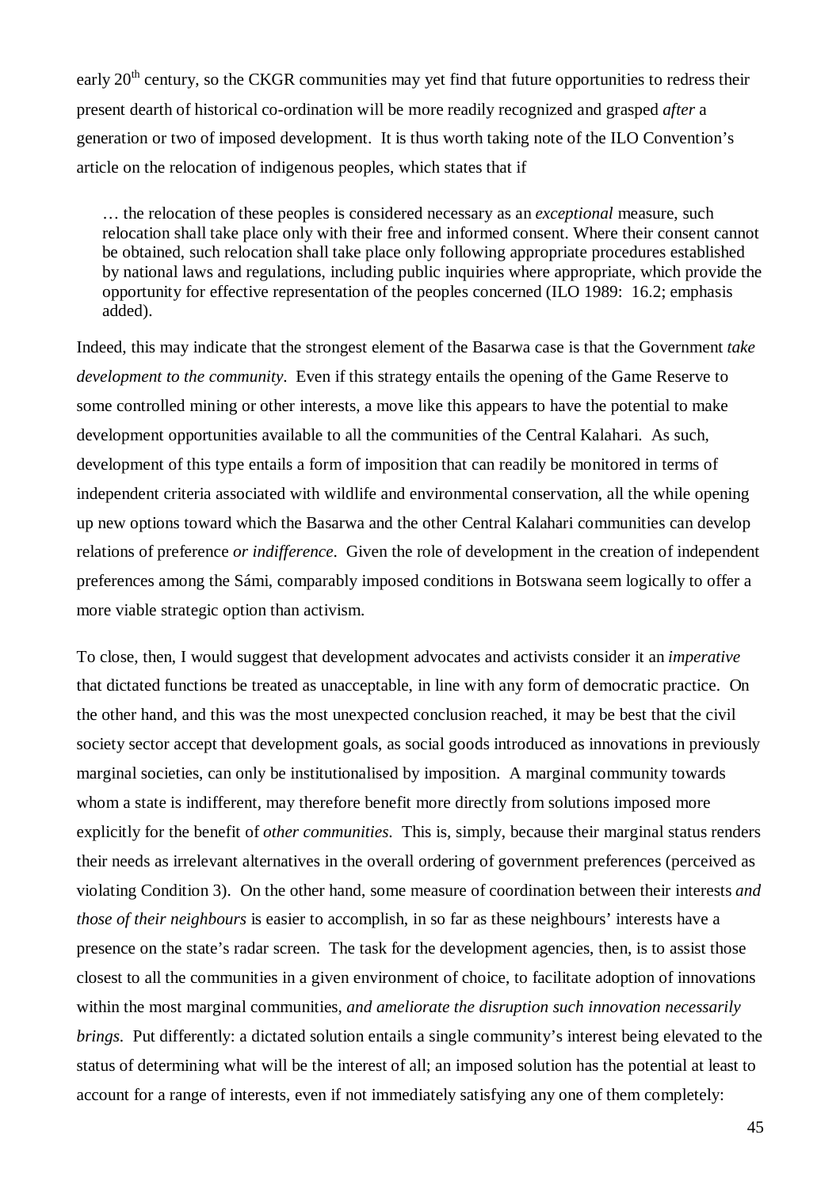early 20th century, so the CKGR communities may yet find that future opportunities to redress their present dearth of historical co-ordination will be more readily recognized and grasped *after* a generation or two of imposed development. It is thus worth taking note of the ILO Convention's article on the relocation of indigenous peoples, which states that if

> … the relocation of these peoples is considered necessary as an *exceptional* measure, such relocation shall take place only with their free and informed consent. Where their consent cannot be obtained, such relocation shall take place only following appropriate procedures established by national laws and regulations, including public inquiries where appropriate, which provide the opportunity for effective representation of the peoples concerned (ILO 1989: 16.2; emphasis added).

Indeed, this may indicate that the strongest element of the Basarwa case is that the Government *take development to the community*. Even if this strategy entails the opening of the Game Reserve to some controlled mining or other interests, a move like this appears to have the potential to make development opportunities available to all the communities of the Central Kalahari. As such, development of this type entails a form of imposition that can readily be monitored in terms of independent criteria associated with wildlife and environmental conservation, all the while opening up new options toward which the Basarwa and the other Central Kalahari communities can develop relations of preference *or indifference*. Given the role of development in the creation of independent preferences among the Sámi, comparably imposed conditions in Botswana seem logically to offer a more viable strategic option than activism.

To close, then, I would suggest that development advocates and activists consider it an *imperative* that dictated functions be treated as unacceptable, in line with any form of democratic practice. On the other hand, and this was the most unexpected conclusion reached, it may be best that the civil society sector accept that development goals, as social goods introduced as innovations in previously marginal societies, can only be institutionalised by imposition. A marginal community towards whom a state is indifferent, may therefore benefit more directly from solutions imposed more explicitly for the benefit of *other communities*. This is, simply, because their marginal status renders their needs as irrelevant alternatives in the overall ordering of government preferences (perceived as violating Condition 3). On the other hand, some measure of coordination between their interests *and those of their neighbours* is easier to accomplish, in so far as these neighbours' interests have a presence on the state's radar screen. The task for the development agencies, then, is to assist those closest to all the communities in a given environment of choice, to facilitate adoption of innovations within the most marginal communities, *and ameliorate the disruption such innovation necessarily brings*. Put differently: a dictated solution entails a single community's interest being elevated to the status of determining what will be the interest of all; an imposed solution has the potential at least to account for a range of interests, even if not immediately satisfying any one of them completely: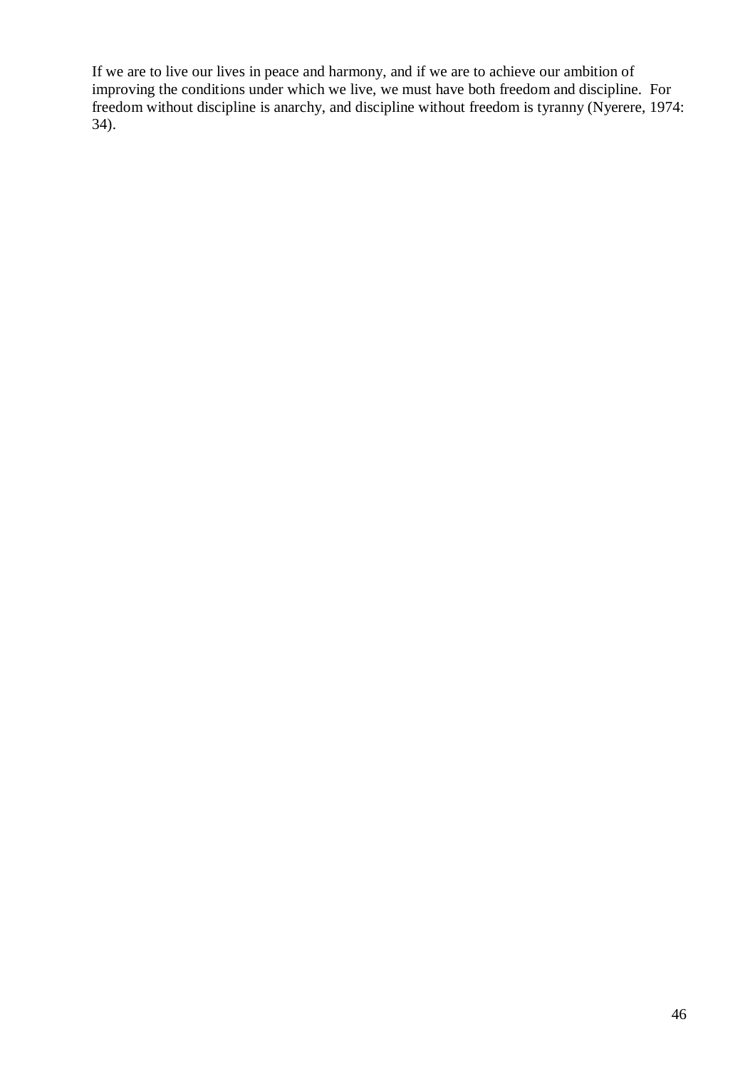If we are to live our lives in peace and harmony, and if we are to achieve our ambition of improving the conditions under which we live, we must have both freedom and discipline. For freedom without discipline is anarchy, and discipline without freedom is tyranny (Nyerere, 1974: 34).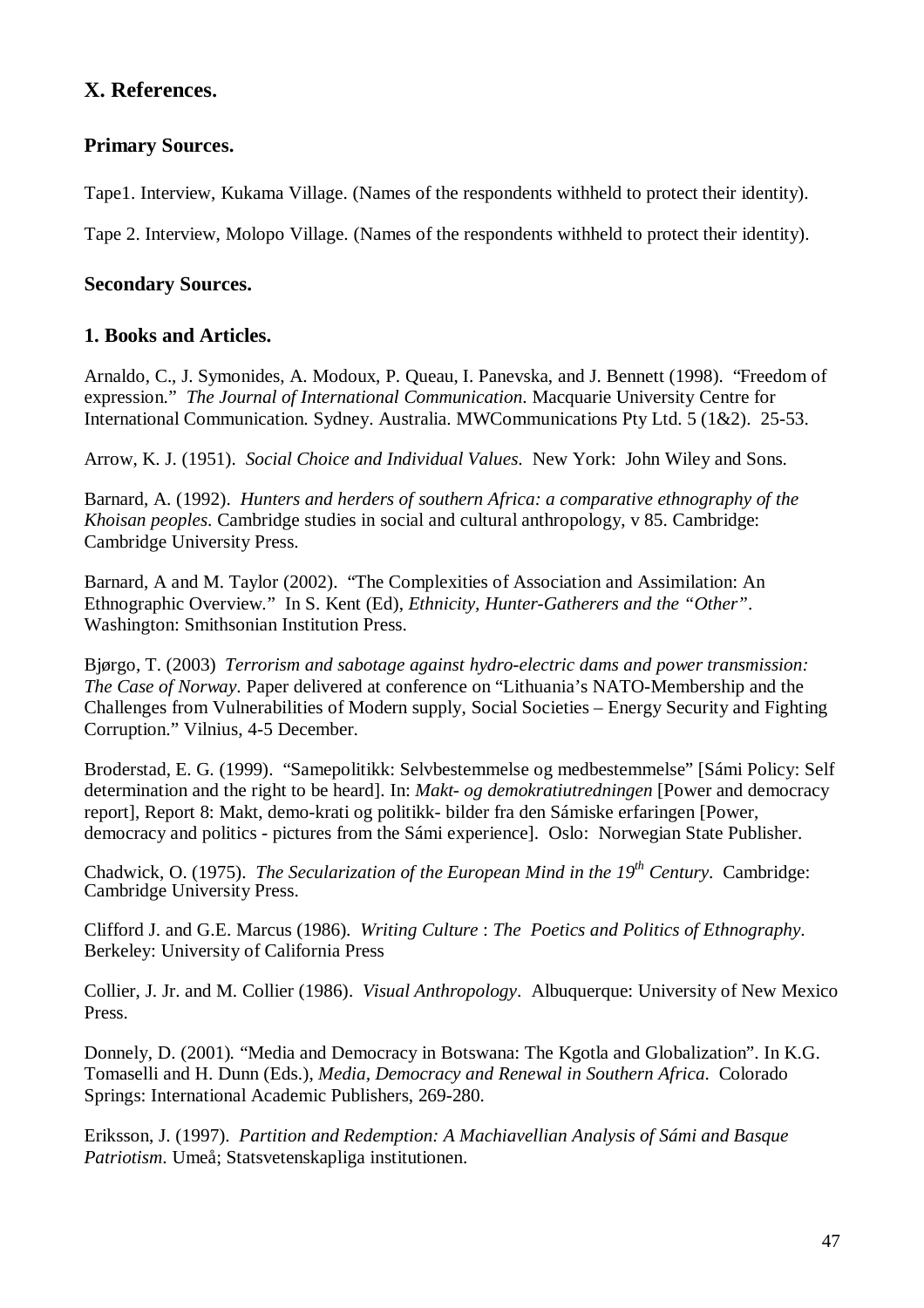## X. References.

### Primary Sources.

Tape1. Interview, Kukama Village. (Names of the respondents withheld to protect their identity).

Tape 2. Interview, Molopo Village. (Names of the respondents withheld to protect their identity).

### Secondary Sources.

### 1. Books and Articles.

Arnaldo, C., J. Symonides, A. Modoux, P. Queau, I. Panevska, and J. Bennett (1998). "Freedom of expression." *The Journal of International Communication*. Macquarie University Centre for International Communication. Sydney. Australia. MWCommunications Pty Ltd. 5 (1&2). 25-53.

Arrow, K. J. (1951). *Social Choice and Individual Values*. New York: John Wiley and Sons.

Barnard, A. (1992). *Hunters and herders of southern Africa: a comparative ethnography of the Khoisan peoples*. Cambridge studies in social and cultural anthropology, v 85. Cambridge: Cambridge University Press.

Barnard, A and M. Taylor (2002). "The Complexities of Association and Assimilation: An Ethnographic Overview." In S. Kent (Ed), *Ethnicity, Hunter-Gatherers and the "Other"*. Washington: Smithsonian Institution Press.

Bjørgo, T. (2003) *Terrorism and sabotage against hydro-electric dams and power transmission: The Case of Norway*. Paper delivered at conference on "Lithuania's NATO-Membership and the Challenges from Vulnerabilities of Modern supply, Social Societies – Energy Security and Fighting Corruption." Vilnius, 4-5 December.

Broderstad, E. G. (1999). "Samepolitikk: Selvbestemmelse og medbestemmelse" [Sámi Policy: Self determination and the right to be heard]. In: *Makt- og demokratiutredningen* [Power and democracy report], Report 8: Makt, demo-krati og politikk- bilder fra den Sámiske erfaringen [Power, democracy and politics - pictures from the Sámi experience]. Oslo: Norwegian State Publisher.

Chadwick, O. (1975). *The Secularization of the European Mind in the 19th Century*. Cambridge: Cambridge University Press.

Clifford J. and G.E. Marcus (1986). *Writing Culture* : *The Poetics and Politics of Ethnography*. Berkeley: University of California Press

Collier, J. Jr. and M. Collier (1986). *Visual Anthropology*. Albuquerque: University of New Mexico Press.

Donnely, D. (2001). "Media and Democracy in Botswana: The Kgotla and Globalization". In K.G. Tomaselli and H. Dunn (Eds.), *Media, Democracy and Renewal in Southern Africa*. Colorado Springs: International Academic Publishers, 269-280.

Eriksson, J. (1997). *Partition and Redemption: A Machiavellian Analysis of Sámi and Basque Patriotism*. Umeå; Statsvetenskapliga institutionen.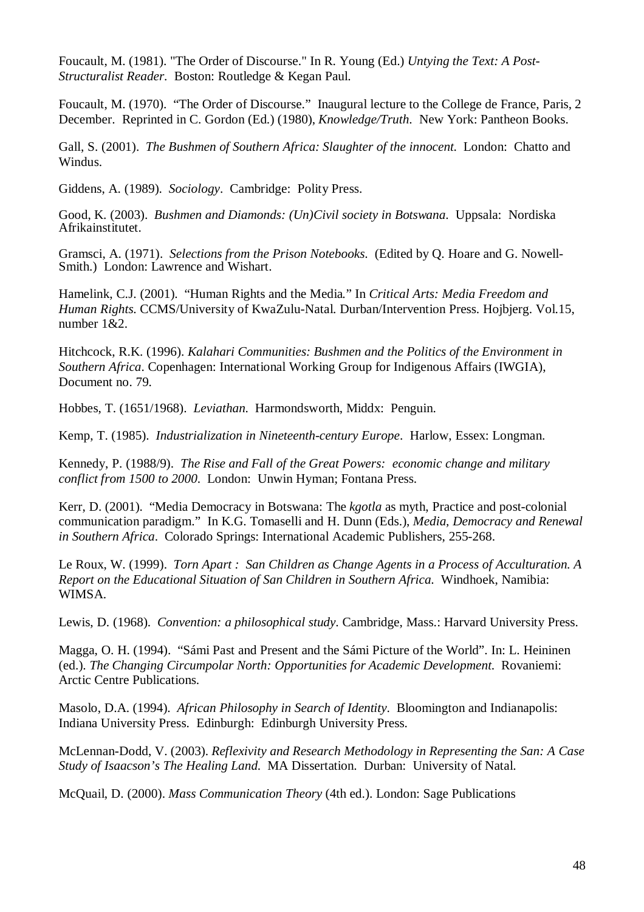Foucault, M. (1981). "The Order of Discourse." In R. Young (Ed.) *Untying the Text: A Post-Structuralist Reader*. Boston: Routledge & Kegan Paul.

Foucault, M. (1970). "The Order of Discourse." Inaugural lecture to the College de France, Paris, 2 December. Reprinted in C. Gordon (Ed.) (1980), *Knowledge/Truth*. New York: Pantheon Books.

Gall, S. (2001). *The Bushmen of Southern Africa: Slaughter of the innocent.* London: Chatto and Windus.

Giddens, A. (1989). *Sociology*. Cambridge: Polity Press.

Good, K. (2003). *Bushmen and Diamonds: (Un)Civil society in Botswana*. Uppsala: Nordiska Afrikainstitutet.

Gramsci, A. (1971). *Selections from the Prison Notebooks*. (Edited by Q. Hoare and G. Nowell-Smith.) London: Lawrence and Wishart.

Hamelink, C.J. (2001). "Human Rights and the Media." In *Critical Arts: Media Freedom and Human Rights.* CCMS/University of KwaZulu-Natal. Durban/Intervention Press. Hojbjerg. Vol.15, number 1&2.

Hitchcock, R.K. (1996). *Kalahari Communities: Bushmen and the Politics of the Environment in Southern Africa*. Copenhagen: International Working Group for Indigenous Affairs (IWGIA), Document no. 79.

Hobbes, T. (1651/1968). *Leviathan.* Harmondsworth, Middx: Penguin.

Kemp, T. (1985). *Industrialization in Nineteenth-century Europe*. Harlow, Essex: Longman.

Kennedy, P. (1988/9). *The Rise and Fall of the Great Powers: economic change and military conflict from 1500 to 2000.* London: Unwin Hyman; Fontana Press.

Kerr, D. (2001). "Media Democracy in Botswana: The *kgotla* as myth, Practice and post-colonial communication paradigm." In K.G. Tomaselli and H. Dunn (Eds.), *Media, Democracy and Renewal in Southern Africa*. Colorado Springs: International Academic Publishers, 255-268.

Le Roux, W. (1999). *Torn Apart : San Children as Change Agents in a Process of Acculturation. A Report on the Educational Situation of San Children in Southern Africa.* Windhoek, Namibia: WIMSA.

Lewis, D. (1968). *Convention: a philosophical study*. Cambridge, Mass.: Harvard University Press.

Magga, O. H. (1994). "Sámi Past and Present and the Sámi Picture of the World". In: L. Heininen (ed.). *The Changing Circumpolar North: Opportunities for Academic Development.* Rovaniemi: Arctic Centre Publications.

Masolo, D.A. (1994). *African Philosophy in Search of Identity*. Bloomington and Indianapolis: Indiana University Press. Edinburgh: Edinburgh University Press.

McLennan-Dodd, V. (2003). *Reflexivity and Research Methodology in Representing the San: A Case Study of Isaacson's The Healing Land.* MA Dissertation. Durban: University of Natal.

McQuail, D. (2000). *Mass Communication Theory* (4th ed.). London: Sage Publications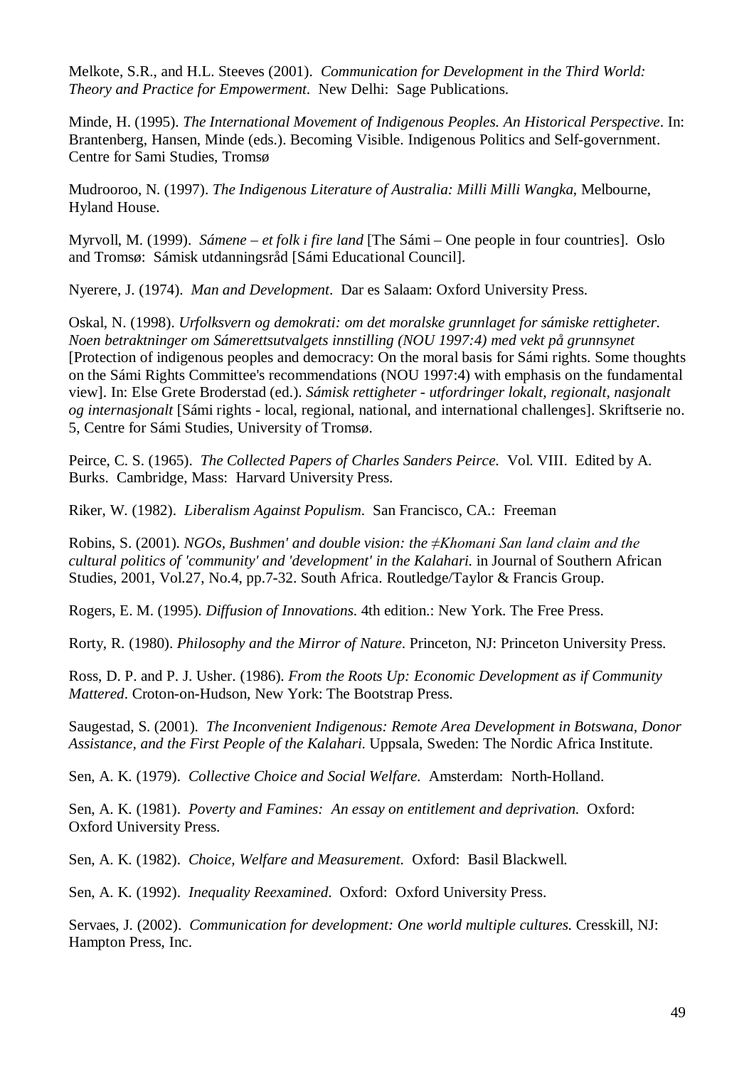Melkote, S.R., and H.L. Steeves (2001). *Communication for Development in the Third World: Theory and Practice for Empowerment.* New Delhi: Sage Publications.

Minde, H. (1995). *The International Movement of Indigenous Peoples. An Historical Perspective*. In: Brantenberg, Hansen, Minde (eds.). Becoming Visible. Indigenous Politics and Self-government. Centre for Sami Studies, Tromsø

Mudrooroo, N. (1997). *The Indigenous Literature of Australia: Milli Milli Wangka*, Melbourne, Hyland House.

Myrvoll, M. (1999). *Sámene – et folk i fire land* [The Sámi – One people in four countries]. Oslo and Tromsø: Sámisk utdanningsråd [Sámi Educational Council].

Nyerere, J. (1974). *Man and Development*. Dar es Salaam: Oxford University Press.

Oskal, N. (1998). *Urfolksvern og demokrati: om det moralske grunnlaget for sámiske rettigheter. Noen betraktninger om Sámerettsutvalgets innstilling (NOU 1997:4) med vekt på grunnsynet* [Protection of indigenous peoples and democracy: On the moral basis for Sámi rights. Some thoughts on the Sámi Rights Committee's recommendations (NOU 1997:4) with emphasis on the fundamental view]. In: Else Grete Broderstad (ed.). *Sámisk rettigheter - utfordringer lokalt, regionalt, nasjonalt og internasjonalt* [Sámi rights - local, regional, national, and international challenges]. Skriftserie no. 5, Centre for Sámi Studies, University of Tromsø.

Peirce, C. S. (1965). *The Collected Papers of Charles Sanders Peirce.* Vol. VIII. Edited by A. Burks. Cambridge, Mass: Harvard University Press.

Riker, W. (1982). *Liberalism Against Populism.* San Francisco, CA.: Freeman

Robins, S. (2001). *NGOs, Bushmen' and double vision: the ≠Khomani San land claim and the cultural politics of 'community' and 'development' in the Kalahari.* in Journal of Southern African Studies, 2001, Vol.27, No.4, pp.7-32. South Africa. Routledge/Taylor & Francis Group.

Rogers, E. M. (1995). *Diffusion of Innovations.* 4th edition.: New York. The Free Press.

Rorty, R. (1980). *Philosophy and the Mirror of Nature*. Princeton, NJ: Princeton University Press.

Ross, D. P. and P. J. Usher. (1986). *From the Roots Up: Economic Development as if Community Mattered*. Croton-on-Hudson, New York: The Bootstrap Press.

Saugestad, S. (2001). *The Inconvenient Indigenous: Remote Area Development in Botswana, Donor Assistance, and the First People of the Kalahari*. Uppsala, Sweden: The Nordic Africa Institute.

Sen, A. K. (1979). *Collective Choice and Social Welfare.* Amsterdam: North-Holland.

Sen, A. K. (1981). *Poverty and Famines: An essay on entitlement and deprivation.* Oxford: Oxford University Press.

Sen, A. K. (1982). *Choice, Welfare and Measurement.* Oxford: Basil Blackwell.

Sen, A. K. (1992). *Inequality Reexamined.* Oxford: Oxford University Press.

Servaes, J. (2002). *Communication for development: One world multiple cultures.* Cresskill, NJ: Hampton Press, Inc.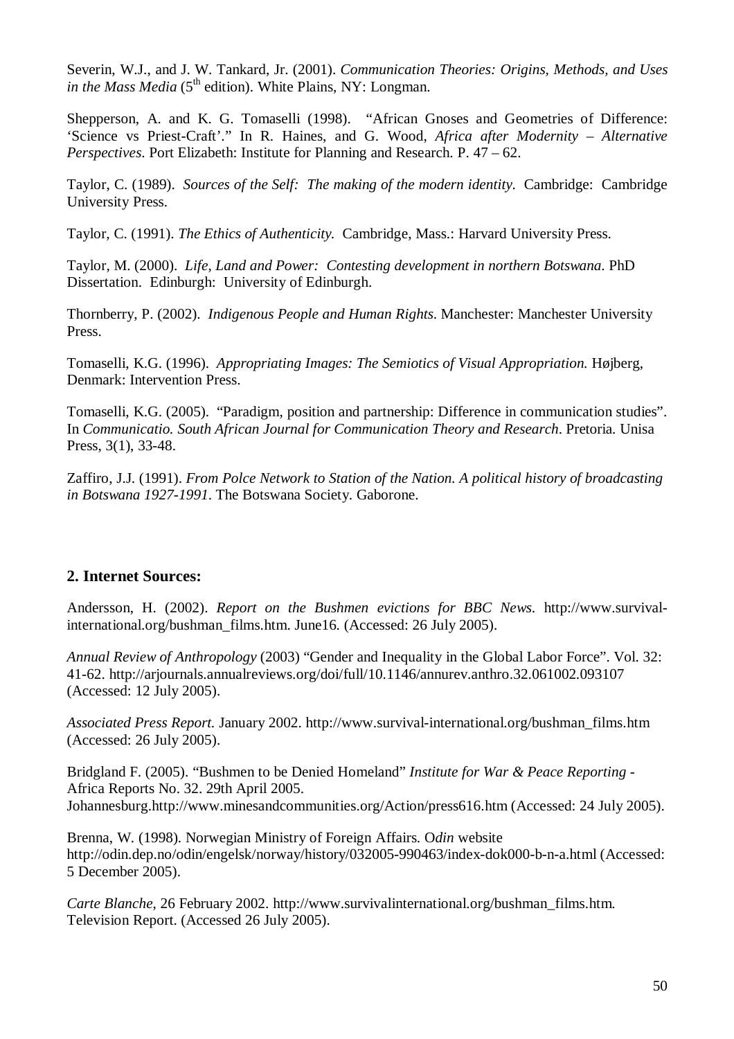Severin, W.J., and J. W. Tankard, Jr. (2001). *Communication Theories: Origins, Methods, and Uses in the Mass Media* (5th edition). White Plains, NY: Longman.

Shepperson, A. and K. G. Tomaselli (1998). "African Gnoses and Geometries of Difference: 'Science vs Priest-Craft'." In R. Haines, and G. Wood, *Africa after Modernity – Alternative Perspectives*. Port Elizabeth: Institute for Planning and Research. P. 47 – 62.

Taylor, C. (1989). *Sources of the Self: The making of the modern identity*. Cambridge: Cambridge University Press.

Taylor, C. (1991). *The Ethics of Authenticity.* Cambridge, Mass.: Harvard University Press.

Taylor, M. (2000). *Life, Land and Power: Contesting development in northern Botswana*. PhD Dissertation. Edinburgh: University of Edinburgh.

Thornberry, P. (2002). *Indigenous People and Human Rights*. Manchester: Manchester University Press.

Tomaselli, K.G. (1996). *Appropriating Images: The Semiotics of Visual Appropriation.* Højberg, Denmark: Intervention Press.

Tomaselli, K.G. (2005). "Paradigm, position and partnership: Difference in communication studies". In *Communicatio. South African Journal for Communication Theory and Research*. Pretoria. Unisa Press, 3(1), 33-48.

Zaffiro, J.J. (1991). *From Polce Network to Station of the Nation. A political history of broadcasting in Botswana 1927-1991*. The Botswana Society. Gaborone.

## 2. Internet Sources:

Andersson, H. (2002). *Report on the Bushmen evictions for BBC News.* http://www.survival-international.org/bushman_films.htm. June16. (Accessed: 26 July 2005).

*Annual Review of Anthropology* (2003) "Gender and Inequality in the Global Labor Force". Vol. 32: 41-62. http://arjournals.annualreviews.org/doi/full/10.1146/annurev.anthro.32.061002.093107 (Accessed: 12 July 2005).

*Associated Press Report.* January 2002. http://www.survival-international.org/bushman_films.htm (Accessed: 26 July 2005).

Bridgland F. (2005). "Bushmen to be Denied Homeland" *Institute for War & Peace Reporting* - Africa Reports No. 32. 29th April 2005. Johannesburg.http://www.minesandcommunities.org/Action/press616.htm (Accessed: 24 July 2005).

Brenna, W. (1998). Norwegian Ministry of Foreign Affairs. O*din* website http://odin.dep.no/odin/engelsk/norway/history/032005-990463/index-dok000-b-n-a.html (Accessed: 5 December 2005).

*Carte Blanche*, 26 February 2002. http://www.survivalinternational.org/bushman_films.htm. Television Report. (Accessed 26 July 2005).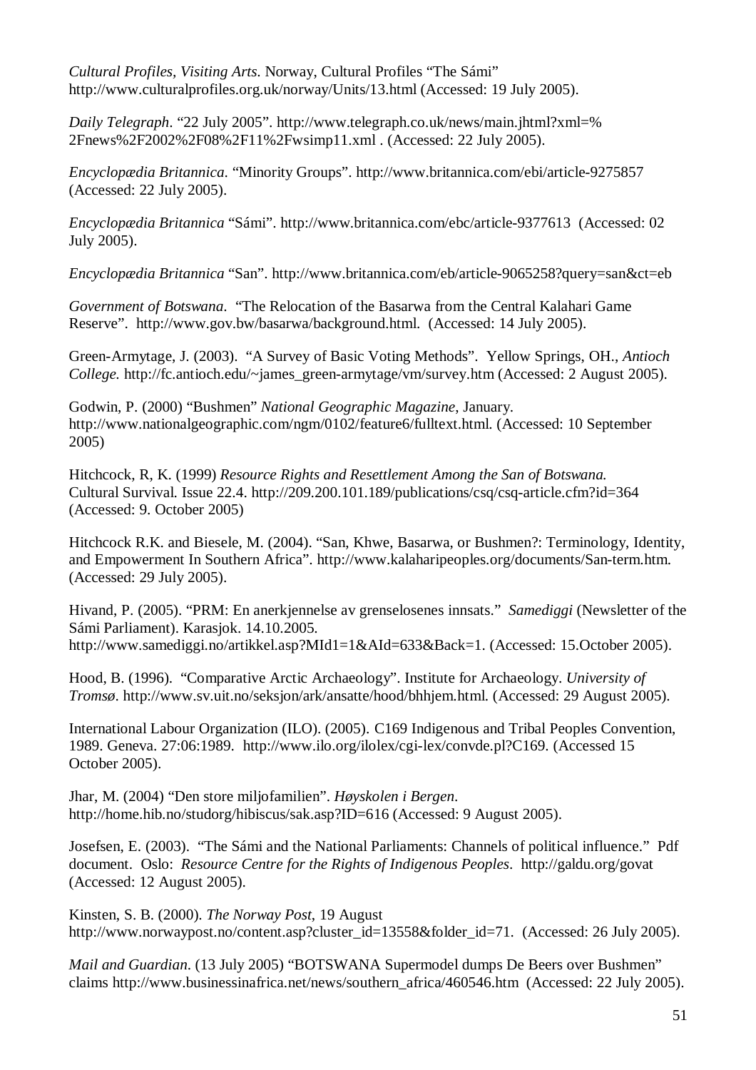*Cultural Profiles, Visiting Arts*. Norway, Cultural Profiles "The Sámi" http://www.culturalprofiles.org.uk/norway/Units/13.html (Accessed: 19 July 2005).

*Daily Telegraph*. "22 July 2005". http://www.telegraph.co.uk/news/main.jhtml?xml=%2Fnews%2F2002%2F08%2F11%2Fwsimp11.xml . (Accessed: 22 July 2005).

*Encyclopædia Britannica*. "Minority Groups". http://www.britannica.com/ebi/article-9275857 (Accessed: 22 July 2005).

*Encyclopædia Britannica* "Sámi". http://www.britannica.com/ebc/article-9377613 (Accessed: 02 July 2005).

*Encyclopædia Britannica* "San". http://www.britannica.com/eb/article-9065258?query=san&ct=eb

*Government of Botswana*. "The Relocation of the Basarwa from the Central Kalahari Game Reserve". http://www.gov.bw/basarwa/background.html. (Accessed: 14 July 2005).

Green-Armytage, J. (2003). "A Survey of Basic Voting Methods". Yellow Springs, OH., *Antioch College.* http://fc.antioch.edu/~james_green-armytage/vm/survey.htm (Accessed: 2 August 2005).

Godwin, P. (2000) "Bushmen" *National Geographic Magazine*, January. http://www.nationalgeographic.com/ngm/0102/feature6/fulltext.html. (Accessed: 10 September 2005)

Hitchcock, R, K. (1999) *Resource Rights and Resettlement Among the San of Botswana.* Cultural Survival. Issue 22.4. http://209.200.101.189/publications/csq/csq-article.cfm?id=364 (Accessed: 9. October 2005)

Hitchcock R.K. and Biesele, M. (2004). "San, Khwe, Basarwa, or Bushmen?: Terminology, Identity, and Empowerment In Southern Africa". http://www.kalaharipeoples.org/documents/San-term.htm. (Accessed: 29 July 2005).

Hivand, P. (2005). "PRM: En anerkjennelse av grenselosenes innsats." *Samediggi* (Newsletter of the Sámi Parliament). Karasjok. 14.10.2005. http://www.samediggi.no/artikkel.asp?MId1=1&AId=633&Back=1. (Accessed: 15.October 2005).

Hood, B. (1996). "Comparative Arctic Archaeology". Institute for Archaeology. *University of Tromsø*. http://www.sv.uit.no/seksjon/ark/ansatte/hood/bhhjem.html. (Accessed: 29 August 2005).

International Labour Organization (ILO). (2005). C169 Indigenous and Tribal Peoples Convention, 1989. Geneva. 27:06:1989. http://www.ilo.org/ilolex/cgi-lex/convde.pl?C169. (Accessed 15 October 2005).

Jhar, M. (2004) "Den store miljofamilien". *Høyskolen i Bergen*. http://home.hib.no/studorg/hibiscus/sak.asp?ID=616 (Accessed: 9 August 2005).

Josefsen, E. (2003). "The Sámi and the National Parliaments: Channels of political influence." Pdf document. Oslo: *Resource Centre for the Rights of Indigenous Peoples*. http://galdu.org/govat (Accessed: 12 August 2005).

Kinsten, S. B. (2000). *The Norway Post*, 19 August http://www.norwaypost.no/content.asp?cluster_id=13558&folder_id=71. (Accessed: 26 July 2005).

*Mail and Guardian*. (13 July 2005) "BOTSWANA Supermodel dumps De Beers over Bushmen" claims http://www.businessinafrica.net/news/southern_africa/460546.htm (Accessed: 22 July 2005).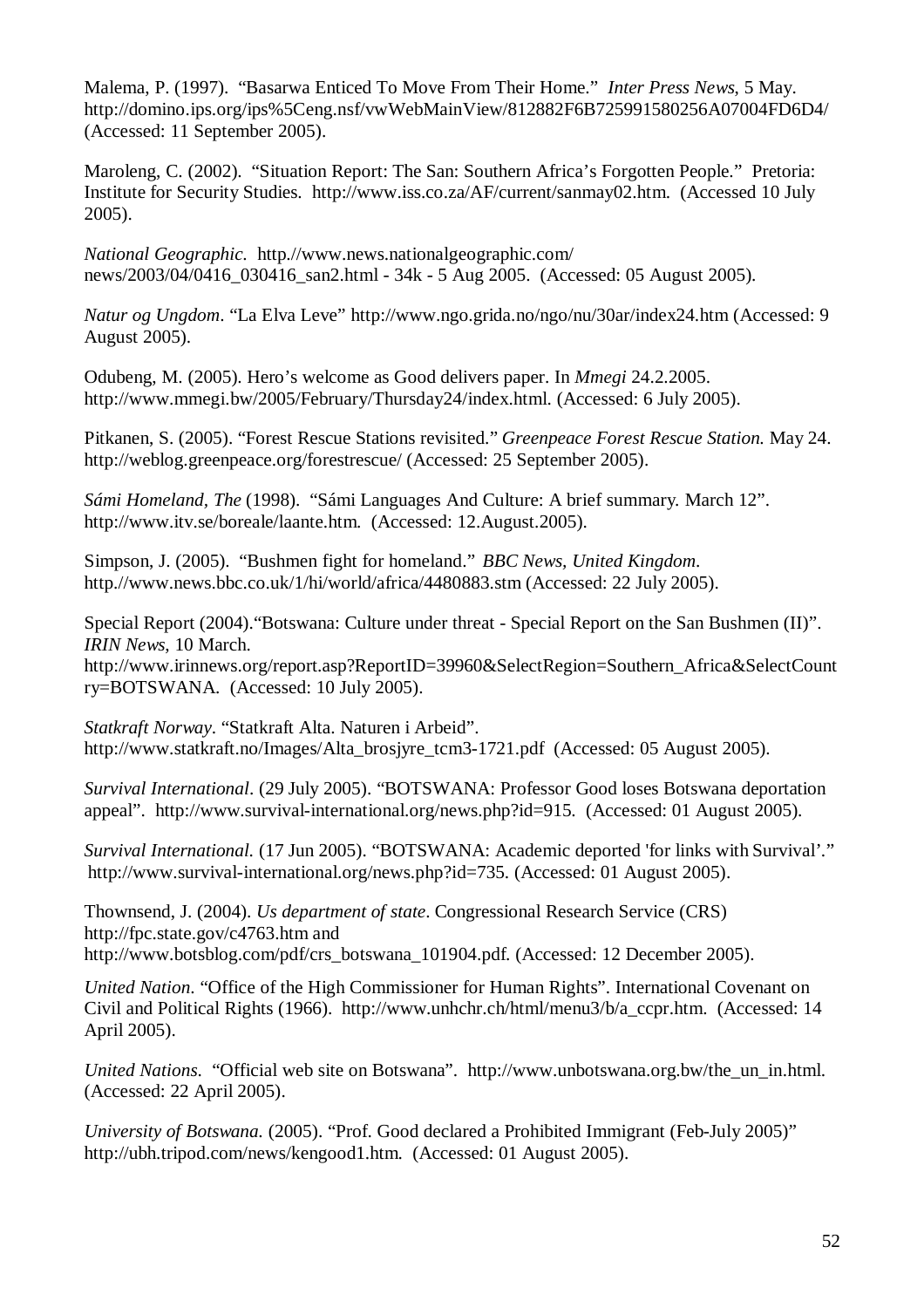Malema, P. (1997). "Basarwa Enticed To Move From Their Home." *Inter Press News*, 5 May. http://domino.ips.org/ips%5Ceng.nsf/vwWebMainView/812882F6B725991580256A07004FD6D4/ (Accessed: 11 September 2005).

Maroleng, C. (2002). "Situation Report: The San: Southern Africa's Forgotten People." Pretoria: Institute for Security Studies. http://www.iss.co.za/AF/current/sanmay02.htm. (Accessed 10 July 2005).

*National Geographic*. http.//www.news.nationalgeographic.com/ news/2003/04/0416_030416_san2.html - 34k - 5 Aug 2005. (Accessed: 05 August 2005).

*Natur og Ungdom*. "La Elva Leve" http://www.ngo.grida.no/ngo/nu/30ar/index24.htm (Accessed: 9 August 2005).

Odubeng, M. (2005). Hero's welcome as Good delivers paper. In *Mmegi* 24.2.2005. http://www.mmegi.bw/2005/February/Thursday24/index.html. (Accessed: 6 July 2005).

Pitkanen, S. (2005). "Forest Rescue Stations revisited." *Greenpeace Forest Rescue Station.* May 24. http://weblog.greenpeace.org/forestrescue/ (Accessed: 25 September 2005).

*Sámi Homeland, The* (1998). "Sámi Languages And Culture: A brief summary. March 12". http://www.itv.se/boreale/laante.htm. (Accessed: 12.August.2005).

Simpson, J. (2005). "Bushmen fight for homeland." *BBC News, United Kingdom*. http.//www.news.bbc.co.uk/1/hi/world/africa/4480883.stm (Accessed: 22 July 2005).

Special Report (2004)."Botswana: Culture under threat - Special Report on the San Bushmen (II)". *IRIN News*, 10 March. http://www.irinnews.org/report.asp?ReportID=39960&SelectRegion=Southern_Africa&SelectCountry=BOTSWANA. (Accessed: 10 July 2005).

*Statkraft Norway*. "Statkraft Alta. Naturen i Arbeid". http://www.statkraft.no/Images/Alta_brosjyre_tcm3-1721.pdf (Accessed: 05 August 2005).

*Survival International*. (29 July 2005). "BOTSWANA: Professor Good loses Botswana deportation appeal". http://www.survival-international.org/news.php?id=915. (Accessed: 01 August 2005).

*Survival International.* (17 Jun 2005). "BOTSWANA: Academic deported 'for links with Survival'." http://www.survival-international.org/news.php?id=735. (Accessed: 01 August 2005).

Thownsend, J. (2004). *Us department of state*. Congressional Research Service (CRS) http://fpc.state.gov/c4763.htm and http://www.botsblog.com/pdf/crs_botswana_101904.pdf. (Accessed: 12 December 2005).

*United Nation*. "Office of the High Commissioner for Human Rights". International Covenant on Civil and Political Rights (1966). http://www.unhchr.ch/html/menu3/b/a_ccpr.htm. (Accessed: 14 April 2005).

*United Nations*. "Official web site on Botswana". http://www.unbotswana.org.bw/the_un_in.html. (Accessed: 22 April 2005).

*University of Botswana.* (2005). "Prof. Good declared a Prohibited Immigrant (Feb-July 2005)" http://ubh.tripod.com/news/kengood1.htm. (Accessed: 01 August 2005).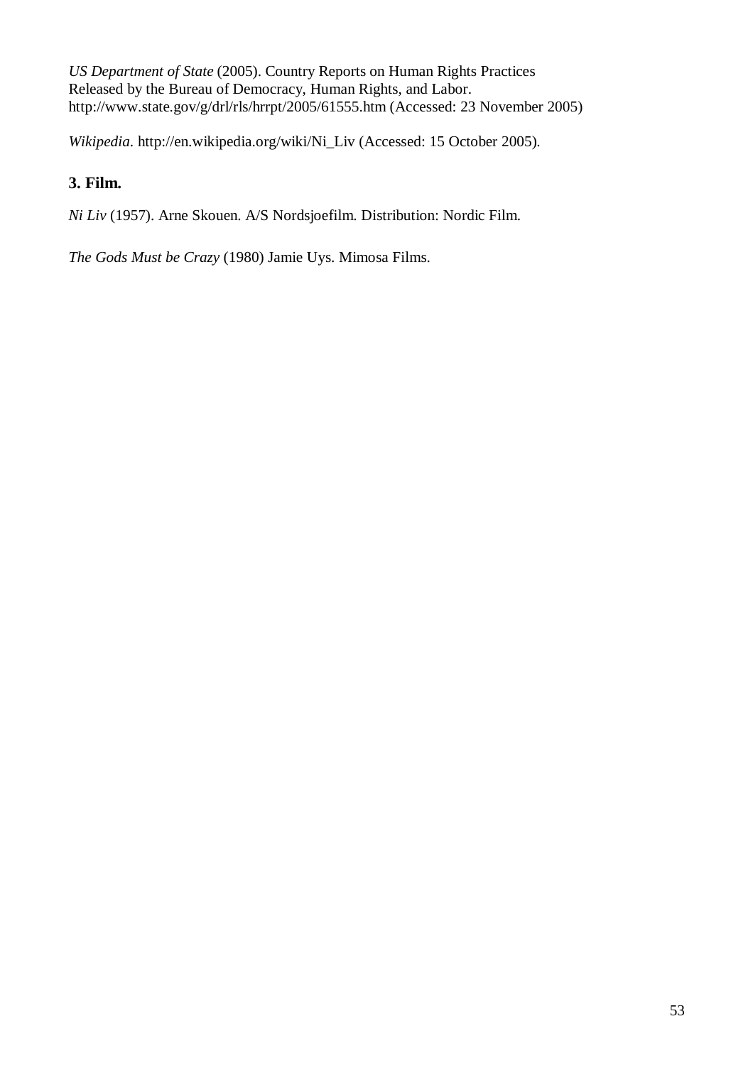*US Department of State* (2005). Country Reports on Human Rights Practices
Released by the Bureau of Democracy, Human Rights, and Labor.
http://www.state.gov/g/drl/rls/hrrpt/2005/61555.htm (Accessed: 23 November 2005)

*Wikipedia*. http://en.wikipedia.org/wiki/Ni_Liv (Accessed: 15 October 2005).

### 3. Film.

*Ni Liv* (1957). Arne Skouen. A/S Nordsjoefilm. Distribution: Nordic Film.

*The Gods Must be Crazy* (1980) Jamie Uys. Mimosa Films.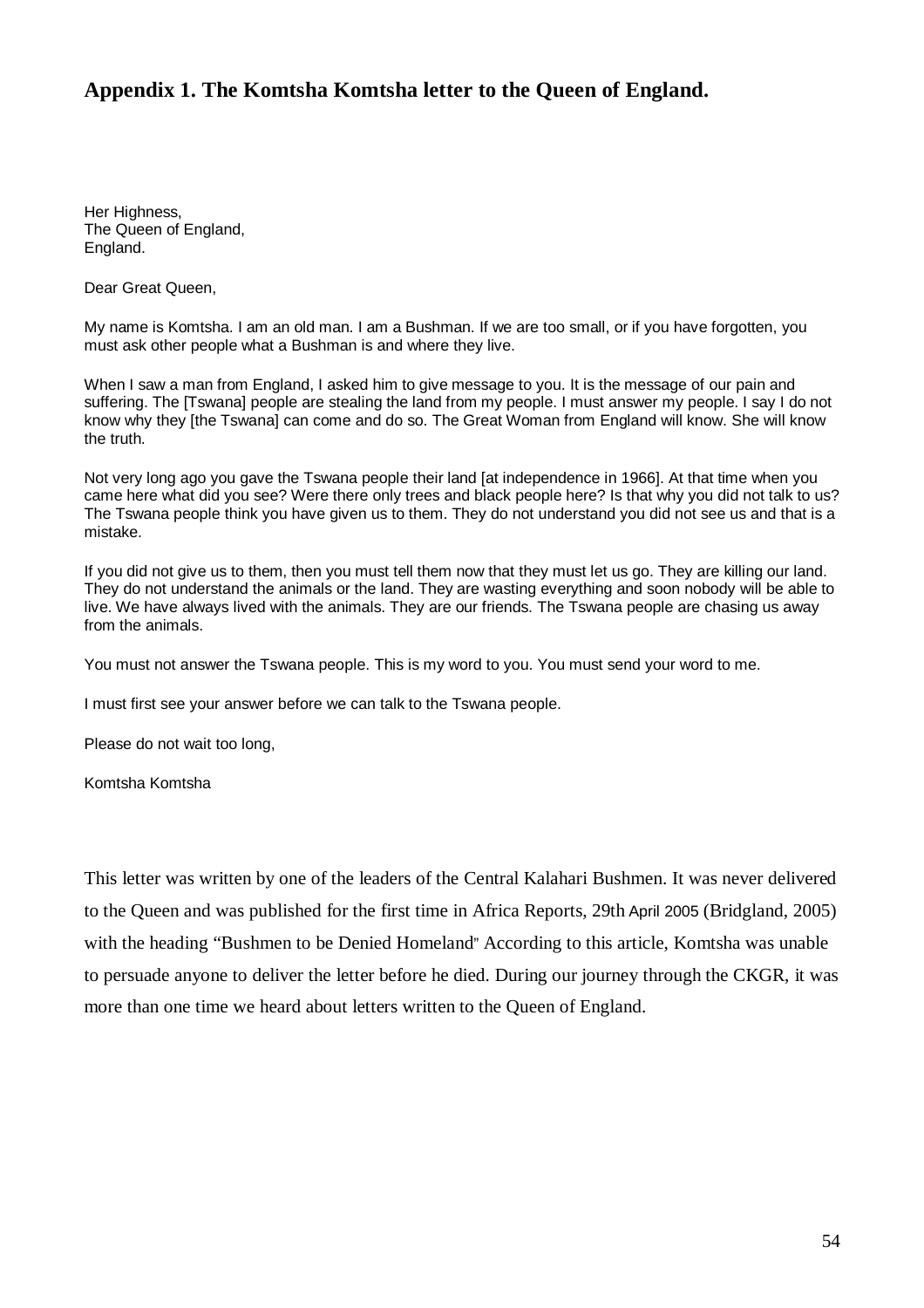## Appendix 1. The Komtsha Komtsha letter to the Queen of England.

Her Highness,
The Queen of England,
England.

Dear Great Queen,

My name is Komtsha. I am an old man. I am a Bushman. If we are too small, or if you have forgotten, you must ask other people what a Bushman is and where they live.

When I saw a man from England, I asked him to give message to you. It is the message of our pain and suffering. The [Tswana] people are stealing the land from my people. I must answer my people. I say I do not know why they [the Tswana] can come and do so. The Great Woman from England will know. She will know the truth.

Not very long ago you gave the Tswana people their land [at independence in 1966]. At that time when you came here what did you see? Were there only trees and black people here? Is that why you did not talk to us? The Tswana people think you have given us to them. They do not understand you did not see us and that is a mistake.

If you did not give us to them, then you must tell them now that they must let us go. They are killing our land. They do not understand the animals or the land. They are wasting everything and soon nobody will be able to live. We have always lived with the animals. They are our friends. The Tswana people are chasing us away from the animals.

You must not answer the Tswana people. This is my word to you. You must send your word to me.

I must first see your answer before we can talk to the Tswana people.

Please do not wait too long,

Komtsha Komtsha

This letter was written by one of the leaders of the Central Kalahari Bushmen. It was never delivered to the Queen and was published for the first time in Africa Reports, 29th April 2005 (Bridgland, 2005) with the heading "Bushmen to be Denied Homeland" According to this article, Komtsha was unable to persuade anyone to deliver the letter before he died. During our journey through the CKGR, it was more than one time we heard about letters written to the Queen of England.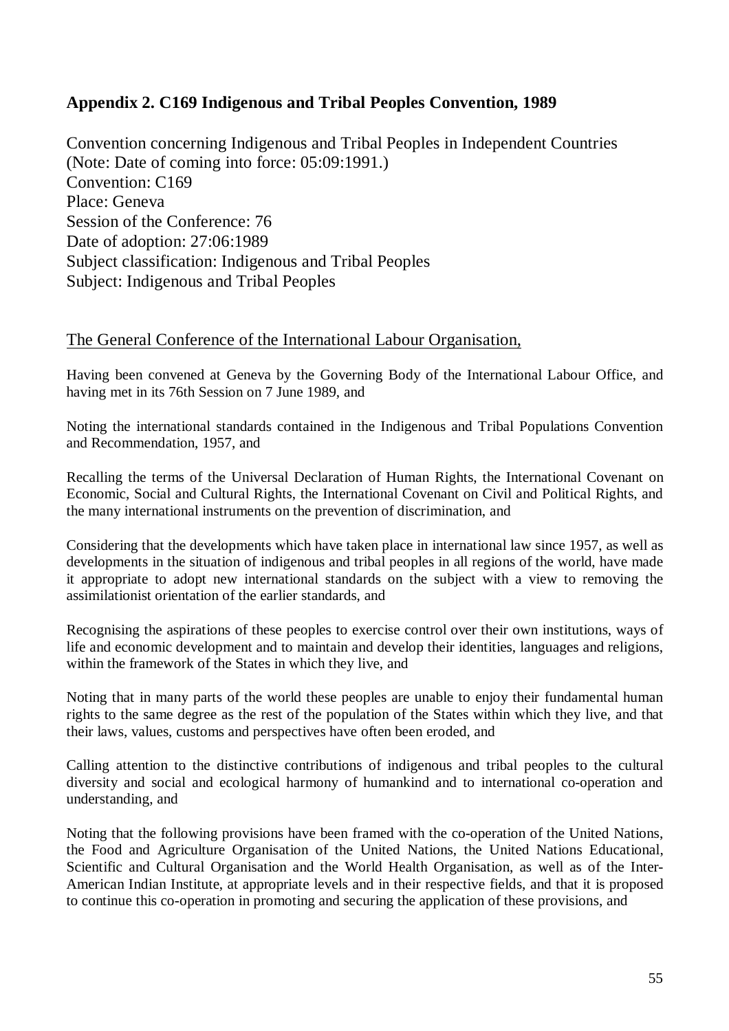## Appendix 2. C169 Indigenous and Tribal Peoples Convention, 1989

Convention concerning Indigenous and Tribal Peoples in Independent Countries
(Note: Date of coming into force: 05:09:1991.)
Convention: C169
Place: Geneva
Session of the Conference: 76
Date of adoption: 27:06:1989
Subject classification: Indigenous and Tribal Peoples
Subject: Indigenous and Tribal Peoples

<u>The General Conference of the International Labour Organisation,</u>

Having been convened at Geneva by the Governing Body of the International Labour Office, and having met in its 76th Session on 7 June 1989, and

Noting the international standards contained in the Indigenous and Tribal Populations Convention and Recommendation, 1957, and

Recalling the terms of the Universal Declaration of Human Rights, the International Covenant on Economic, Social and Cultural Rights, the International Covenant on Civil and Political Rights, and the many international instruments on the prevention of discrimination, and

Considering that the developments which have taken place in international law since 1957, as well as developments in the situation of indigenous and tribal peoples in all regions of the world, have made it appropriate to adopt new international standards on the subject with a view to removing the assimilationist orientation of the earlier standards, and

Recognising the aspirations of these peoples to exercise control over their own institutions, ways of life and economic development and to maintain and develop their identities, languages and religions, within the framework of the States in which they live, and

Noting that in many parts of the world these peoples are unable to enjoy their fundamental human rights to the same degree as the rest of the population of the States within which they live, and that their laws, values, customs and perspectives have often been eroded, and

Calling attention to the distinctive contributions of indigenous and tribal peoples to the cultural diversity and social and ecological harmony of humankind and to international co-operation and understanding, and

Noting that the following provisions have been framed with the co-operation of the United Nations, the Food and Agriculture Organisation of the United Nations, the United Nations Educational, Scientific and Cultural Organisation and the World Health Organisation, as well as of the Inter-American Indian Institute, at appropriate levels and in their respective fields, and that it is proposed to continue this co-operation in promoting and securing the application of these provisions, and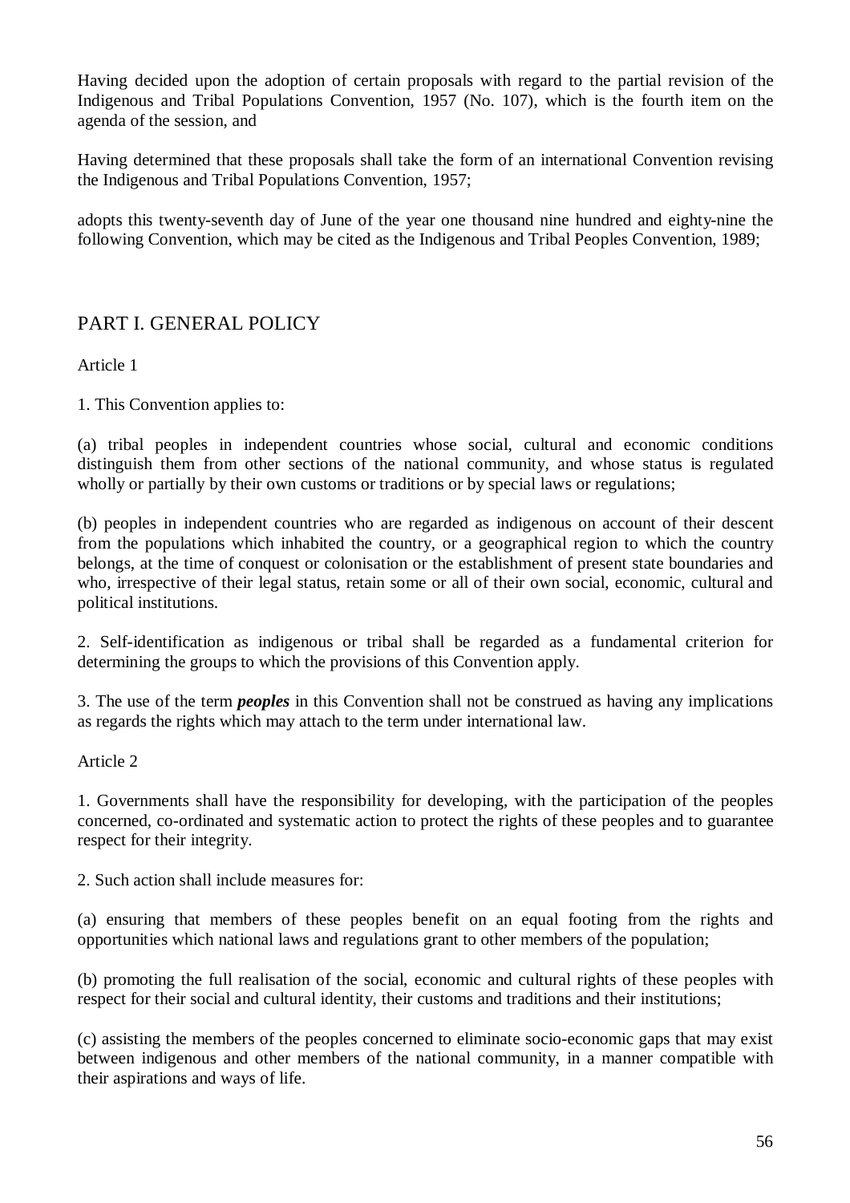Having decided upon the adoption of certain proposals with regard to the partial revision of the Indigenous and Tribal Populations Convention, 1957 (No. 107), which is the fourth item on the agenda of the session, and

Having determined that these proposals shall take the form of an international Convention revising the Indigenous and Tribal Populations Convention, 1957;

adopts this twenty-seventh day of June of the year one thousand nine hundred and eighty-nine the following Convention, which may be cited as the Indigenous and Tribal Peoples Convention, 1989;

## PART I. GENERAL POLICY

Article 1

1. This Convention applies to:

(a) tribal peoples in independent countries whose social, cultural and economic conditions distinguish them from other sections of the national community, and whose status is regulated wholly or partially by their own customs or traditions or by special laws or regulations;

(b) peoples in independent countries who are regarded as indigenous on account of their descent from the populations which inhabited the country, or a geographical region to which the country belongs, at the time of conquest or colonisation or the establishment of present state boundaries and who, irrespective of their legal status, retain some or all of their own social, economic, cultural and political institutions.

2. Self-identification as indigenous or tribal shall be regarded as a fundamental criterion for determining the groups to which the provisions of this Convention apply.

3. The use of the term ***peoples*** in this Convention shall not be construed as having any implications as regards the rights which may attach to the term under international law.

Article 2

1. Governments shall have the responsibility for developing, with the participation of the peoples concerned, co-ordinated and systematic action to protect the rights of these peoples and to guarantee respect for their integrity.

2. Such action shall include measures for:

(a) ensuring that members of these peoples benefit on an equal footing from the rights and opportunities which national laws and regulations grant to other members of the population;

(b) promoting the full realisation of the social, economic and cultural rights of these peoples with respect for their social and cultural identity, their customs and traditions and their institutions;

(c) assisting the members of the peoples concerned to eliminate socio-economic gaps that may exist between indigenous and other members of the national community, in a manner compatible with their aspirations and ways of life.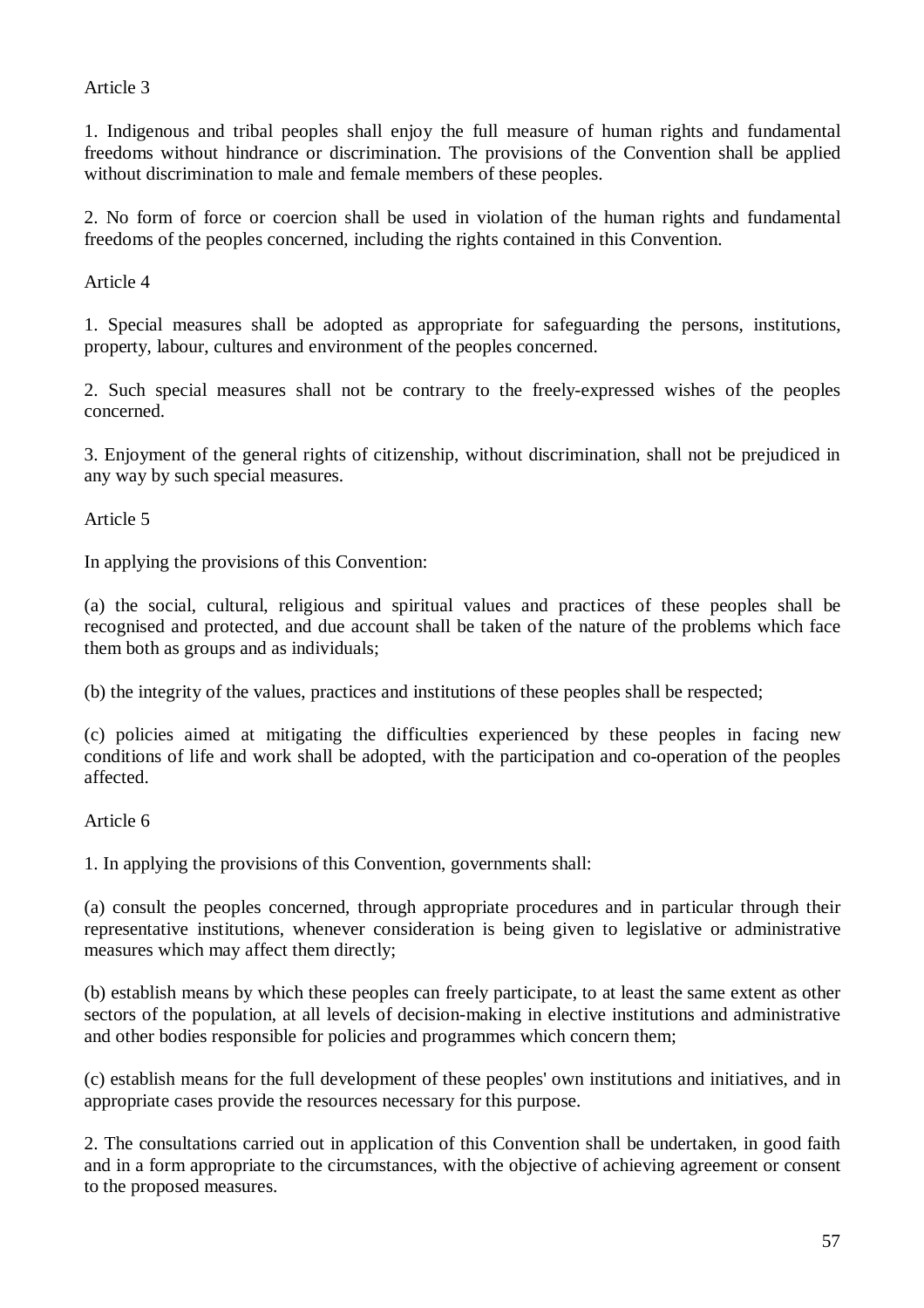Article 3

1. Indigenous and tribal peoples shall enjoy the full measure of human rights and fundamental freedoms without hindrance or discrimination. The provisions of the Convention shall be applied without discrimination to male and female members of these peoples.

2. No form of force or coercion shall be used in violation of the human rights and fundamental freedoms of the peoples concerned, including the rights contained in this Convention.

Article 4

1. Special measures shall be adopted as appropriate for safeguarding the persons, institutions, property, labour, cultures and environment of the peoples concerned.

2. Such special measures shall not be contrary to the freely-expressed wishes of the peoples concerned.

3. Enjoyment of the general rights of citizenship, without discrimination, shall not be prejudiced in any way by such special measures.

Article 5

In applying the provisions of this Convention:

(a) the social, cultural, religious and spiritual values and practices of these peoples shall be recognised and protected, and due account shall be taken of the nature of the problems which face them both as groups and as individuals;

(b) the integrity of the values, practices and institutions of these peoples shall be respected;

(c) policies aimed at mitigating the difficulties experienced by these peoples in facing new conditions of life and work shall be adopted, with the participation and co-operation of the peoples affected.

Article 6

1. In applying the provisions of this Convention, governments shall:

(a) consult the peoples concerned, through appropriate procedures and in particular through their representative institutions, whenever consideration is being given to legislative or administrative measures which may affect them directly;

(b) establish means by which these peoples can freely participate, to at least the same extent as other sectors of the population, at all levels of decision-making in elective institutions and administrative and other bodies responsible for policies and programmes which concern them;

(c) establish means for the full development of these peoples' own institutions and initiatives, and in appropriate cases provide the resources necessary for this purpose.

2. The consultations carried out in application of this Convention shall be undertaken, in good faith and in a form appropriate to the circumstances, with the objective of achieving agreement or consent to the proposed measures.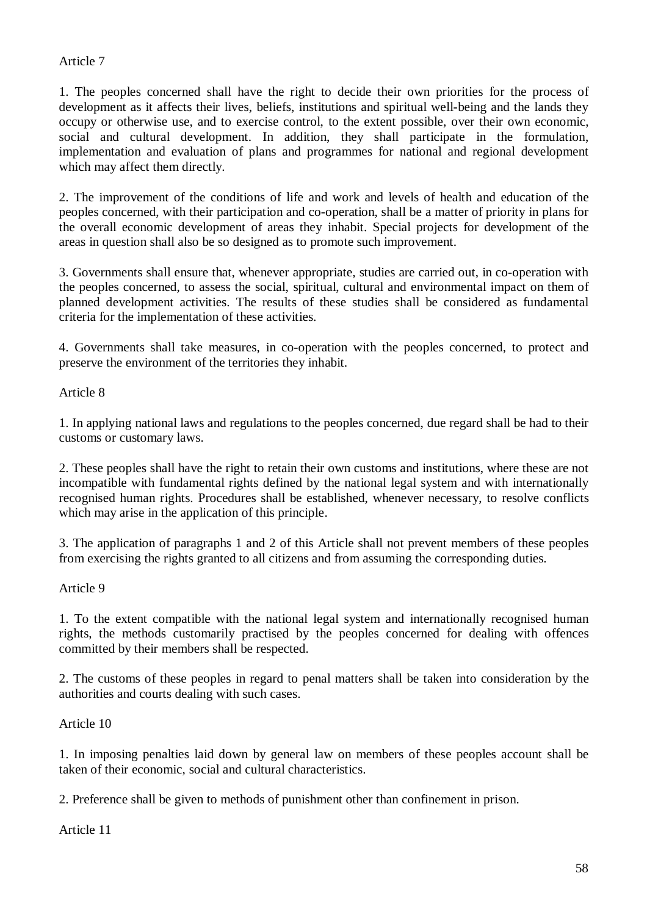Article 7

1. The peoples concerned shall have the right to decide their own priorities for the process of development as it affects their lives, beliefs, institutions and spiritual well-being and the lands they occupy or otherwise use, and to exercise control, to the extent possible, over their own economic, social and cultural development. In addition, they shall participate in the formulation, implementation and evaluation of plans and programmes for national and regional development which may affect them directly.

2. The improvement of the conditions of life and work and levels of health and education of the peoples concerned, with their participation and co-operation, shall be a matter of priority in plans for the overall economic development of areas they inhabit. Special projects for development of the areas in question shall also be so designed as to promote such improvement.

3. Governments shall ensure that, whenever appropriate, studies are carried out, in co-operation with the peoples concerned, to assess the social, spiritual, cultural and environmental impact on them of planned development activities. The results of these studies shall be considered as fundamental criteria for the implementation of these activities.

4. Governments shall take measures, in co-operation with the peoples concerned, to protect and preserve the environment of the territories they inhabit.

Article 8

1. In applying national laws and regulations to the peoples concerned, due regard shall be had to their customs or customary laws.

2. These peoples shall have the right to retain their own customs and institutions, where these are not incompatible with fundamental rights defined by the national legal system and with internationally recognised human rights. Procedures shall be established, whenever necessary, to resolve conflicts which may arise in the application of this principle.

3. The application of paragraphs 1 and 2 of this Article shall not prevent members of these peoples from exercising the rights granted to all citizens and from assuming the corresponding duties.

Article 9

1. To the extent compatible with the national legal system and internationally recognised human rights, the methods customarily practised by the peoples concerned for dealing with offences committed by their members shall be respected.

2. The customs of these peoples in regard to penal matters shall be taken into consideration by the authorities and courts dealing with such cases.

Article 10

1. In imposing penalties laid down by general law on members of these peoples account shall be taken of their economic, social and cultural characteristics.

2. Preference shall be given to methods of punishment other than confinement in prison.

Article 11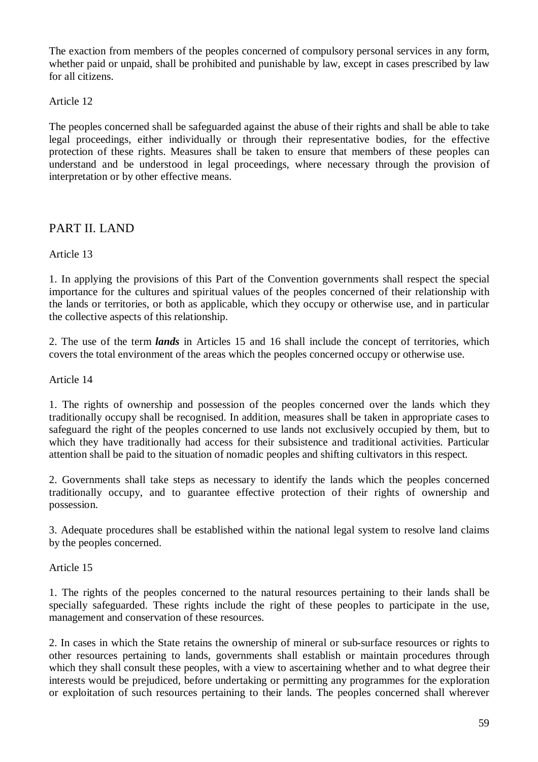The exaction from members of the peoples concerned of compulsory personal services in any form, whether paid or unpaid, shall be prohibited and punishable by law, except in cases prescribed by law for all citizens.

Article 12

The peoples concerned shall be safeguarded against the abuse of their rights and shall be able to take legal proceedings, either individually or through their representative bodies, for the effective protection of these rights. Measures shall be taken to ensure that members of these peoples can understand and be understood in legal proceedings, where necessary through the provision of interpretation or by other effective means.

## PART II. LAND

Article 13

1. In applying the provisions of this Part of the Convention governments shall respect the special importance for the cultures and spiritual values of the peoples concerned of their relationship with the lands or territories, or both as applicable, which they occupy or otherwise use, and in particular the collective aspects of this relationship.

2. The use of the term ***lands*** in Articles 15 and 16 shall include the concept of territories, which covers the total environment of the areas which the peoples concerned occupy or otherwise use.

Article 14

1. The rights of ownership and possession of the peoples concerned over the lands which they traditionally occupy shall be recognised. In addition, measures shall be taken in appropriate cases to safeguard the right of the peoples concerned to use lands not exclusively occupied by them, but to which they have traditionally had access for their subsistence and traditional activities. Particular attention shall be paid to the situation of nomadic peoples and shifting cultivators in this respect.

2. Governments shall take steps as necessary to identify the lands which the peoples concerned traditionally occupy, and to guarantee effective protection of their rights of ownership and possession.

3. Adequate procedures shall be established within the national legal system to resolve land claims by the peoples concerned.

Article 15

1. The rights of the peoples concerned to the natural resources pertaining to their lands shall be specially safeguarded. These rights include the right of these peoples to participate in the use, management and conservation of these resources.

2. In cases in which the State retains the ownership of mineral or sub-surface resources or rights to other resources pertaining to lands, governments shall establish or maintain procedures through which they shall consult these peoples, with a view to ascertaining whether and to what degree their interests would be prejudiced, before undertaking or permitting any programmes for the exploration or exploitation of such resources pertaining to their lands. The peoples concerned shall wherever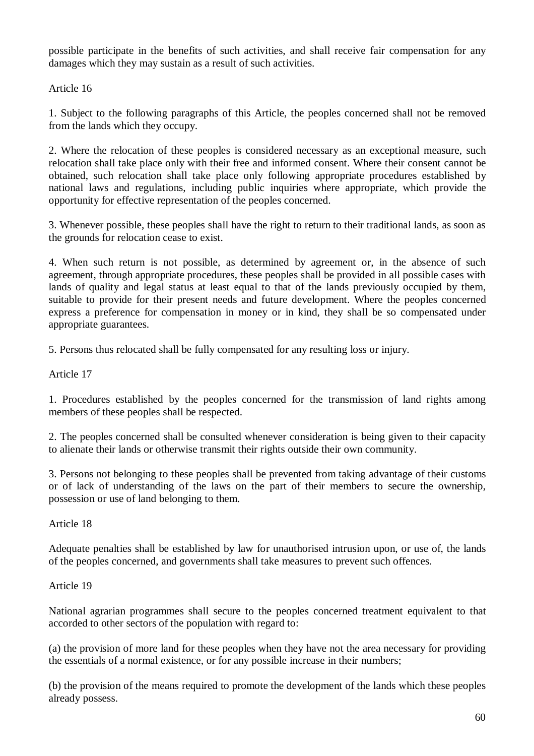possible participate in the benefits of such activities, and shall receive fair compensation for any damages which they may sustain as a result of such activities.

Article 16

1. Subject to the following paragraphs of this Article, the peoples concerned shall not be removed from the lands which they occupy.

2. Where the relocation of these peoples is considered necessary as an exceptional measure, such relocation shall take place only with their free and informed consent. Where their consent cannot be obtained, such relocation shall take place only following appropriate procedures established by national laws and regulations, including public inquiries where appropriate, which provide the opportunity for effective representation of the peoples concerned.

3. Whenever possible, these peoples shall have the right to return to their traditional lands, as soon as the grounds for relocation cease to exist.

4. When such return is not possible, as determined by agreement or, in the absence of such agreement, through appropriate procedures, these peoples shall be provided in all possible cases with lands of quality and legal status at least equal to that of the lands previously occupied by them, suitable to provide for their present needs and future development. Where the peoples concerned express a preference for compensation in money or in kind, they shall be so compensated under appropriate guarantees.

5. Persons thus relocated shall be fully compensated for any resulting loss or injury.

Article 17

1. Procedures established by the peoples concerned for the transmission of land rights among members of these peoples shall be respected.

2. The peoples concerned shall be consulted whenever consideration is being given to their capacity to alienate their lands or otherwise transmit their rights outside their own community.

3. Persons not belonging to these peoples shall be prevented from taking advantage of their customs or of lack of understanding of the laws on the part of their members to secure the ownership, possession or use of land belonging to them.

Article 18

Adequate penalties shall be established by law for unauthorised intrusion upon, or use of, the lands of the peoples concerned, and governments shall take measures to prevent such offences.

Article 19

National agrarian programmes shall secure to the peoples concerned treatment equivalent to that accorded to other sectors of the population with regard to:

(a) the provision of more land for these peoples when they have not the area necessary for providing the essentials of a normal existence, or for any possible increase in their numbers;

(b) the provision of the means required to promote the development of the lands which these peoples already possess.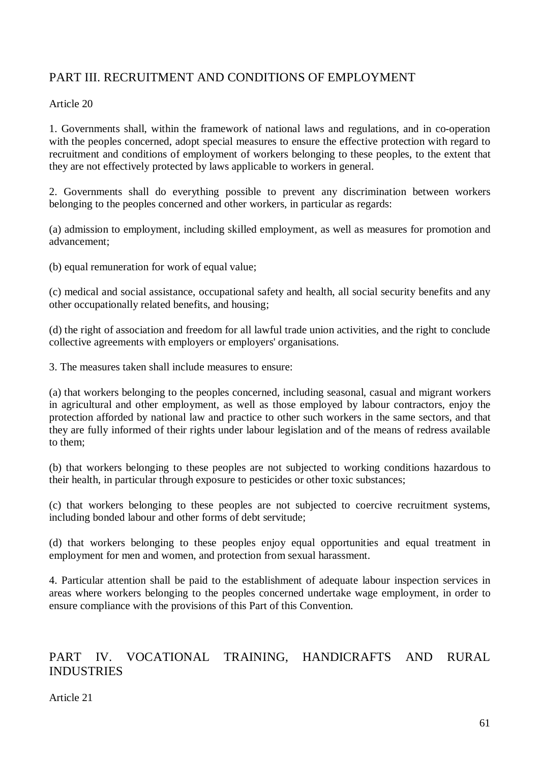## PART III. RECRUITMENT AND CONDITIONS OF EMPLOYMENT

Article 20

1. Governments shall, within the framework of national laws and regulations, and in co-operation with the peoples concerned, adopt special measures to ensure the effective protection with regard to recruitment and conditions of employment of workers belonging to these peoples, to the extent that they are not effectively protected by laws applicable to workers in general.

2. Governments shall do everything possible to prevent any discrimination between workers belonging to the peoples concerned and other workers, in particular as regards:

(a) admission to employment, including skilled employment, as well as measures for promotion and advancement;

(b) equal remuneration for work of equal value;

(c) medical and social assistance, occupational safety and health, all social security benefits and any other occupationally related benefits, and housing;

(d) the right of association and freedom for all lawful trade union activities, and the right to conclude collective agreements with employers or employers' organisations.

3. The measures taken shall include measures to ensure:

(a) that workers belonging to the peoples concerned, including seasonal, casual and migrant workers in agricultural and other employment, as well as those employed by labour contractors, enjoy the protection afforded by national law and practice to other such workers in the same sectors, and that they are fully informed of their rights under labour legislation and of the means of redress available to them;

(b) that workers belonging to these peoples are not subjected to working conditions hazardous to their health, in particular through exposure to pesticides or other toxic substances;

(c) that workers belonging to these peoples are not subjected to coercive recruitment systems, including bonded labour and other forms of debt servitude;

(d) that workers belonging to these peoples enjoy equal opportunities and equal treatment in employment for men and women, and protection from sexual harassment.

4. Particular attention shall be paid to the establishment of adequate labour inspection services in areas where workers belonging to the peoples concerned undertake wage employment, in order to ensure compliance with the provisions of this Part of this Convention.

## PART IV. VOCATIONAL TRAINING, HANDICRAFTS AND RURAL INDUSTRIES

Article 21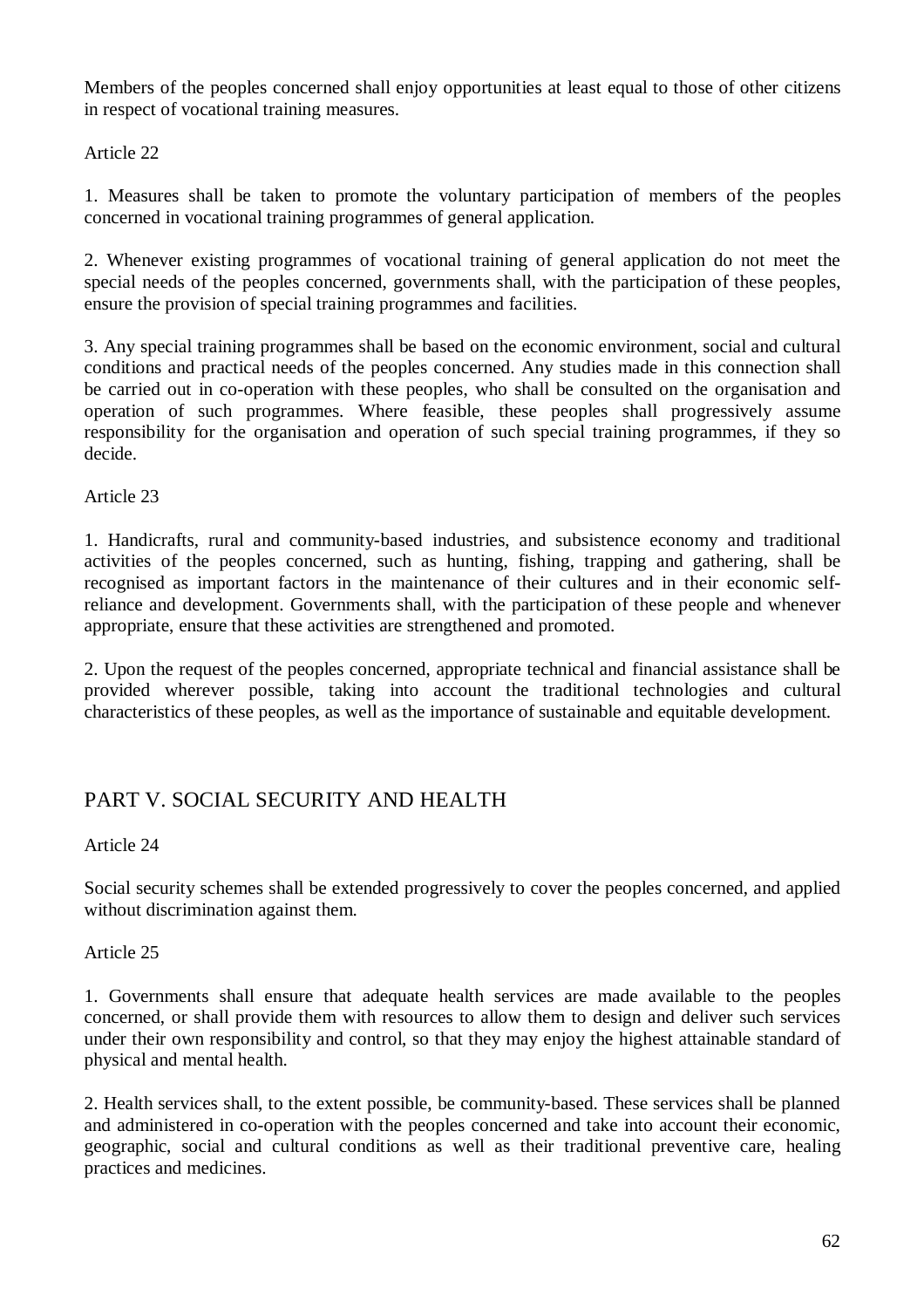Members of the peoples concerned shall enjoy opportunities at least equal to those of other citizens in respect of vocational training measures.

Article 22

1. Measures shall be taken to promote the voluntary participation of members of the peoples concerned in vocational training programmes of general application.

2. Whenever existing programmes of vocational training of general application do not meet the special needs of the peoples concerned, governments shall, with the participation of these peoples, ensure the provision of special training programmes and facilities.

3. Any special training programmes shall be based on the economic environment, social and cultural conditions and practical needs of the peoples concerned. Any studies made in this connection shall be carried out in co-operation with these peoples, who shall be consulted on the organisation and operation of such programmes. Where feasible, these peoples shall progressively assume responsibility for the organisation and operation of such special training programmes, if they so decide.

Article 23

1. Handicrafts, rural and community-based industries, and subsistence economy and traditional activities of the peoples concerned, such as hunting, fishing, trapping and gathering, shall be recognised as important factors in the maintenance of their cultures and in their economic self-reliance and development. Governments shall, with the participation of these people and whenever appropriate, ensure that these activities are strengthened and promoted.

2. Upon the request of the peoples concerned, appropriate technical and financial assistance shall be provided wherever possible, taking into account the traditional technologies and cultural characteristics of these peoples, as well as the importance of sustainable and equitable development.

## PART V. SOCIAL SECURITY AND HEALTH

Article 24

Social security schemes shall be extended progressively to cover the peoples concerned, and applied without discrimination against them.

Article 25

1. Governments shall ensure that adequate health services are made available to the peoples concerned, or shall provide them with resources to allow them to design and deliver such services under their own responsibility and control, so that they may enjoy the highest attainable standard of physical and mental health.

2. Health services shall, to the extent possible, be community-based. These services shall be planned and administered in co-operation with the peoples concerned and take into account their economic, geographic, social and cultural conditions as well as their traditional preventive care, healing practices and medicines.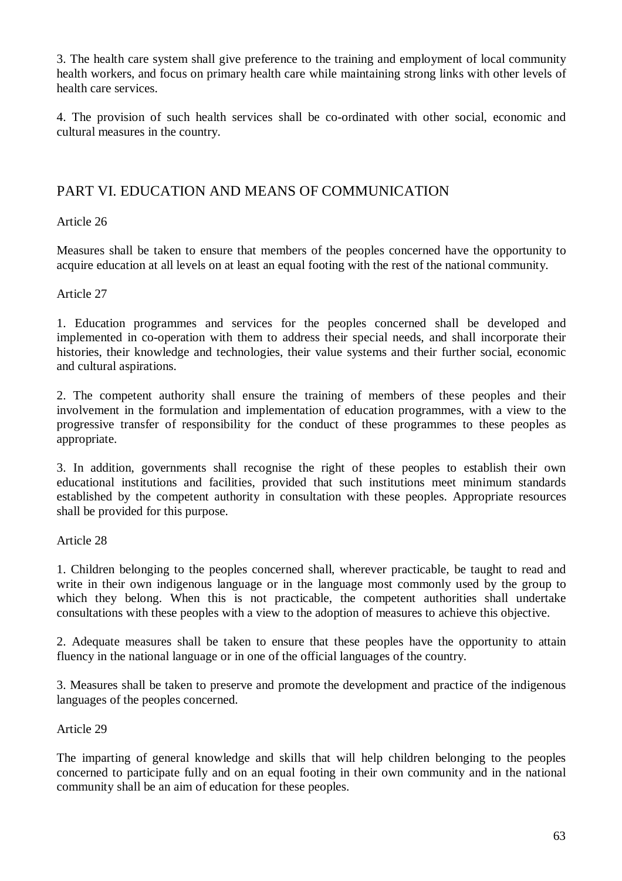3. The health care system shall give preference to the training and employment of local community health workers, and focus on primary health care while maintaining strong links with other levels of health care services.

4. The provision of such health services shall be co-ordinated with other social, economic and cultural measures in the country.

## PART VI. EDUCATION AND MEANS OF COMMUNICATION

Article 26

Measures shall be taken to ensure that members of the peoples concerned have the opportunity to acquire education at all levels on at least an equal footing with the rest of the national community.

Article 27

1. Education programmes and services for the peoples concerned shall be developed and implemented in co-operation with them to address their special needs, and shall incorporate their histories, their knowledge and technologies, their value systems and their further social, economic and cultural aspirations.

2. The competent authority shall ensure the training of members of these peoples and their involvement in the formulation and implementation of education programmes, with a view to the progressive transfer of responsibility for the conduct of these programmes to these peoples as appropriate.

3. In addition, governments shall recognise the right of these peoples to establish their own educational institutions and facilities, provided that such institutions meet minimum standards established by the competent authority in consultation with these peoples. Appropriate resources shall be provided for this purpose.

Article 28

1. Children belonging to the peoples concerned shall, wherever practicable, be taught to read and write in their own indigenous language or in the language most commonly used by the group to which they belong. When this is not practicable, the competent authorities shall undertake consultations with these peoples with a view to the adoption of measures to achieve this objective.

2. Adequate measures shall be taken to ensure that these peoples have the opportunity to attain fluency in the national language or in one of the official languages of the country.

3. Measures shall be taken to preserve and promote the development and practice of the indigenous languages of the peoples concerned.

Article 29

The imparting of general knowledge and skills that will help children belonging to the peoples concerned to participate fully and on an equal footing in their own community and in the national community shall be an aim of education for these peoples.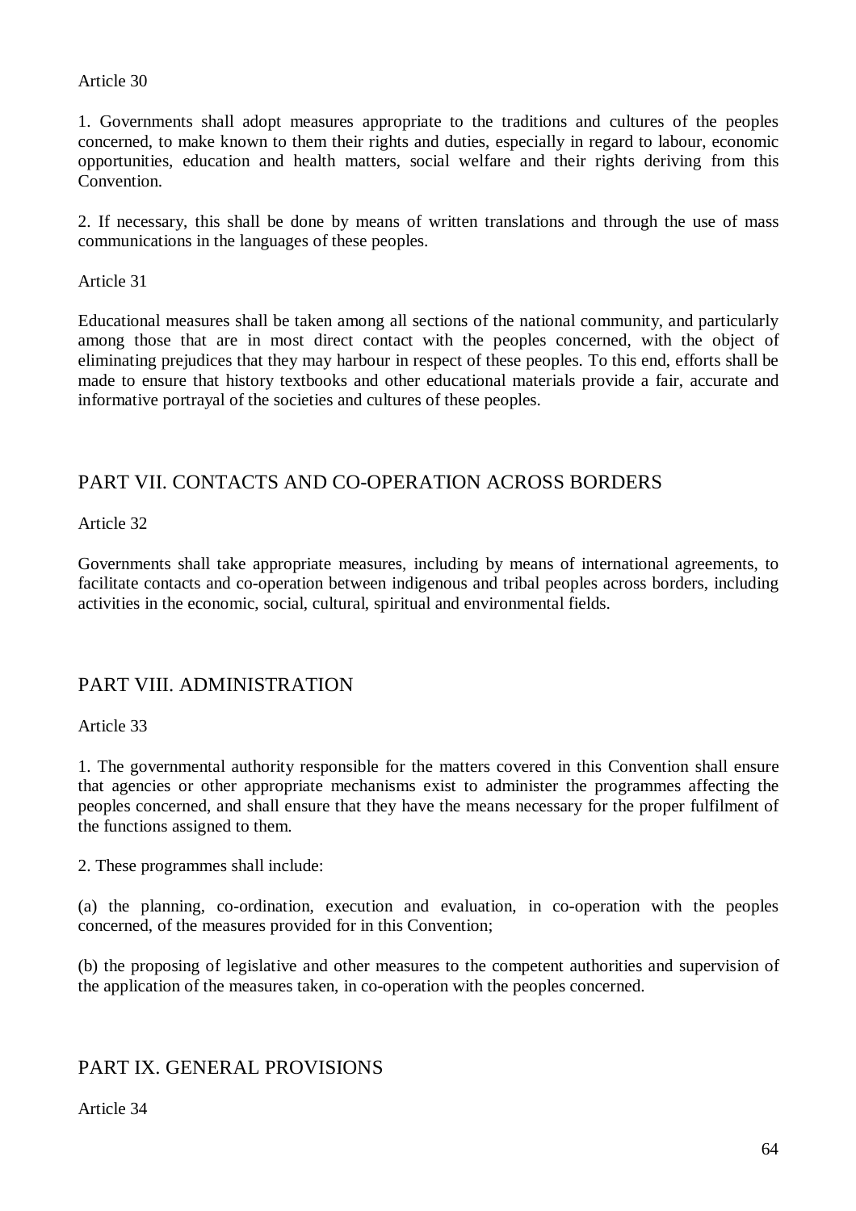Article 30

1. Governments shall adopt measures appropriate to the traditions and cultures of the peoples concerned, to make known to them their rights and duties, especially in regard to labour, economic opportunities, education and health matters, social welfare and their rights deriving from this Convention.

2. If necessary, this shall be done by means of written translations and through the use of mass communications in the languages of these peoples.

Article 31

Educational measures shall be taken among all sections of the national community, and particularly among those that are in most direct contact with the peoples concerned, with the object of eliminating prejudices that they may harbour in respect of these peoples. To this end, efforts shall be made to ensure that history textbooks and other educational materials provide a fair, accurate and informative portrayal of the societies and cultures of these peoples.

## PART VII. CONTACTS AND CO-OPERATION ACROSS BORDERS

Article 32

Governments shall take appropriate measures, including by means of international agreements, to facilitate contacts and co-operation between indigenous and tribal peoples across borders, including activities in the economic, social, cultural, spiritual and environmental fields.

## PART VIII. ADMINISTRATION

Article 33

1. The governmental authority responsible for the matters covered in this Convention shall ensure that agencies or other appropriate mechanisms exist to administer the programmes affecting the peoples concerned, and shall ensure that they have the means necessary for the proper fulfilment of the functions assigned to them.

2. These programmes shall include:

(a) the planning, co-ordination, execution and evaluation, in co-operation with the peoples concerned, of the measures provided for in this Convention;

(b) the proposing of legislative and other measures to the competent authorities and supervision of the application of the measures taken, in co-operation with the peoples concerned.

## PART IX. GENERAL PROVISIONS

Article 34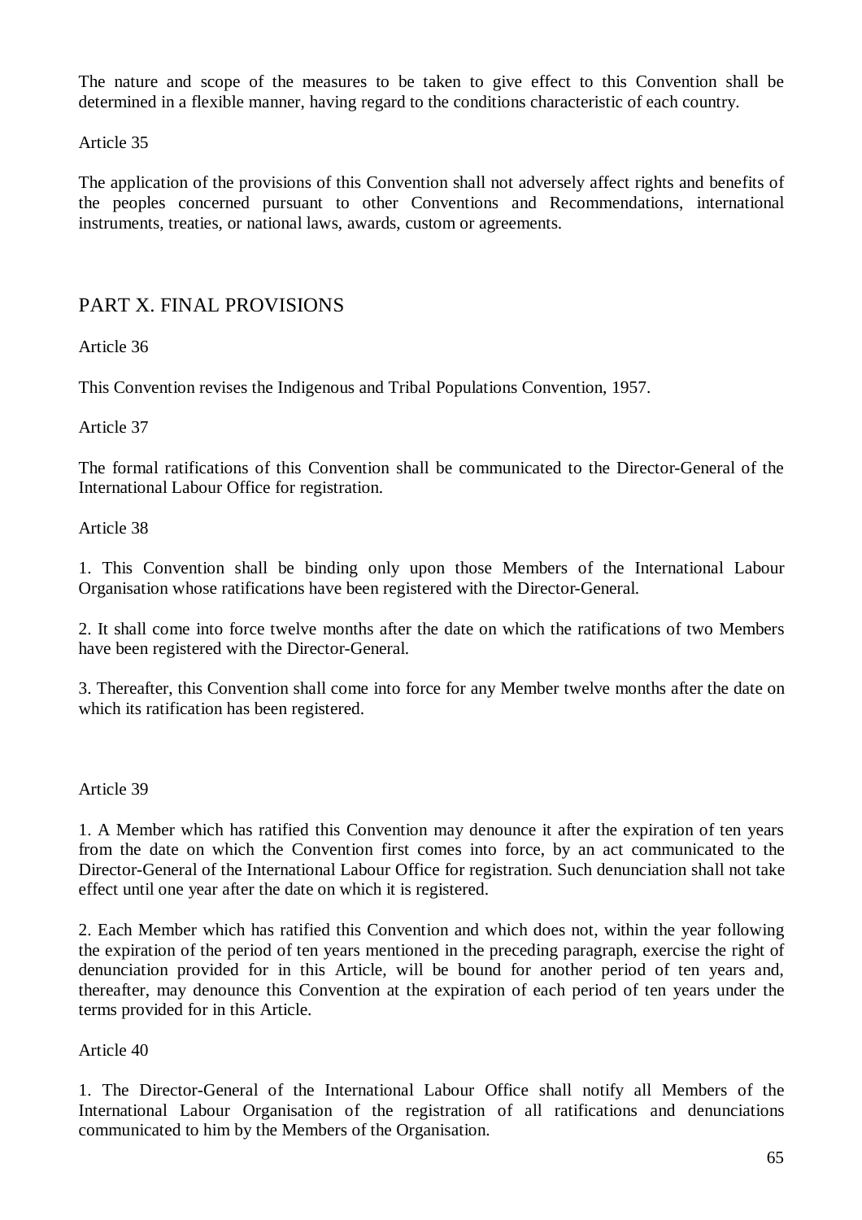The nature and scope of the measures to be taken to give effect to this Convention shall be determined in a flexible manner, having regard to the conditions characteristic of each country.

Article 35

The application of the provisions of this Convention shall not adversely affect rights and benefits of the peoples concerned pursuant to other Conventions and Recommendations, international instruments, treaties, or national laws, awards, custom or agreements.

## PART X. FINAL PROVISIONS

Article 36

This Convention revises the Indigenous and Tribal Populations Convention, 1957.

Article 37

The formal ratifications of this Convention shall be communicated to the Director-General of the International Labour Office for registration.

Article 38

1. This Convention shall be binding only upon those Members of the International Labour Organisation whose ratifications have been registered with the Director-General.

2. It shall come into force twelve months after the date on which the ratifications of two Members have been registered with the Director-General.

3. Thereafter, this Convention shall come into force for any Member twelve months after the date on which its ratification has been registered.

Article 39

1. A Member which has ratified this Convention may denounce it after the expiration of ten years from the date on which the Convention first comes into force, by an act communicated to the Director-General of the International Labour Office for registration. Such denunciation shall not take effect until one year after the date on which it is registered.

2. Each Member which has ratified this Convention and which does not, within the year following the expiration of the period of ten years mentioned in the preceding paragraph, exercise the right of denunciation provided for in this Article, will be bound for another period of ten years and, thereafter, may denounce this Convention at the expiration of each period of ten years under the terms provided for in this Article.

Article 40

1. The Director-General of the International Labour Office shall notify all Members of the International Labour Organisation of the registration of all ratifications and denunciations communicated to him by the Members of the Organisation.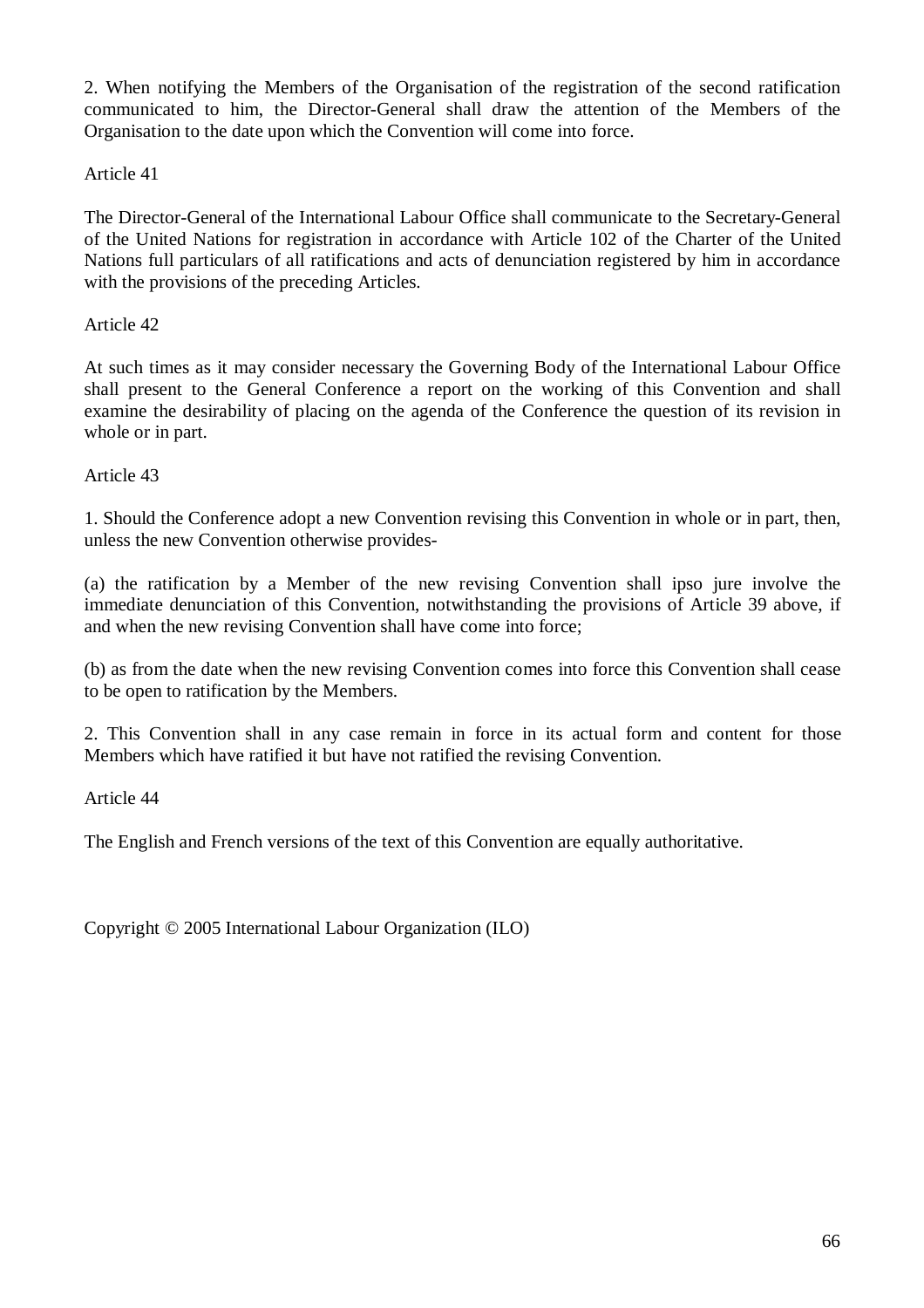2. When notifying the Members of the Organisation of the registration of the second ratification communicated to him, the Director-General shall draw the attention of the Members of the Organisation to the date upon which the Convention will come into force.

Article 41

The Director-General of the International Labour Office shall communicate to the Secretary-General of the United Nations for registration in accordance with Article 102 of the Charter of the United Nations full particulars of all ratifications and acts of denunciation registered by him in accordance with the provisions of the preceding Articles.

Article 42

At such times as it may consider necessary the Governing Body of the International Labour Office shall present to the General Conference a report on the working of this Convention and shall examine the desirability of placing on the agenda of the Conference the question of its revision in whole or in part.

Article 43

1. Should the Conference adopt a new Convention revising this Convention in whole or in part, then, unless the new Convention otherwise provides-

(a) the ratification by a Member of the new revising Convention shall ipso jure involve the immediate denunciation of this Convention, notwithstanding the provisions of Article 39 above, if and when the new revising Convention shall have come into force;

(b) as from the date when the new revising Convention comes into force this Convention shall cease to be open to ratification by the Members.

2. This Convention shall in any case remain in force in its actual form and content for those Members which have ratified it but have not ratified the revising Convention.

Article 44

The English and French versions of the text of this Convention are equally authoritative.

Copyright © 2005 International Labour Organization (ILO)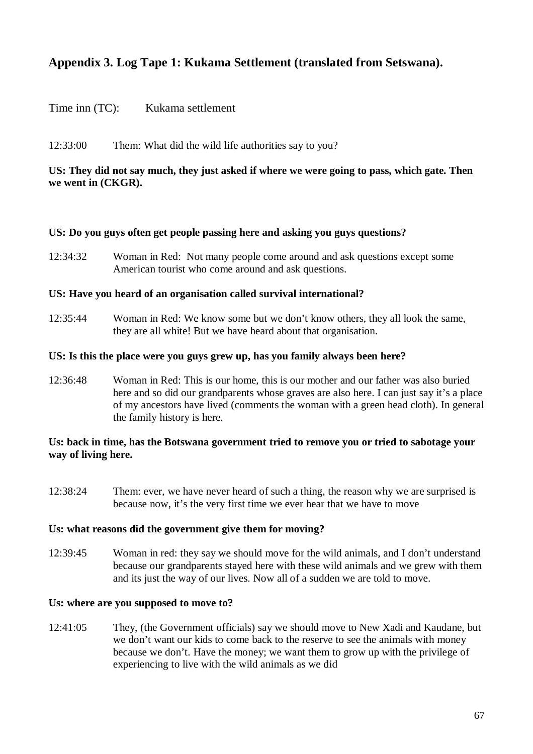## Appendix 3. Log Tape 1: Kukama Settlement (translated from Setswana).

Time inn (TC):        Kukama settlement

12:33:00        Them: What did the wild life authorities say to you?

**US: They did not say much, they just asked if where we were going to pass, which gate. Then we went in (CKGR).**

**US: Do you guys often get people passing here and asking you guys questions?**

12:34:32        Woman in Red: Not many people come around and ask questions except some American tourist who come around and ask questions.

**US: Have you heard of an organisation called survival international?**

12:35:44        Woman in Red: We know some but we don't know others, they all look the same, they are all white! But we have heard about that organisation.

**US: Is this the place were you guys grew up, has you family always been here?**

12:36:48        Woman in Red: This is our home, this is our mother and our father was also buried here and so did our grandparents whose graves are also here. I can just say it's a place of my ancestors have lived (comments the woman with a green head cloth). In general the family history is here.

**Us: back in time, has the Botswana government tried to remove you or tried to sabotage your way of living here.**

12:38:24        Them: ever, we have never heard of such a thing, the reason why we are surprised is because now, it's the very first time we ever hear that we have to move

**Us: what reasons did the government give them for moving?**

12:39:45        Woman in red: they say we should move for the wild animals, and I don't understand because our grandparents stayed here with these wild animals and we grew with them and its just the way of our lives. Now all of a sudden we are told to move.

**Us: where are you supposed to move to?**

12:41:05        They, (the Government officials) say we should move to New Xadi and Kaudane, but we don't want our kids to come back to the reserve to see the animals with money because we don't. Have the money; we want them to grow up with the privilege of experiencing to live with the wild animals as we did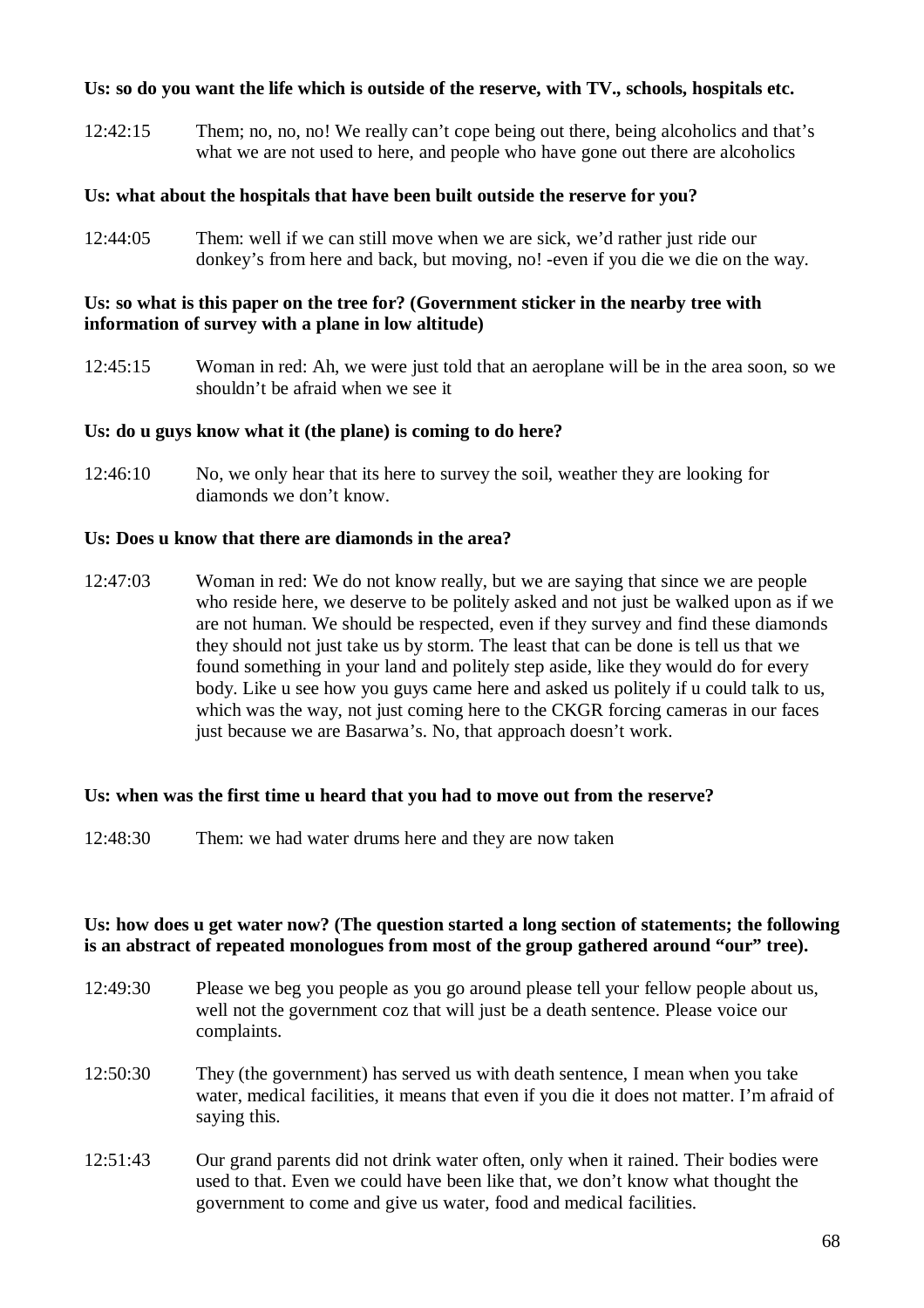**Us: so do you want the life which is outside of the reserve, with TV., schools, hospitals etc.**

12:42:15 Them; no, no, no! We really can't cope being out there, being alcoholics and that's what we are not used to here, and people who have gone out there are alcoholics

**Us: what about the hospitals that have been built outside the reserve for you?**

12:44:05 Them: well if we can still move when we are sick, we'd rather just ride our donkey's from here and back, but moving, no! -even if you die we die on the way.

**Us: so what is this paper on the tree for? (Government sticker in the nearby tree with information of survey with a plane in low altitude)**

12:45:15 Woman in red: Ah, we were just told that an aeroplane will be in the area soon, so we shouldn't be afraid when we see it

**Us: do u guys know what it (the plane) is coming to do here?**

12:46:10 No, we only hear that its here to survey the soil, weather they are looking for diamonds we don't know.

**Us: Does u know that there are diamonds in the area?**

12:47:03 Woman in red: We do not know really, but we are saying that since we are people who reside here, we deserve to be politely asked and not just be walked upon as if we are not human. We should be respected, even if they survey and find these diamonds they should not just take us by storm. The least that can be done is tell us that we found something in your land and politely step aside, like they would do for every body. Like u see how you guys came here and asked us politely if u could talk to us, which was the way, not just coming here to the CKGR forcing cameras in our faces just because we are Basarwa's. No, that approach doesn't work.

**Us: when was the first time u heard that you had to move out from the reserve?**

12:48:30 Them: we had water drums here and they are now taken

**Us: how does u get water now? (The question started a long section of statements; the following is an abstract of repeated monologues from most of the group gathered around "our" tree).**

12:49:30 Please we beg you people as you go around please tell your fellow people about us, well not the government coz that will just be a death sentence. Please voice our complaints.

12:50:30 They (the government) has served us with death sentence, I mean when you take water, medical facilities, it means that even if you die it does not matter. I'm afraid of saying this.

12:51:43 Our grand parents did not drink water often, only when it rained. Their bodies were used to that. Even we could have been like that, we don't know what thought the government to come and give us water, food and medical facilities.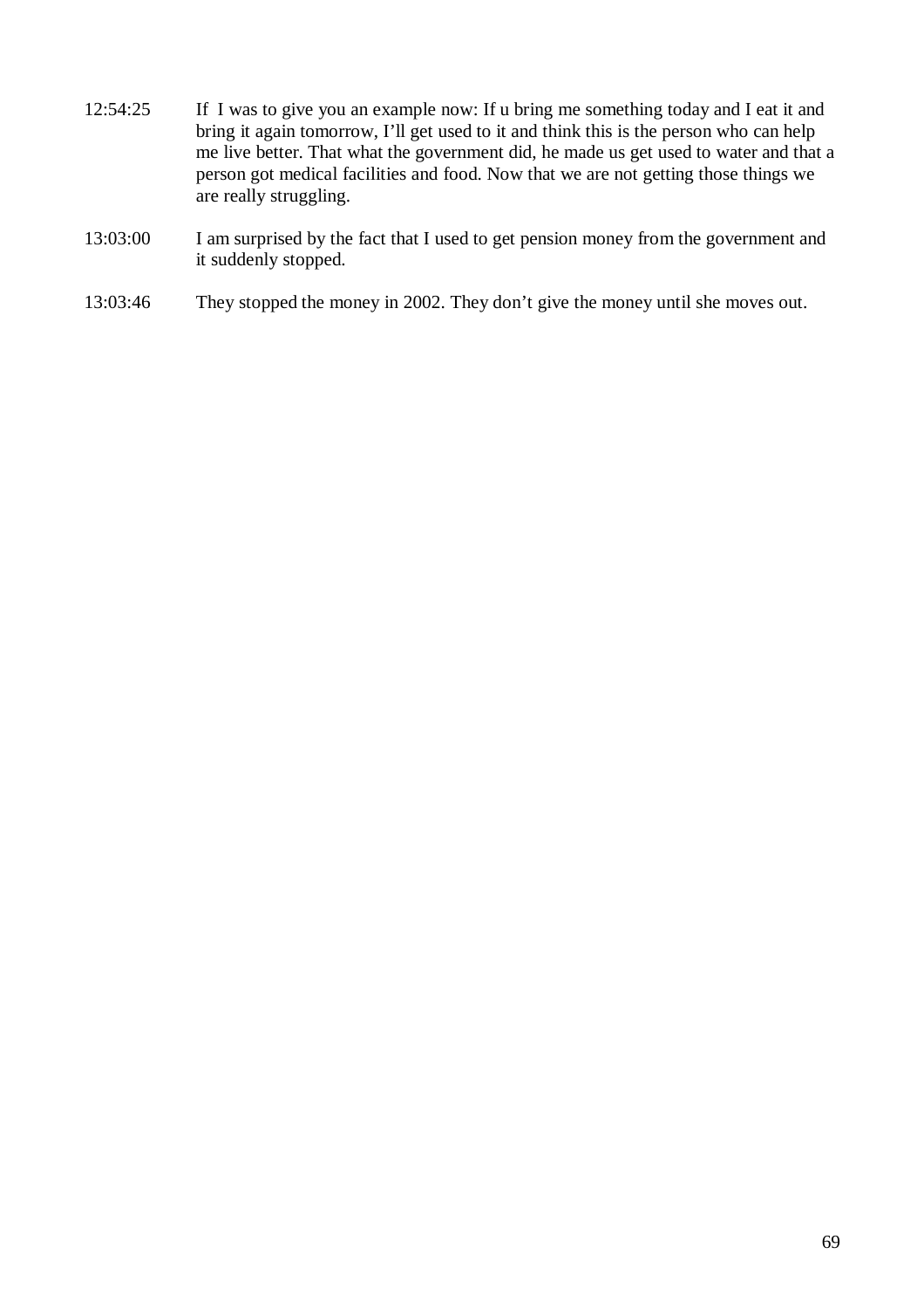12:54:25 If I was to give you an example now: If u bring me something today and I eat it and bring it again tomorrow, I'll get used to it and think this is the person who can help me live better. That what the government did, he made us get used to water and that a person got medical facilities and food. Now that we are not getting those things we are really struggling.

13:03:00 I am surprised by the fact that I used to get pension money from the government and it suddenly stopped.

13:03:46 They stopped the money in 2002. They don't give the money until she moves out.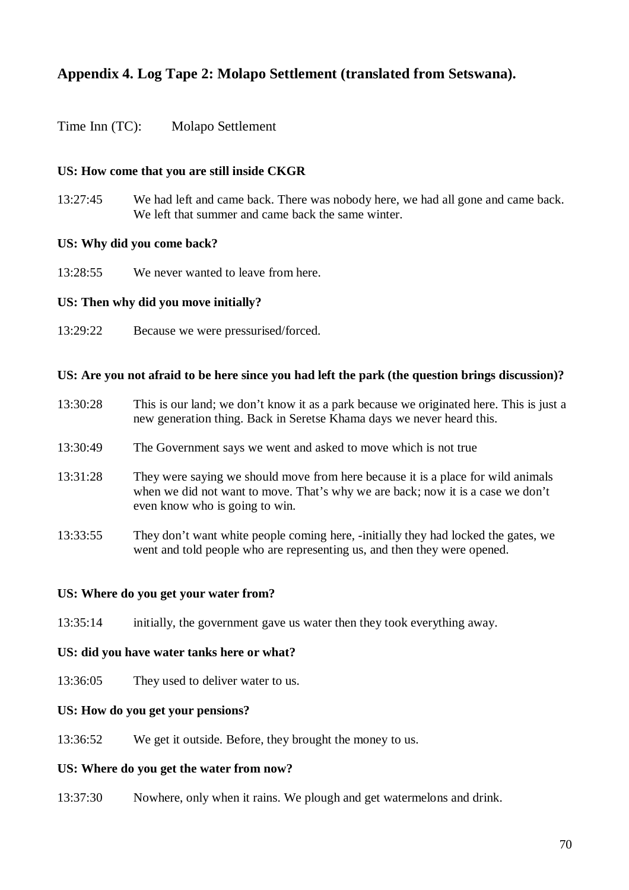## Appendix 4. Log Tape 2: Molapo Settlement (translated from Setswana).

Time Inn (TC): Molapo Settlement

**US: How come that you are still inside CKGR**

13:27:45 We had left and came back. There was nobody here, we had all gone and came back. We left that summer and came back the same winter.

**US: Why did you come back?**

13:28:55 We never wanted to leave from here.

**US: Then why did you move initially?**

13:29:22 Because we were pressurised/forced.

**US: Are you not afraid to be here since you had left the park (the question brings discussion)?**

13:30:28 This is our land; we don't know it as a park because we originated here. This is just a new generation thing. Back in Seretse Khama days we never heard this.

13:30:49 The Government says we went and asked to move which is not true

13:31:28 They were saying we should move from here because it is a place for wild animals when we did not want to move. That's why we are back; now it is a case we don't even know who is going to win.

13:33:55 They don't want white people coming here, -initially they had locked the gates, we went and told people who are representing us, and then they were opened.

**US: Where do you get your water from?**

13:35:14 initially, the government gave us water then they took everything away.

**US: did you have water tanks here or what?**

13:36:05 They used to deliver water to us.

**US: How do you get your pensions?**

13:36:52 We get it outside. Before, they brought the money to us.

**US: Where do you get the water from now?**

13:37:30 Nowhere, only when it rains. We plough and get watermelons and drink.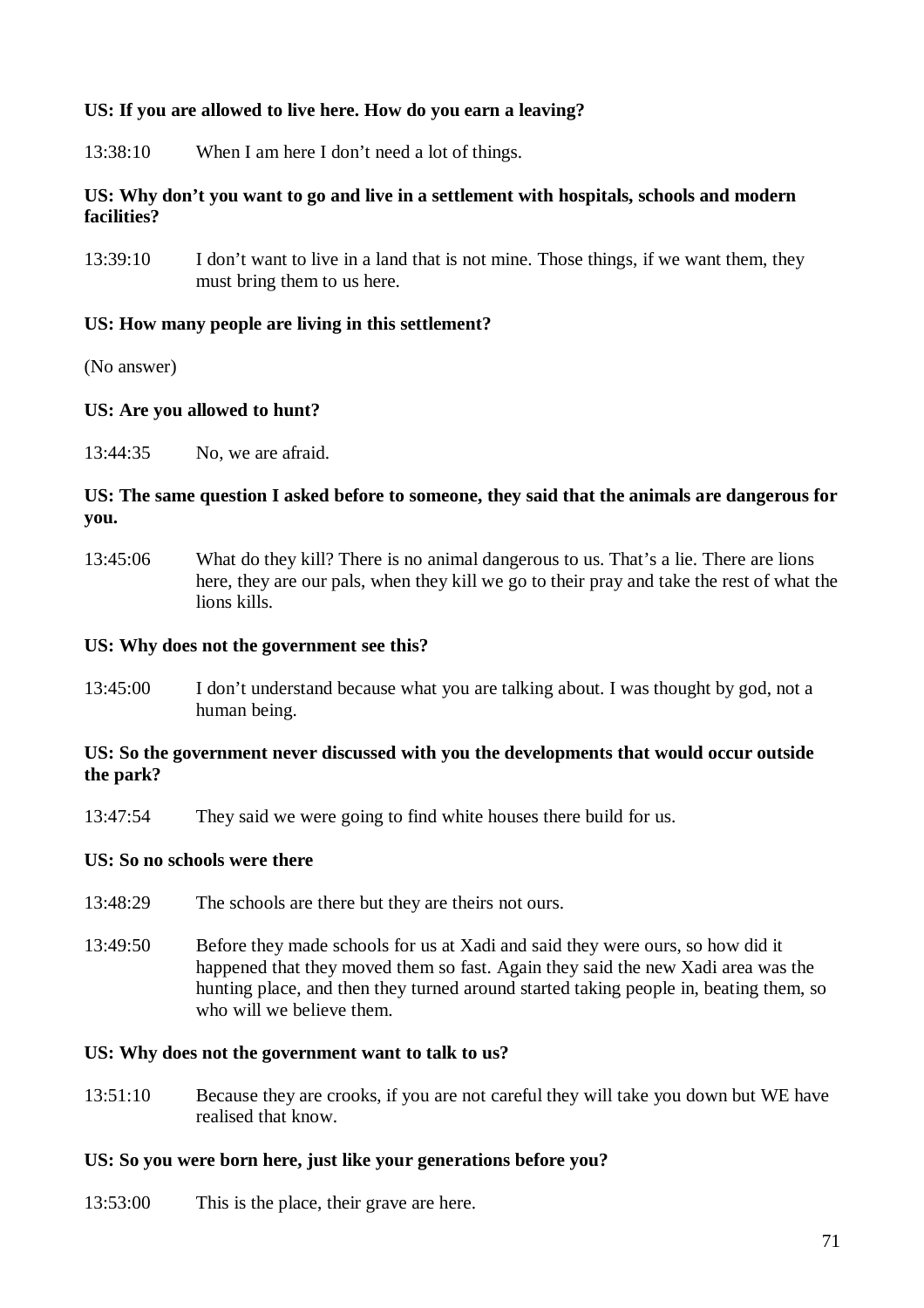**US: If you are allowed to live here. How do you earn a leaving?**

13:38:10 When I am here I don't need a lot of things.

**US: Why don't you want to go and live in a settlement with hospitals, schools and modern facilities?**

13:39:10 I don't want to live in a land that is not mine. Those things, if we want them, they must bring them to us here.

**US: How many people are living in this settlement?**

(No answer)

**US: Are you allowed to hunt?**

13:44:35 No, we are afraid.

**US: The same question I asked before to someone, they said that the animals are dangerous for you.**

13:45:06 What do they kill? There is no animal dangerous to us. That's a lie. There are lions here, they are our pals, when they kill we go to their pray and take the rest of what the lions kills.

**US: Why does not the government see this?**

13:45:00 I don't understand because what you are talking about. I was thought by god, not a human being.

**US: So the government never discussed with you the developments that would occur outside the park?**

13:47:54 They said we were going to find white houses there build for us.

**US: So no schools were there**

13:48:29 The schools are there but they are theirs not ours.

13:49:50 Before they made schools for us at Xadi and said they were ours, so how did it happened that they moved them so fast. Again they said the new Xadi area was the hunting place, and then they turned around started taking people in, beating them, so who will we believe them.

**US: Why does not the government want to talk to us?**

13:51:10 Because they are crooks, if you are not careful they will take you down but WE have realised that know.

**US: So you were born here, just like your generations before you?**

13:53:00 This is the place, their grave are here.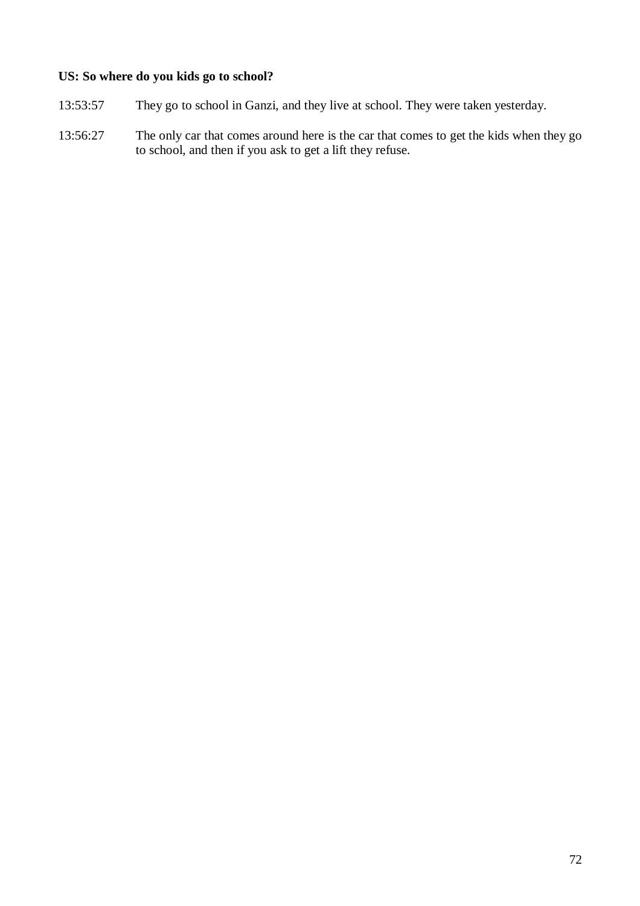**US: So where do you kids go to school?**

13:53:57 They go to school in Ganzi, and they live at school. They were taken yesterday.

13:56:27 The only car that comes around here is the car that comes to get the kids when they go to school, and then if you ask to get a lift they refuse.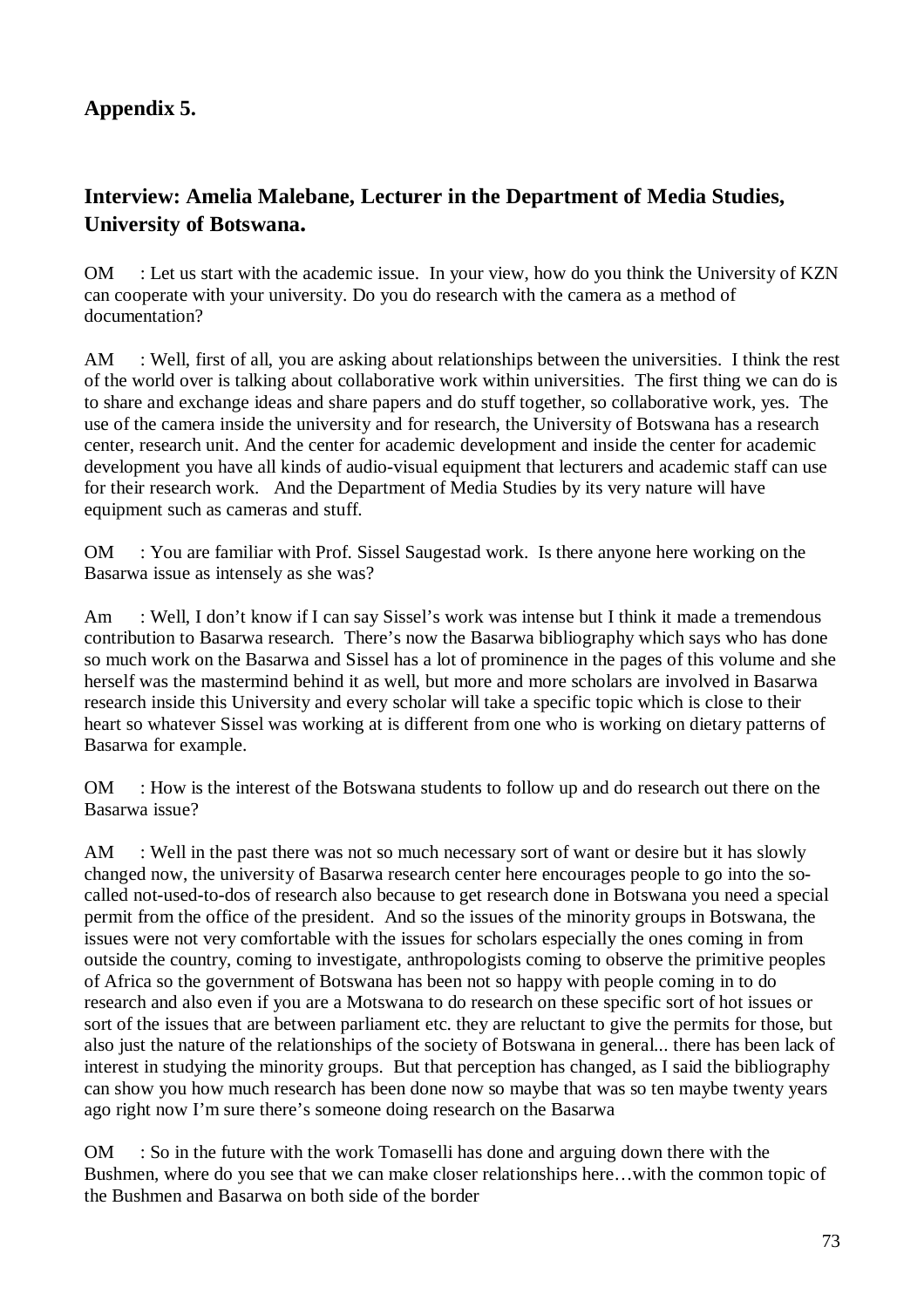## Appendix 5.

### Interview: Amelia Malebane, Lecturer in the Department of Media Studies, University of Botswana.

OM : Let us start with the academic issue. In your view, how do you think the University of KZN can cooperate with your university. Do you do research with the camera as a method of documentation?

AM : Well, first of all, you are asking about relationships between the universities. I think the rest of the world over is talking about collaborative work within universities. The first thing we can do is to share and exchange ideas and share papers and do stuff together, so collaborative work, yes. The use of the camera inside the university and for research, the University of Botswana has a research center, research unit. And the center for academic development and inside the center for academic development you have all kinds of audio-visual equipment that lecturers and academic staff can use for their research work. And the Department of Media Studies by its very nature will have equipment such as cameras and stuff.

OM : You are familiar with Prof. Sissel Saugestad work. Is there anyone here working on the Basarwa issue as intensely as she was?

Am : Well, I don't know if I can say Sissel's work was intense but I think it made a tremendous contribution to Basarwa research. There's now the Basarwa bibliography which says who has done so much work on the Basarwa and Sissel has a lot of prominence in the pages of this volume and she herself was the mastermind behind it as well, but more and more scholars are involved in Basarwa research inside this University and every scholar will take a specific topic which is close to their heart so whatever Sissel was working at is different from one who is working on dietary patterns of Basarwa for example.

OM : How is the interest of the Botswana students to follow up and do research out there on the Basarwa issue?

AM : Well in the past there was not so much necessary sort of want or desire but it has slowly changed now, the university of Basarwa research center here encourages people to go into the so-called not-used-to-dos of research also because to get research done in Botswana you need a special permit from the office of the president. And so the issues of the minority groups in Botswana, the issues were not very comfortable with the issues for scholars especially the ones coming in from outside the country, coming to investigate, anthropologists coming to observe the primitive peoples of Africa so the government of Botswana has been not so happy with people coming in to do research and also even if you are a Motswana to do research on these specific sort of hot issues or sort of the issues that are between parliament etc. they are reluctant to give the permits for those, but also just the nature of the relationships of the society of Botswana in general... there has been lack of interest in studying the minority groups. But that perception has changed, as I said the bibliography can show you how much research has been done now so maybe that was so ten maybe twenty years ago right now I'm sure there's someone doing research on the Basarwa

OM : So in the future with the work Tomaselli has done and arguing down there with the Bushmen, where do you see that we can make closer relationships here…with the common topic of the Bushmen and Basarwa on both side of the border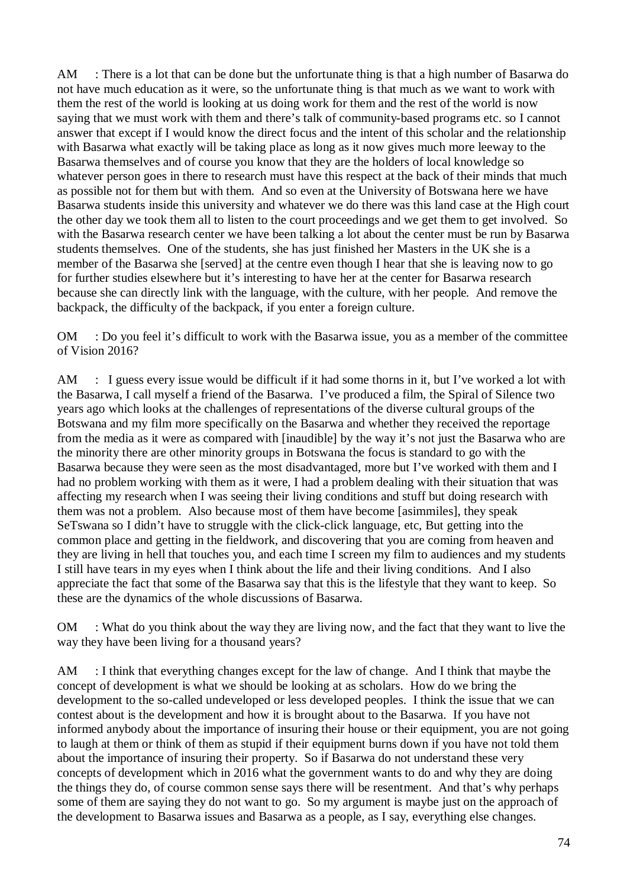AM : There is a lot that can be done but the unfortunate thing is that a high number of Basarwa do not have much education as it were, so the unfortunate thing is that much as we want to work with them the rest of the world is looking at us doing work for them and the rest of the world is now saying that we must work with them and there's talk of community-based programs etc. so I cannot answer that except if I would know the direct focus and the intent of this scholar and the relationship with Basarwa what exactly will be taking place as long as it now gives much more leeway to the Basarwa themselves and of course you know that they are the holders of local knowledge so whatever person goes in there to research must have this respect at the back of their minds that much as possible not for them but with them. And so even at the University of Botswana here we have Basarwa students inside this university and whatever we do there was this land case at the High court the other day we took them all to listen to the court proceedings and we get them to get involved. So with the Basarwa research center we have been talking a lot about the center must be run by Basarwa students themselves. One of the students, she has just finished her Masters in the UK she is a member of the Basarwa she [served] at the centre even though I hear that she is leaving now to go for further studies elsewhere but it's interesting to have her at the center for Basarwa research because she can directly link with the language, with the culture, with her people. And remove the backpack, the difficulty of the backpack, if you enter a foreign culture.

OM : Do you feel it's difficult to work with the Basarwa issue, you as a member of the committee of Vision 2016?

AM : I guess every issue would be difficult if it had some thorns in it, but I've worked a lot with the Basarwa, I call myself a friend of the Basarwa. I've produced a film, the Spiral of Silence two years ago which looks at the challenges of representations of the diverse cultural groups of the Botswana and my film more specifically on the Basarwa and whether they received the reportage from the media as it were as compared with [inaudible] by the way it's not just the Basarwa who are the minority there are other minority groups in Botswana the focus is standard to go with the Basarwa because they were seen as the most disadvantaged, more but I've worked with them and I had no problem working with them as it were, I had a problem dealing with their situation that was affecting my research when I was seeing their living conditions and stuff but doing research with them was not a problem. Also because most of them have become [asimmiles], they speak SeTswana so I didn't have to struggle with the click-click language, etc, But getting into the common place and getting in the fieldwork, and discovering that you are coming from heaven and they are living in hell that touches you, and each time I screen my film to audiences and my students I still have tears in my eyes when I think about the life and their living conditions. And I also appreciate the fact that some of the Basarwa say that this is the lifestyle that they want to keep. So these are the dynamics of the whole discussions of Basarwa.

OM : What do you think about the way they are living now, and the fact that they want to live the way they have been living for a thousand years?

AM : I think that everything changes except for the law of change. And I think that maybe the concept of development is what we should be looking at as scholars. How do we bring the development to the so-called undeveloped or less developed peoples. I think the issue that we can contest about is the development and how it is brought about to the Basarwa. If you have not informed anybody about the importance of insuring their house or their equipment, you are not going to laugh at them or think of them as stupid if their equipment burns down if you have not told them about the importance of insuring their property. So if Basarwa do not understand these very concepts of development which in 2016 what the government wants to do and why they are doing the things they do, of course common sense says there will be resentment. And that's why perhaps some of them are saying they do not want to go. So my argument is maybe just on the approach of the development to Basarwa issues and Basarwa as a people, as I say, everything else changes.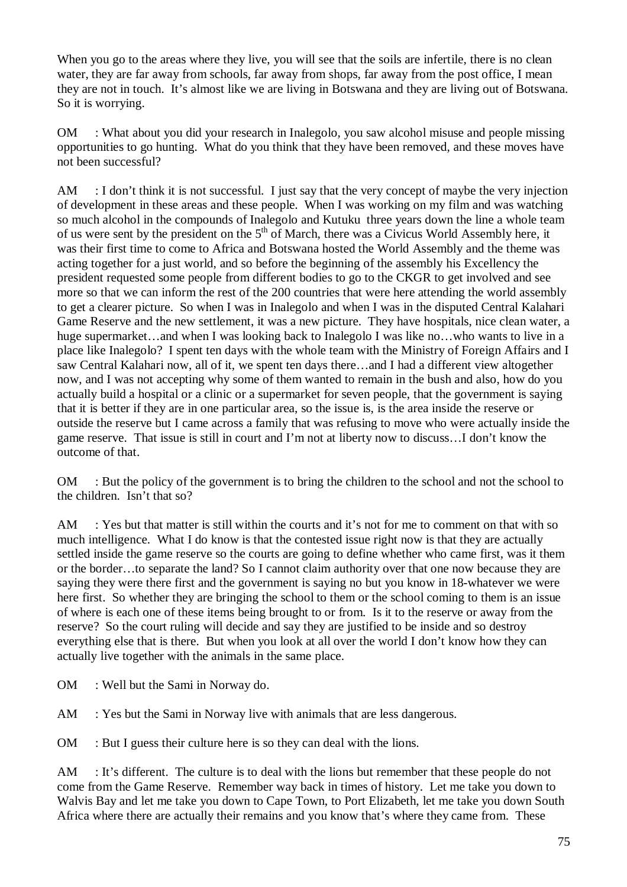When you go to the areas where they live, you will see that the soils are infertile, there is no clean water, they are far away from schools, far away from shops, far away from the post office, I mean they are not in touch. It's almost like we are living in Botswana and they are living out of Botswana. So it is worrying.

OM : What about you did your research in Inalegolo, you saw alcohol misuse and people missing opportunities to go hunting. What do you think that they have been removed, and these moves have not been successful?

AM : I don't think it is not successful. I just say that the very concept of maybe the very injection of development in these areas and these people. When I was working on my film and was watching so much alcohol in the compounds of Inalegolo and Kutuku three years down the line a whole team of us were sent by the president on the 5th of March, there was a Civicus World Assembly here, it was their first time to come to Africa and Botswana hosted the World Assembly and the theme was acting together for a just world, and so before the beginning of the assembly his Excellency the president requested some people from different bodies to go to the CKGR to get involved and see more so that we can inform the rest of the 200 countries that were here attending the world assembly to get a clearer picture. So when I was in Inalegolo and when I was in the disputed Central Kalahari Game Reserve and the new settlement, it was a new picture. They have hospitals, nice clean water, a huge supermarket…and when I was looking back to Inalegolo I was like no…who wants to live in a place like Inalegolo? I spent ten days with the whole team with the Ministry of Foreign Affairs and I saw Central Kalahari now, all of it, we spent ten days there…and I had a different view altogether now, and I was not accepting why some of them wanted to remain in the bush and also, how do you actually build a hospital or a clinic or a supermarket for seven people, that the government is saying that it is better if they are in one particular area, so the issue is, is the area inside the reserve or outside the reserve but I came across a family that was refusing to move who were actually inside the game reserve. That issue is still in court and I'm not at liberty now to discuss…I don't know the outcome of that.

OM : But the policy of the government is to bring the children to the school and not the school to the children. Isn't that so?

AM : Yes but that matter is still within the courts and it's not for me to comment on that with so much intelligence. What I do know is that the contested issue right now is that they are actually settled inside the game reserve so the courts are going to define whether who came first, was it them or the border…to separate the land? So I cannot claim authority over that one now because they are saying they were there first and the government is saying no but you know in 18-whatever we were here first. So whether they are bringing the school to them or the school coming to them is an issue of where is each one of these items being brought to or from. Is it to the reserve or away from the reserve? So the court ruling will decide and say they are justified to be inside and so destroy everything else that is there. But when you look at all over the world I don't know how they can actually live together with the animals in the same place.

OM : Well but the Sami in Norway do.

AM : Yes but the Sami in Norway live with animals that are less dangerous.

OM : But I guess their culture here is so they can deal with the lions.

AM : It's different. The culture is to deal with the lions but remember that these people do not come from the Game Reserve. Remember way back in times of history. Let me take you down to Walvis Bay and let me take you down to Cape Town, to Port Elizabeth, let me take you down South Africa where there are actually their remains and you know that's where they came from. These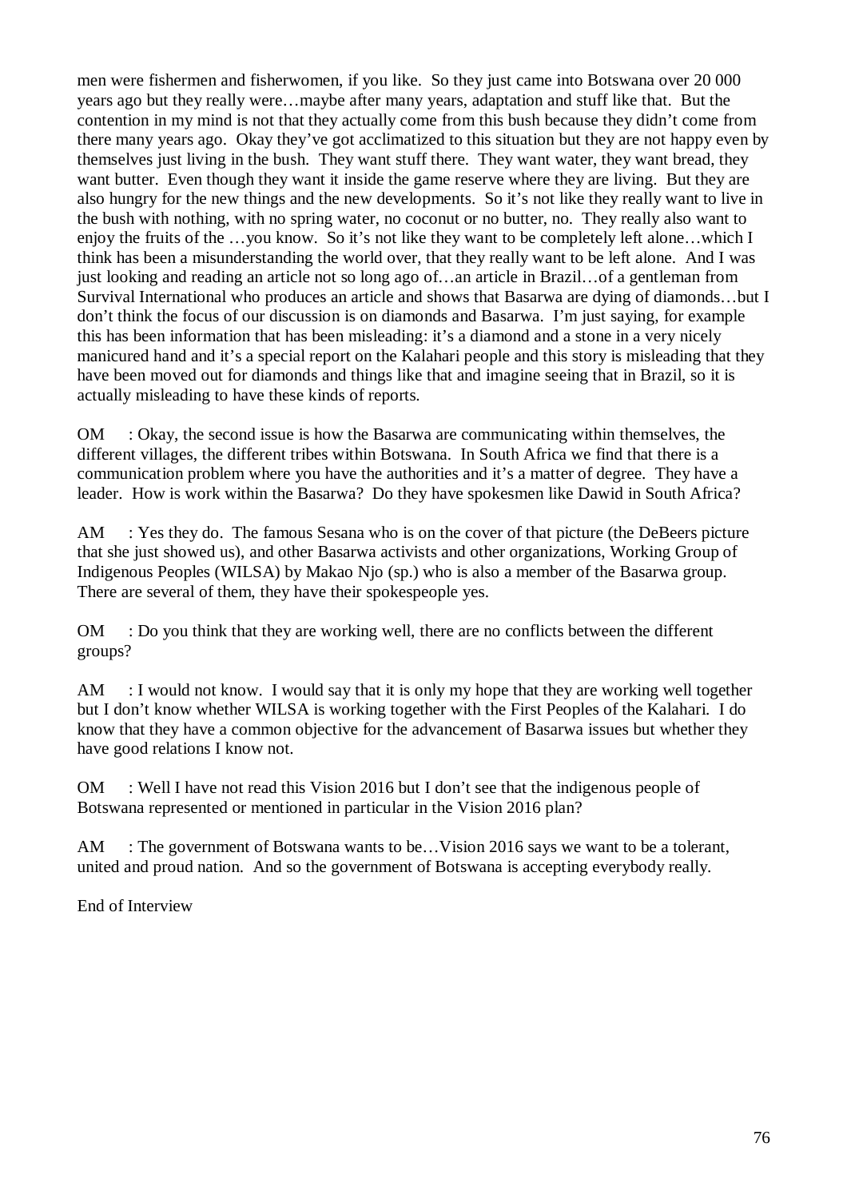men were fishermen and fisherwomen, if you like. So they just came into Botswana over 20 000 years ago but they really were…maybe after many years, adaptation and stuff like that. But the contention in my mind is not that they actually come from this bush because they didn't come from there many years ago. Okay they've got acclimatized to this situation but they are not happy even by themselves just living in the bush. They want stuff there. They want water, they want bread, they want butter. Even though they want it inside the game reserve where they are living. But they are also hungry for the new things and the new developments. So it's not like they really want to live in the bush with nothing, with no spring water, no coconut or no butter, no. They really also want to enjoy the fruits of the …you know. So it's not like they want to be completely left alone…which I think has been a misunderstanding the world over, that they really want to be left alone. And I was just looking and reading an article not so long ago of…an article in Brazil…of a gentleman from Survival International who produces an article and shows that Basarwa are dying of diamonds…but I don't think the focus of our discussion is on diamonds and Basarwa. I'm just saying, for example this has been information that has been misleading: it's a diamond and a stone in a very nicely manicured hand and it's a special report on the Kalahari people and this story is misleading that they have been moved out for diamonds and things like that and imagine seeing that in Brazil, so it is actually misleading to have these kinds of reports.

OM : Okay, the second issue is how the Basarwa are communicating within themselves, the different villages, the different tribes within Botswana. In South Africa we find that there is a communication problem where you have the authorities and it's a matter of degree. They have a leader. How is work within the Basarwa? Do they have spokesmen like Dawid in South Africa?

AM : Yes they do. The famous Sesana who is on the cover of that picture (the DeBeers picture that she just showed us), and other Basarwa activists and other organizations, Working Group of Indigenous Peoples (WILSA) by Makao Njo (sp.) who is also a member of the Basarwa group. There are several of them, they have their spokespeople yes.

OM : Do you think that they are working well, there are no conflicts between the different groups?

AM : I would not know. I would say that it is only my hope that they are working well together but I don't know whether WILSA is working together with the First Peoples of the Kalahari. I do know that they have a common objective for the advancement of Basarwa issues but whether they have good relations I know not.

OM : Well I have not read this Vision 2016 but I don't see that the indigenous people of Botswana represented or mentioned in particular in the Vision 2016 plan?

AM : The government of Botswana wants to be…Vision 2016 says we want to be a tolerant, united and proud nation. And so the government of Botswana is accepting everybody really.

End of Interview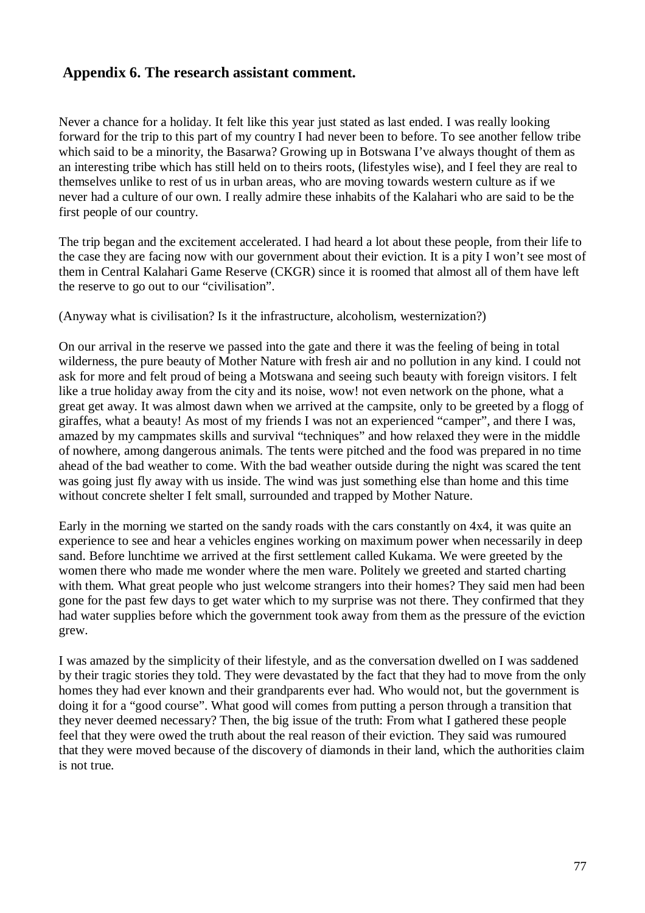## Appendix 6. The research assistant comment.

Never a chance for a holiday. It felt like this year just stated as last ended. I was really looking forward for the trip to this part of my country I had never been to before. To see another fellow tribe which said to be a minority, the Basarwa? Growing up in Botswana I've always thought of them as an interesting tribe which has still held on to theirs roots, (lifestyles wise), and I feel they are real to themselves unlike to rest of us in urban areas, who are moving towards western culture as if we never had a culture of our own. I really admire these inhabits of the Kalahari who are said to be the first people of our country.

The trip began and the excitement accelerated. I had heard a lot about these people, from their life to the case they are facing now with our government about their eviction. It is a pity I won't see most of them in Central Kalahari Game Reserve (CKGR) since it is roomed that almost all of them have left the reserve to go out to our "civilisation".

(Anyway what is civilisation? Is it the infrastructure, alcoholism, westernization?)

On our arrival in the reserve we passed into the gate and there it was the feeling of being in total wilderness, the pure beauty of Mother Nature with fresh air and no pollution in any kind. I could not ask for more and felt proud of being a Motswana and seeing such beauty with foreign visitors. I felt like a true holiday away from the city and its noise, wow! not even network on the phone, what a great get away. It was almost dawn when we arrived at the campsite, only to be greeted by a flogg of giraffes, what a beauty! As most of my friends I was not an experienced "camper", and there I was, amazed by my campmates skills and survival "techniques" and how relaxed they were in the middle of nowhere, among dangerous animals. The tents were pitched and the food was prepared in no time ahead of the bad weather to come. With the bad weather outside during the night was scared the tent was going just fly away with us inside. The wind was just something else than home and this time without concrete shelter I felt small, surrounded and trapped by Mother Nature.

Early in the morning we started on the sandy roads with the cars constantly on 4x4, it was quite an experience to see and hear a vehicles engines working on maximum power when necessarily in deep sand. Before lunchtime we arrived at the first settlement called Kukama. We were greeted by the women there who made me wonder where the men ware. Politely we greeted and started charting with them. What great people who just welcome strangers into their homes? They said men had been gone for the past few days to get water which to my surprise was not there. They confirmed that they had water supplies before which the government took away from them as the pressure of the eviction grew.

I was amazed by the simplicity of their lifestyle, and as the conversation dwelled on I was saddened by their tragic stories they told. They were devastated by the fact that they had to move from the only homes they had ever known and their grandparents ever had. Who would not, but the government is doing it for a "good course". What good will comes from putting a person through a transition that they never deemed necessary? Then, the big issue of the truth: From what I gathered these people feel that they were owed the truth about the real reason of their eviction. They said was rumoured that they were moved because of the discovery of diamonds in their land, which the authorities claim is not true.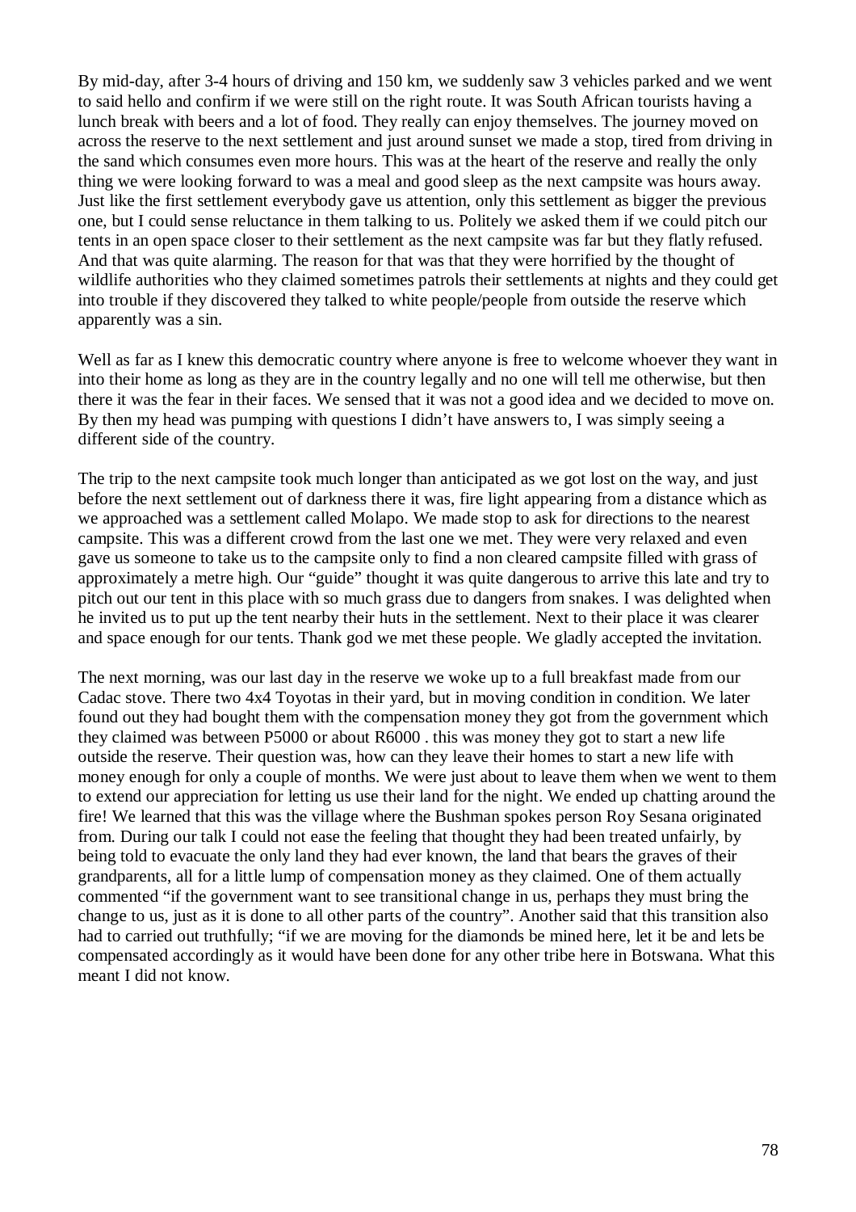By mid-day, after 3-4 hours of driving and 150 km, we suddenly saw 3 vehicles parked and we went to said hello and confirm if we were still on the right route. It was South African tourists having a lunch break with beers and a lot of food. They really can enjoy themselves. The journey moved on across the reserve to the next settlement and just around sunset we made a stop, tired from driving in the sand which consumes even more hours. This was at the heart of the reserve and really the only thing we were looking forward to was a meal and good sleep as the next campsite was hours away. Just like the first settlement everybody gave us attention, only this settlement as bigger the previous one, but I could sense reluctance in them talking to us. Politely we asked them if we could pitch our tents in an open space closer to their settlement as the next campsite was far but they flatly refused. And that was quite alarming. The reason for that was that they were horrified by the thought of wildlife authorities who they claimed sometimes patrols their settlements at nights and they could get into trouble if they discovered they talked to white people/people from outside the reserve which apparently was a sin.

Well as far as I knew this democratic country where anyone is free to welcome whoever they want in into their home as long as they are in the country legally and no one will tell me otherwise, but then there it was the fear in their faces. We sensed that it was not a good idea and we decided to move on. By then my head was pumping with questions I didn't have answers to, I was simply seeing a different side of the country.

The trip to the next campsite took much longer than anticipated as we got lost on the way, and just before the next settlement out of darkness there it was, fire light appearing from a distance which as we approached was a settlement called Molapo. We made stop to ask for directions to the nearest campsite. This was a different crowd from the last one we met. They were very relaxed and even gave us someone to take us to the campsite only to find a non cleared campsite filled with grass of approximately a metre high. Our "guide" thought it was quite dangerous to arrive this late and try to pitch out our tent in this place with so much grass due to dangers from snakes. I was delighted when he invited us to put up the tent nearby their huts in the settlement. Next to their place it was clearer and space enough for our tents. Thank god we met these people. We gladly accepted the invitation.

The next morning, was our last day in the reserve we woke up to a full breakfast made from our Cadac stove. There two 4x4 Toyotas in their yard, but in moving condition in condition. We later found out they had bought them with the compensation money they got from the government which they claimed was between P5000 or about R6000 . this was money they got to start a new life outside the reserve. Their question was, how can they leave their homes to start a new life with money enough for only a couple of months. We were just about to leave them when we went to them to extend our appreciation for letting us use their land for the night. We ended up chatting around the fire! We learned that this was the village where the Bushman spokes person Roy Sesana originated from. During our talk I could not ease the feeling that thought they had been treated unfairly, by being told to evacuate the only land they had ever known, the land that bears the graves of their grandparents, all for a little lump of compensation money as they claimed. One of them actually commented "if the government want to see transitional change in us, perhaps they must bring the change to us, just as it is done to all other parts of the country". Another said that this transition also had to carried out truthfully; "if we are moving for the diamonds be mined here, let it be and lets be compensated accordingly as it would have been done for any other tribe here in Botswana. What this meant I did not know.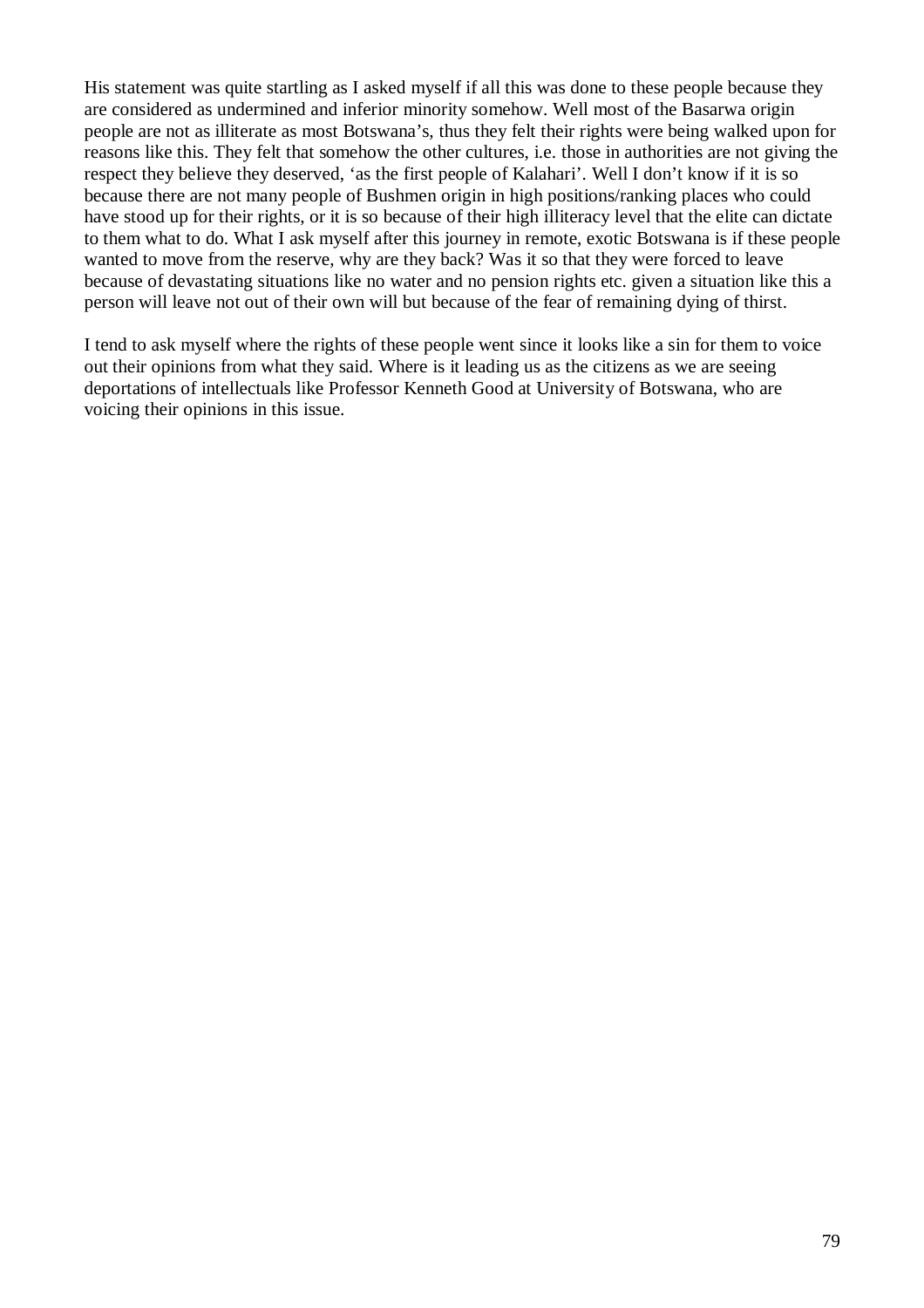His statement was quite startling as I asked myself if all this was done to these people because they are considered as undermined and inferior minority somehow. Well most of the Basarwa origin people are not as illiterate as most Botswana's, thus they felt their rights were being walked upon for reasons like this. They felt that somehow the other cultures, i.e. those in authorities are not giving the respect they believe they deserved, 'as the first people of Kalahari'. Well I don't know if it is so because there are not many people of Bushmen origin in high positions/ranking places who could have stood up for their rights, or it is so because of their high illiteracy level that the elite can dictate to them what to do. What I ask myself after this journey in remote, exotic Botswana is if these people wanted to move from the reserve, why are they back? Was it so that they were forced to leave because of devastating situations like no water and no pension rights etc. given a situation like this a person will leave not out of their own will but because of the fear of remaining dying of thirst.

I tend to ask myself where the rights of these people went since it looks like a sin for them to voice out their opinions from what they said. Where is it leading us as the citizens as we are seeing deportations of intellectuals like Professor Kenneth Good at University of Botswana, who are voicing their opinions in this issue.